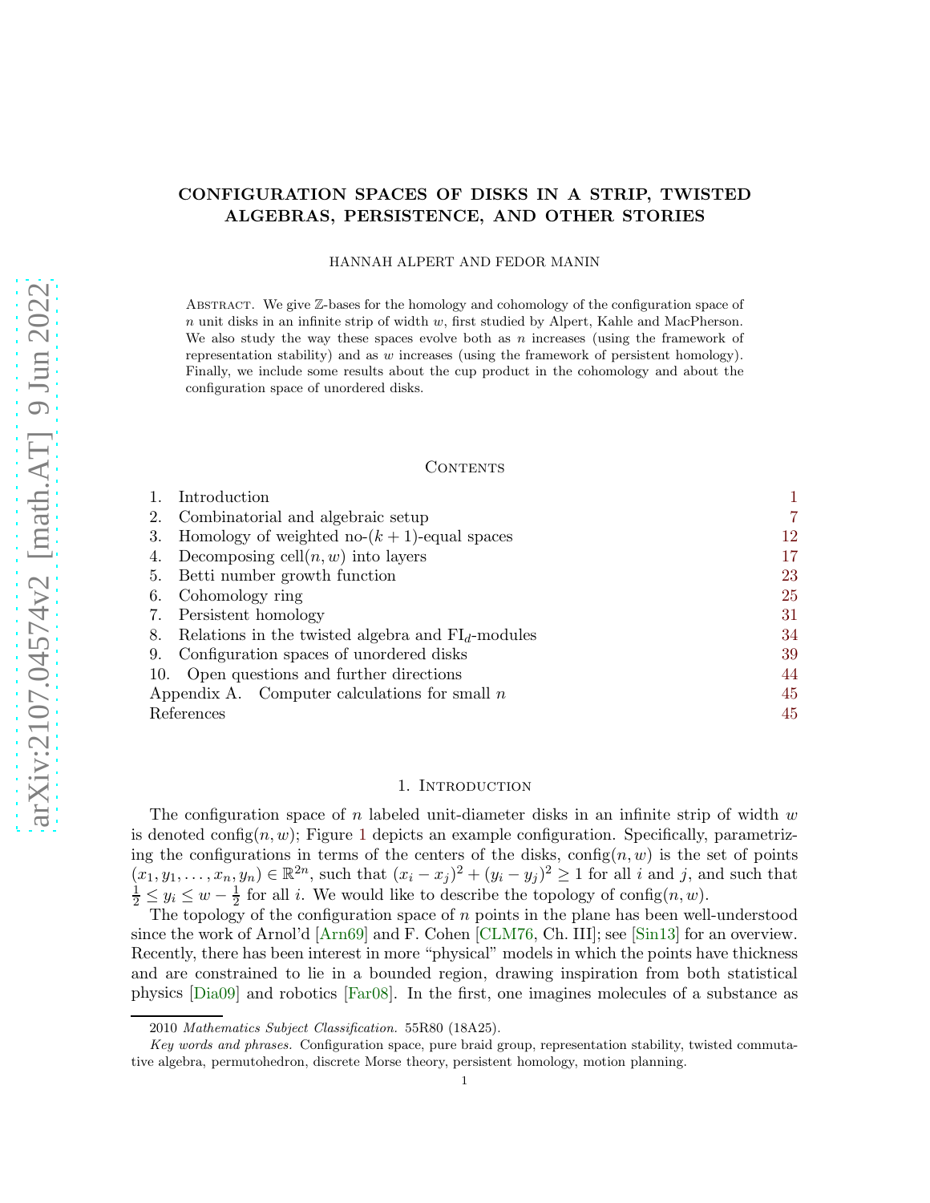# CONFIGURATION SPACES OF DISKS IN A STRIP, TWISTED ALGEBRAS, PERSISTENCE, AND OTHER STORIES

HANNAH ALPERT AND FEDOR MANIN

Abstract. We give $\mathbb{Z}$-bases for the homology and cohomology of the configuration space of $n$ unit disks in an infinite strip of width $w$, first studied by Alpert, Kahle and MacPherson. We also study the way these spaces evolve both as $n$ increases (using the framework of representation stability) and as $w$ increases (using the framework of persistent homology). Finally, we include some results about the cup product in the cohomology and about the configuration space of unordered disks.

## Contents

| | |
|---|---|
| 1. Introduction | 1 |
| 2. Combinatorial and algebraic setup | 7 |
| 3. Homology of weighted no-$(k+1)$-equal spaces | 12 |
| 4. Decomposing cell$(n, w)$ into layers | 17 |
| 5. Betti number growth function | 23 |
| 6. Cohomology ring | 25 |
| 7. Persistent homology | 31 |
| 8. Relations in the twisted algebra and FI$_d$-modules | 34 |
| 9. Configuration spaces of unordered disks | 39 |
| 10. Open questions and further directions | 44 |
| Appendix A. Computer calculations for small $n$ | 45 |
| References | 45 |

## 1. Introduction

The configuration space of $n$ labeled unit-diameter disks in an infinite strip of width $w$ is denoted config$(n, w)$; Figure 1 depicts an example configuration. Specifically, parametrizing the configurations in terms of the centers of the disks, config$(n, w)$ is the set of points $(x_1, y_1, \ldots, x_n, y_n) \in \mathbb{R}^{2n}$, such that $(x_i - x_j)^2 + (y_i - y_j)^2 \geq 1$ for all $i$ and $j$, and such that $\frac{1}{2} \leq y_i \leq w - \frac{1}{2}$ for all $i$. We would like to describe the topology of config$(n, w)$.

The topology of the configuration space of $n$ points in the plane has been well-understood since the work of Arnol'd [Arn69] and F. Cohen [CLM76, Ch. III]; see [Sin13] for an overview. Recently, there has been interest in more "physical" models in which the points have thickness and are constrained to lie in a bounded region, drawing inspiration from both statistical physics [Dia09] and robotics [Far08]. In the first, one imagines molecules of a substance as

2010 *Mathematics Subject Classification.* 55R80 (18A25).

*Key words and phrases.* Configuration space, pure braid group, representation stability, twisted commutative algebra, permutohedron, discrete Morse theory, persistent homology, motion planning.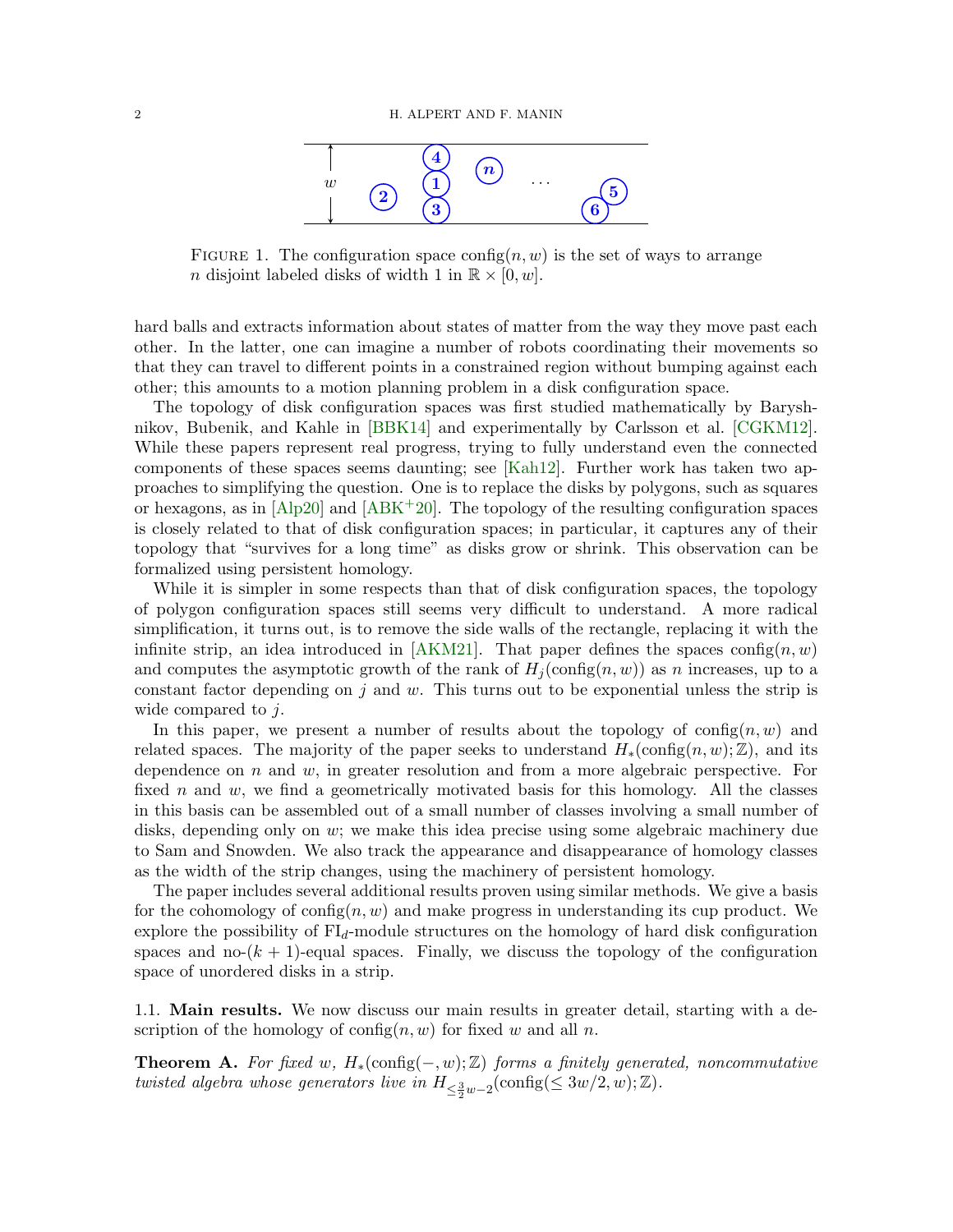FIGURE 1. The configuration space $\mathrm{config}(n, w)$ is the set of ways to arrange $n$ disjoint labeled disks of width 1 in $\mathbb{R} \times [0, w]$.

hard balls and extracts information about states of matter from the way they move past each other. In the latter, one can imagine a number of robots coordinating their movements so that they can travel to different points in a constrained region without bumping against each other; this amounts to a motion planning problem in a disk configuration space.

The topology of disk configuration spaces was first studied mathematically by Baryshnikov, Bubenik, and Kahle in [BBK14] and experimentally by Carlsson et al. [CGKM12]. While these papers represent real progress, trying to fully understand even the connected components of these spaces seems daunting; see [Kah12]. Further work has taken two approaches to simplifying the question. One is to replace the disks by polygons, such as squares or hexagons, as in [Alp20] and [ABK+20]. The topology of the resulting configuration spaces is closely related to that of disk configuration spaces; in particular, it captures any of their topology that "survives for a long time" as disks grow or shrink. This observation can be formalized using persistent homology.

While it is simpler in some respects than that of disk configuration spaces, the topology of polygon configuration spaces still seems very difficult to understand. A more radical simplification, it turns out, is to remove the side walls of the rectangle, replacing it with the infinite strip, an idea introduced in [AKM21]. That paper defines the spaces $\mathrm{config}(n, w)$ and computes the asymptotic growth of the rank of $H_j(\mathrm{config}(n, w))$ as $n$ increases, up to a constant factor depending on $j$ and $w$. This turns out to be exponential unless the strip is wide compared to $j$.

In this paper, we present a number of results about the topology of $\mathrm{config}(n, w)$ and related spaces. The majority of the paper seeks to understand $H_*(\mathrm{config}(n, w); \mathbb{Z})$, and its dependence on $n$ and $w$, in greater resolution and from a more algebraic perspective. For fixed $n$ and $w$, we find a geometrically motivated basis for this homology. All the classes in this basis can be assembled out of a small number of classes involving a small number of disks, depending only on $w$; we make this idea precise using some algebraic machinery due to Sam and Snowden. We also track the appearance and disappearance of homology classes as the width of the strip changes, using the machinery of persistent homology.

The paper includes several additional results proven using similar methods. We give a basis for the cohomology of $\mathrm{config}(n, w)$ and make progress in understanding its cup product. We explore the possibility of $\mathrm{FI}_d$-module structures on the homology of hard disk configuration spaces and no-$(k+1)$-equal spaces. Finally, we discuss the topology of the configuration space of unordered disks in a strip.

### 1.1. Main results.

We now discuss our main results in greater detail, starting with a description of the homology of $\mathrm{config}(n, w)$ for fixed $w$ and all $n$.

**Theorem A.** *For fixed $w$, $H_*(\mathrm{config}(-, w); \mathbb{Z})$ forms a finitely generated, noncommutative twisted algebra whose generators live in $H_{\leq \frac{3}{2}w-2}(\mathrm{config}(\leq 3w/2, w); \mathbb{Z})$.*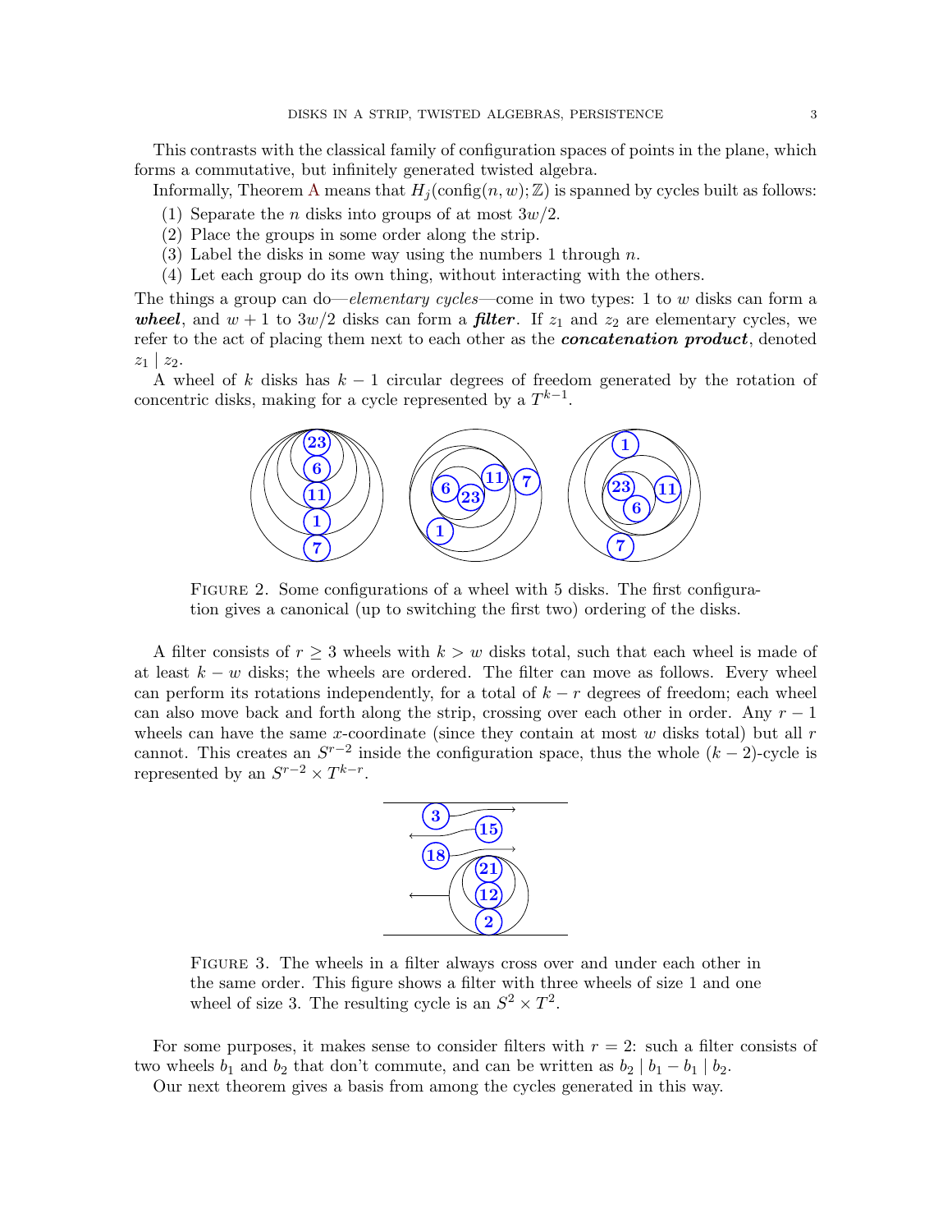This contrasts with the classical family of configuration spaces of points in the plane, which forms a commutative, but infinitely generated twisted algebra.

Informally, Theorem A means that $H_j(\mathrm{config}(n, w); \mathbb{Z})$ is spanned by cycles built as follows:

1. Separate the $n$ disks into groups of at most $3w/2$.
2. Place the groups in some order along the strip.
3. Label the disks in some way using the numbers 1 through $n$.
4. Let each group do its own thing, without interacting with the others.

The things a group can do—*elementary cycles*—come in two types: 1 to $w$ disks can form a ***wheel***, and $w + 1$ to $3w/2$ disks can form a ***filter***. If $z_1$ and $z_2$ are elementary cycles, we refer to the act of placing them next to each other as the ***concatenation product***, denoted $z_1 \mid z_2$.

A wheel of $k$ disks has $k - 1$ circular degrees of freedom generated by the rotation of concentric disks, making for a cycle represented by a $T^{k-1}$.

Figure 2. Some configurations of a wheel with 5 disks. The first configuration gives a canonical (up to switching the first two) ordering of the disks.

A filter consists of $r \geq 3$ wheels with $k > w$ disks total, such that each wheel is made of at least $k - w$ disks; the wheels are ordered. The filter can move as follows. Every wheel can perform its rotations independently, for a total of $k - r$ degrees of freedom; each wheel can also move back and forth along the strip, crossing over each other in order. Any $r - 1$ wheels can have the same $x$-coordinate (since they contain at most $w$ disks total) but all $r$ cannot. This creates an $S^{r-2}$ inside the configuration space, thus the whole $(k - 2)$-cycle is represented by an $S^{r-2} \times T^{k-r}$.

Figure 3. The wheels in a filter always cross over and under each other in the same order. This figure shows a filter with three wheels of size 1 and one wheel of size 3. The resulting cycle is an $S^2 \times T^2$.

For some purposes, it makes sense to consider filters with $r = 2$: such a filter consists of two wheels $b_1$ and $b_2$ that don't commute, and can be written as $b_2 \mid b_1 - b_1 \mid b_2$.

Our next theorem gives a basis from among the cycles generated in this way.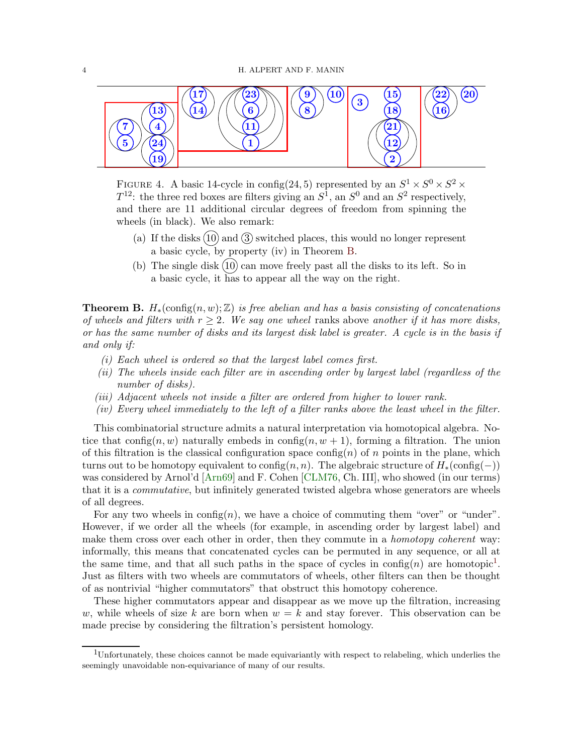Figure 4. A basic 14-cycle in config(24, 5) represented by an $S^1 \times S^0 \times S^2 \times T^{12}$: the three red boxes are filters giving an $S^1$, an $S^0$ and an $S^2$ respectively, and there are 11 additional circular degrees of freedom from spinning the wheels (in black). We also remark:

(a) If the disks (10) and (3) switched places, this would no longer represent a basic cycle, by property (iv) in Theorem B.

(b) The single disk (10) can move freely past all the disks to its left. So in a basic cycle, it has to appear all the way on the right.

**Theorem B.** *$H_*(\text{config}(n, w); \mathbb{Z})$ is free abelian and has a basis consisting of concatenations of wheels and filters with $r \geq 2$. We say one wheel* ranks above *another if it has more disks, or has the same number of disks and its largest disk label is greater. A cycle is in the basis if and only if:*

*(i) Each wheel is ordered so that the largest label comes first.*

*(ii) The wheels inside each filter are in ascending order by largest label (regardless of the number of disks).*

*(iii) Adjacent wheels not inside a filter are ordered from higher to lower rank.*

*(iv) Every wheel immediately to the left of a filter ranks above the least wheel in the filter.*

This combinatorial structure admits a natural interpretation via homotopical algebra. Notice that $\text{config}(n, w)$ naturally embeds in $\text{config}(n, w + 1)$, forming a filtration. The union of this filtration is the classical configuration space $\text{config}(n)$ of $n$ points in the plane, which turns out to be homotopy equivalent to $\text{config}(n, n)$. The algebraic structure of $H_*(\text{config}(-))$ was considered by Arnol'd [Arn69] and F. Cohen [CLM76, Ch. III], who showed (in our terms) that it is a *commutative*, but infinitely generated twisted algebra whose generators are wheels of all degrees.

For any two wheels in $\text{config}(n)$, we have a choice of commuting them "over" or "under". However, if we order all the wheels (for example, in ascending order by largest label) and make them cross over each other in order, then they commute in a *homotopy coherent* way: informally, this means that concatenated cycles can be permuted in any sequence, or all at the same time, and that all such paths in the space of cycles in $\text{config}(n)$ are homotopic[1]. Just as filters with two wheels are commutators of wheels, other filters can then be thought of as nontrivial "higher commutators" that obstruct this homotopy coherence.

These higher commutators appear and disappear as we move up the filtration, increasing $w$, while wheels of size $k$ are born when $w = k$ and stay forever. This observation can be made precise by considering the filtration's persistent homology.

[1] Unfortunately, these choices cannot be made equivariantly with respect to relabeling, which underlies the seemingly unavoidable non-equivariance of many of our results.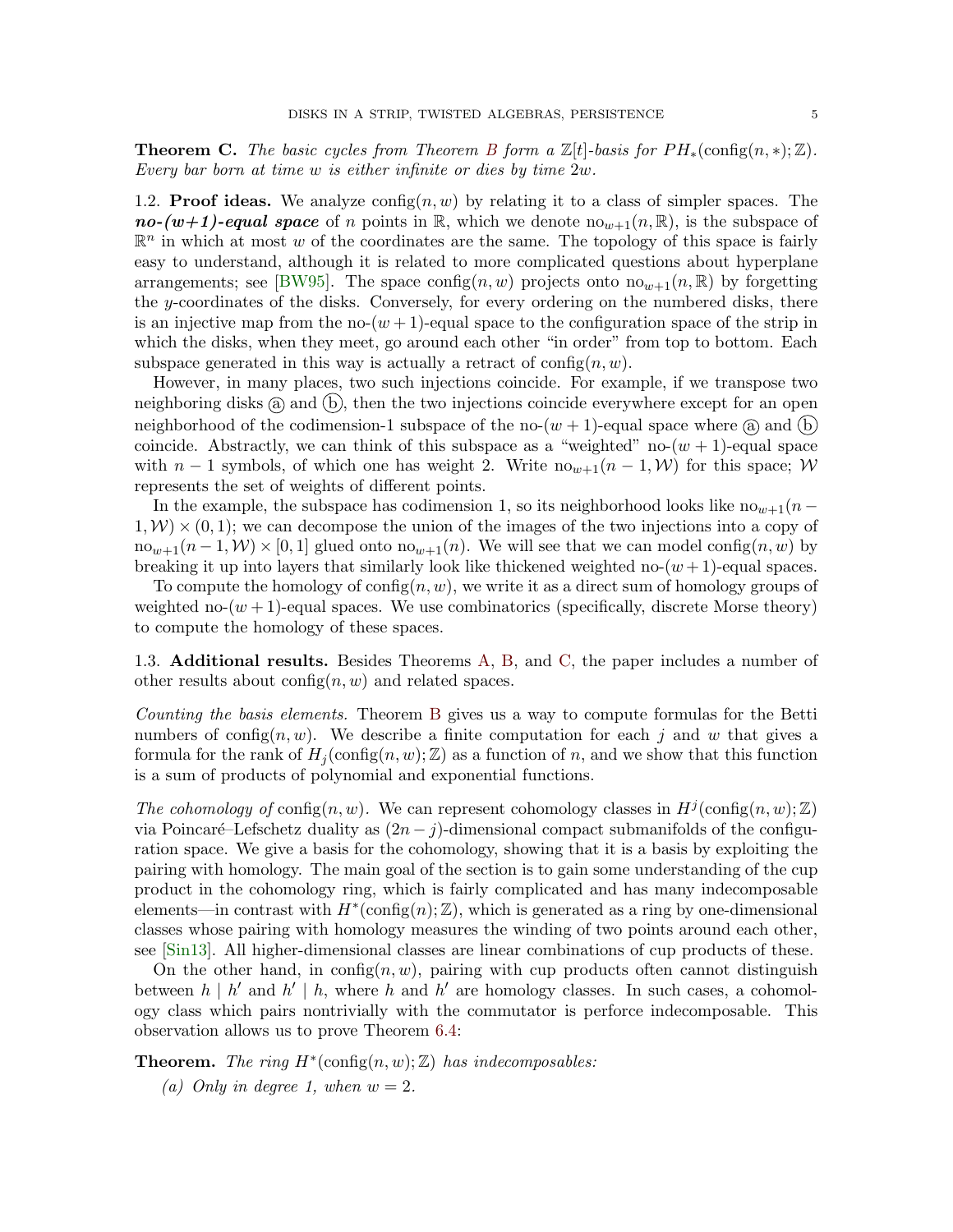**Theorem C.** *The basic cycles from Theorem B form a $\mathbb{Z}[t]$-basis for $PH_*(\mathrm{config}(n,*);\mathbb{Z})$. Every bar born at time $w$ is either infinite or dies by time $2w$.*

1.2. **Proof ideas.** We analyze $\mathrm{config}(n, w)$ by relating it to a class of simpler spaces. The ***no-(w+1)-equal space*** of $n$ points in $\mathbb{R}$, which we denote $\mathrm{no}_{w+1}(n, \mathbb{R})$, is the subspace of $\mathbb{R}^n$ in which at most $w$ of the coordinates are the same. The topology of this space is fairly easy to understand, although it is related to more complicated questions about hyperplane arrangements; see [BW95]. The space $\mathrm{config}(n, w)$ projects onto $\mathrm{no}_{w+1}(n, \mathbb{R})$ by forgetting the $y$-coordinates of the disks. Conversely, for every ordering on the numbered disks, there is an injective map from the no-$(w+1)$-equal space to the configuration space of the strip in which the disks, when they meet, go around each other "in order" from top to bottom. Each subspace generated in this way is actually a retract of $\mathrm{config}(n, w)$.

However, in many places, two such injections coincide. For example, if we transpose two neighboring disks ⓐ and ⓑ, then the two injections coincide everywhere except for an open neighborhood of the codimension-1 subspace of the no-$(w+1)$-equal space where ⓐ and ⓑ coincide. Abstractly, we can think of this subspace as a "weighted" no-$(w+1)$-equal space with $n-1$ symbols, of which one has weight 2. Write $\mathrm{no}_{w+1}(n-1, \mathcal{W})$ for this space; $\mathcal{W}$ represents the set of weights of different points.

In the example, the subspace has codimension 1, so its neighborhood looks like $\mathrm{no}_{w+1}(n-1, \mathcal{W}) \times (0, 1)$; we can decompose the union of the images of the two injections into a copy of $\mathrm{no}_{w+1}(n-1, \mathcal{W}) \times [0, 1]$ glued onto $\mathrm{no}_{w+1}(n)$. We will see that we can model $\mathrm{config}(n, w)$ by breaking it up into layers that similarly look like thickened weighted no-$(w+1)$-equal spaces.

To compute the homology of $\mathrm{config}(n, w)$, we write it as a direct sum of homology groups of weighted no-$(w+1)$-equal spaces. We use combinatorics (specifically, discrete Morse theory) to compute the homology of these spaces.

1.3. **Additional results.** Besides Theorems A, B, and C, the paper includes a number of other results about $\mathrm{config}(n, w)$ and related spaces.

*Counting the basis elements.* Theorem B gives us a way to compute formulas for the Betti numbers of $\mathrm{config}(n, w)$. We describe a finite computation for each $j$ and $w$ that gives a formula for the rank of $H_j(\mathrm{config}(n, w);\mathbb{Z})$ as a function of $n$, and we show that this function is a sum of products of polynomial and exponential functions.

*The cohomology of* $\mathrm{config}(n, w)$. We can represent cohomology classes in $H^j(\mathrm{config}(n, w);\mathbb{Z})$ via Poincaré–Lefschetz duality as $(2n-j)$-dimensional compact submanifolds of the configuration space. We give a basis for the cohomology, showing that it is a basis by exploiting the pairing with homology. The main goal of the section is to gain some understanding of the cup product in the cohomology ring, which is fairly complicated and has many indecomposable elements—in contrast with $H^*(\mathrm{config}(n);\mathbb{Z})$, which is generated as a ring by one-dimensional classes whose pairing with homology measures the winding of two points around each other, see [Sin13]. All higher-dimensional classes are linear combinations of cup products of these.

On the other hand, in $\mathrm{config}(n, w)$, pairing with cup products often cannot distinguish between $h \mid h'$ and $h' \mid h$, where $h$ and $h'$ are homology classes. In such cases, a cohomology class which pairs nontrivially with the commutator is perforce indecomposable. This observation allows us to prove Theorem 6.4:

**Theorem.** *The ring $H^*(\mathrm{config}(n, w);\mathbb{Z})$ has indecomposables:*

*(a) Only in degree 1, when $w = 2$.*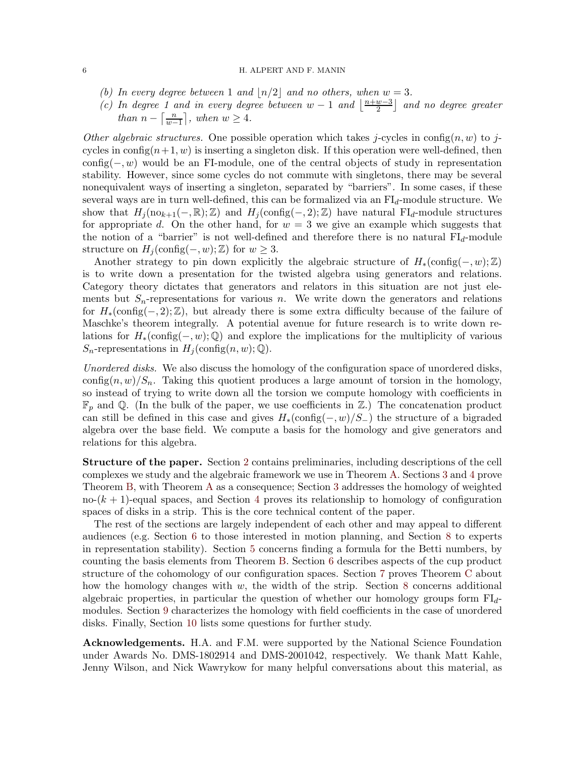*(b) In every degree between 1 and $\lfloor n/2 \rfloor$ and no others, when $w = 3$.*

*(c) In degree 1 and in every degree between $w-1$ and $\left\lfloor \frac{n+w-3}{2} \right\rfloor$ and no degree greater than $n - \left\lceil \frac{n}{w-1} \right\rceil$, when $w \geq 4$.*

*Other algebraic structures.* One possible operation which takes $j$-cycles in $\mathrm{config}(n, w)$ to $j$-cycles in $\mathrm{config}(n+1, w)$ is inserting a singleton disk. If this operation were well-defined, then $\mathrm{config}(-, w)$ would be an FI-module, one of the central objects of study in representation stability. However, since some cycles do not commute with singletons, there may be several nonequivalent ways of inserting a singleton, separated by "barriers". In some cases, if these several ways are in turn well-defined, this can be formalized via an $\mathrm{FI}_d$-module structure. We show that $H_j(\mathrm{no}_{k+1}(-, \mathbb{R}); \mathbb{Z})$ and $H_j(\mathrm{config}(-, 2); \mathbb{Z})$ have natural $\mathrm{FI}_d$-module structures for appropriate $d$. On the other hand, for $w = 3$ we give an example which suggests that the notion of a "barrier" is not well-defined and therefore there is no natural $\mathrm{FI}_d$-module structure on $H_j(\mathrm{config}(-, w); \mathbb{Z})$ for $w \geq 3$.

Another strategy to pin down explicitly the algebraic structure of $H_*(\mathrm{config}(-, w); \mathbb{Z})$ is to write down a presentation for the twisted algebra using generators and relations. Category theory dictates that generators and relators in this situation are not just elements but $S_n$-representations for various $n$. We write down the generators and relations for $H_*(\mathrm{config}(-, 2); \mathbb{Z})$, but already there is some extra difficulty because of the failure of Maschke's theorem integrally. A potential avenue for future research is to write down relations for $H_*(\mathrm{config}(-, w); \mathbb{Q})$ and explore the implications for the multiplicity of various $S_n$-representations in $H_j(\mathrm{config}(n, w); \mathbb{Q})$.

*Unordered disks.* We also discuss the homology of the configuration space of unordered disks, $\mathrm{config}(n, w)/S_n$. Taking this quotient produces a large amount of torsion in the homology, so instead of trying to write down all the torsion we compute homology with coefficients in $\mathbb{F}_p$ and $\mathbb{Q}$. (In the bulk of the paper, we use coefficients in $\mathbb{Z}$.) The concatenation product can still be defined in this case and gives $H_*(\mathrm{config}(-, w)/S_-)$ the structure of a bigraded algebra over the base field. We compute a basis for the homology and give generators and relations for this algebra.

**Structure of the paper.** Section 2 contains preliminaries, including descriptions of the cell complexes we study and the algebraic framework we use in Theorem A. Sections 3 and 4 prove Theorem B, with Theorem A as a consequence; Section 3 addresses the homology of weighted no-$(k+1)$-equal spaces, and Section 4 proves its relationship to homology of configuration spaces of disks in a strip. This is the core technical content of the paper.

The rest of the sections are largely independent of each other and may appeal to different audiences (e.g. Section 6 to those interested in motion planning, and Section 8 to experts in representation stability). Section 5 concerns finding a formula for the Betti numbers, by counting the basis elements from Theorem B. Section 6 describes aspects of the cup product structure of the cohomology of our configuration spaces. Section 7 proves Theorem C about how the homology changes with $w$, the width of the strip. Section 8 concerns additional algebraic properties, in particular the question of whether our homology groups form $\mathrm{FI}_d$-modules. Section 9 characterizes the homology with field coefficients in the case of unordered disks. Finally, Section 10 lists some questions for further study.

**Acknowledgements.** H.A. and F.M. were supported by the National Science Foundation under Awards No. DMS-1802914 and DMS-2001042, respectively. We thank Matt Kahle, Jenny Wilson, and Nick Wawrykow for many helpful conversations about this material, as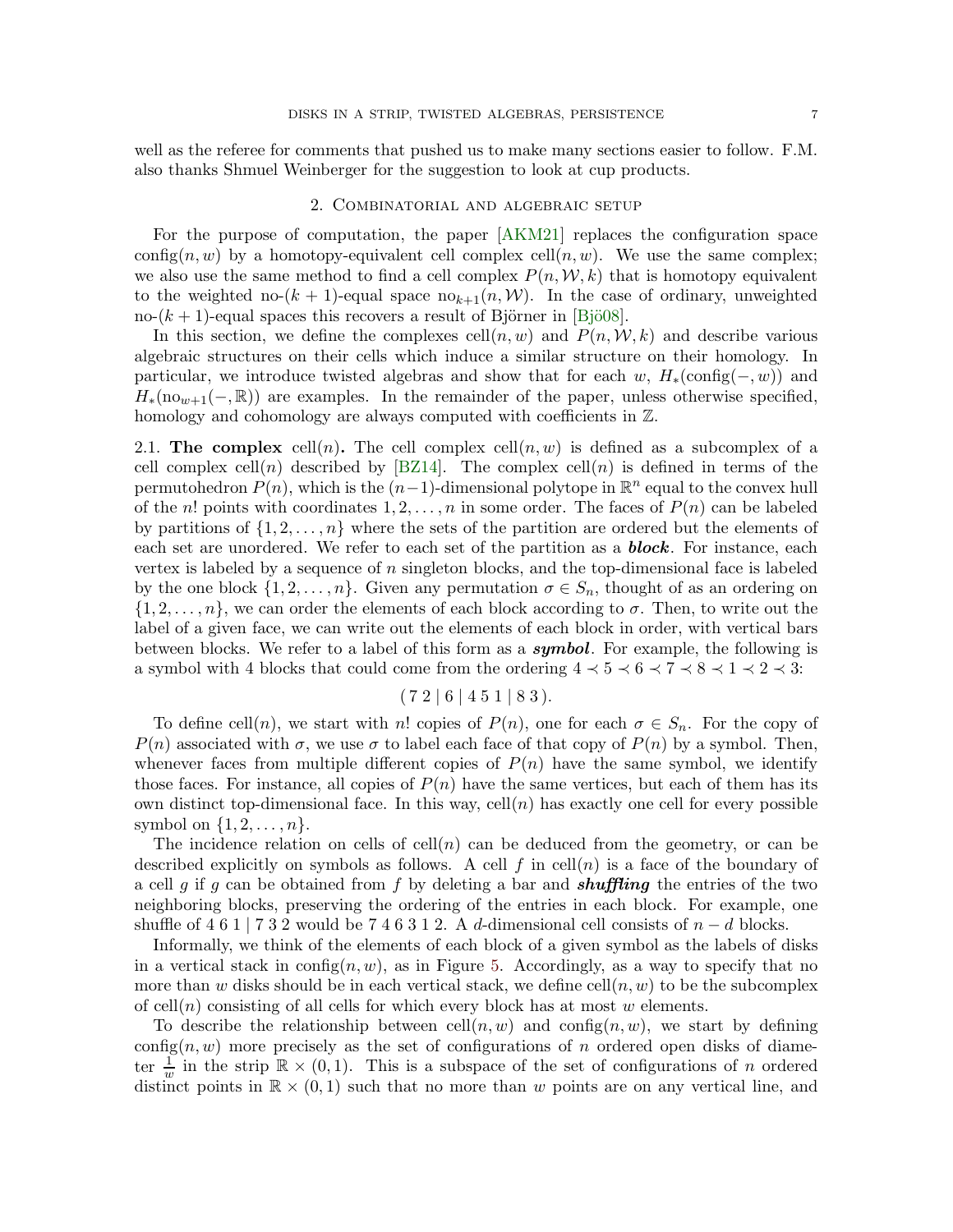well as the referee for comments that pushed us to make many sections easier to follow. F.M. also thanks Shmuel Weinberger for the suggestion to look at cup products.

## 2. Combinatorial and algebraic setup

For the purpose of computation, the paper [AKM21] replaces the configuration space $\mathrm{config}(n, w)$ by a homotopy-equivalent cell complex $\mathrm{cell}(n, w)$. We use the same complex; we also use the same method to find a cell complex $P(n, \mathcal{W}, k)$ that is homotopy equivalent to the weighted no-$(k+1)$-equal space $\mathrm{no}_{k+1}(n, \mathcal{W})$. In the case of ordinary, unweighted no-$(k+1)$-equal spaces this recovers a result of Björner in [Bjö08].

In this section, we define the complexes $\mathrm{cell}(n, w)$ and $P(n, \mathcal{W}, k)$ and describe various algebraic structures on their cells which induce a similar structure on their homology. In particular, we introduce twisted algebras and show that for each $w$, $H_*(\mathrm{config}(-, w))$ and $H_*(\mathrm{no}_{w+1}(-, \mathbb{R}))$ are examples. In the remainder of the paper, unless otherwise specified, homology and cohomology are always computed with coefficients in $\mathbb{Z}$.

2.1. **The complex** $\mathrm{cell}(n)$**.** The cell complex $\mathrm{cell}(n, w)$ is defined as a subcomplex of a cell complex $\mathrm{cell}(n)$ described by [BZ14]. The complex $\mathrm{cell}(n)$ is defined in terms of the permutohedron $P(n)$, which is the $(n-1)$-dimensional polytope in $\mathbb{R}^n$ equal to the convex hull of the $n!$ points with coordinates $1, 2, \ldots, n$ in some order. The faces of $P(n)$ can be labeled by partitions of $\{1, 2, \ldots, n\}$ where the sets of the partition are ordered but the elements of each set are unordered. We refer to each set of the partition as a ***block***. For instance, each vertex is labeled by a sequence of $n$ singleton blocks, and the top-dimensional face is labeled by the one block $\{1, 2, \ldots, n\}$. Given any permutation $\sigma \in S_n$, thought of as an ordering on $\{1, 2, \ldots, n\}$, we can order the elements of each block according to $\sigma$. Then, to write out the label of a given face, we can write out the elements of each block in order, with vertical bars between blocks. We refer to a label of this form as a ***symbol***. For example, the following is a symbol with 4 blocks that could come from the ordering $4 \prec 5 \prec 6 \prec 7 \prec 8 \prec 1 \prec 2 \prec 3$:

$$(\,7\;2 \mid 6 \mid 4\;5\;1 \mid 8\;3\,).$$

To define $\mathrm{cell}(n)$, we start with $n!$ copies of $P(n)$, one for each $\sigma \in S_n$. For the copy of $P(n)$ associated with $\sigma$, we use $\sigma$ to label each face of that copy of $P(n)$ by a symbol. Then, whenever faces from multiple different copies of $P(n)$ have the same symbol, we identify those faces. For instance, all copies of $P(n)$ have the same vertices, but each of them has its own distinct top-dimensional face. In this way, $\mathrm{cell}(n)$ has exactly one cell for every possible symbol on $\{1, 2, \ldots, n\}$.

The incidence relation on cells of $\mathrm{cell}(n)$ can be deduced from the geometry, or can be described explicitly on symbols as follows. A cell $f$ in $\mathrm{cell}(n)$ is a face of the boundary of a cell $g$ if $g$ can be obtained from $f$ by deleting a bar and ***shuffling*** the entries of the two neighboring blocks, preserving the ordering of the entries in each block. For example, one shuffle of $4\;6\;1 \mid 7\;3\;2$ would be $7\;4\;6\;3\;1\;2$. A $d$-dimensional cell consists of $n-d$ blocks.

Informally, we think of the elements of each block of a given symbol as the labels of disks in a vertical stack in $\mathrm{config}(n, w)$, as in Figure 5. Accordingly, as a way to specify that no more than $w$ disks should be in each vertical stack, we define $\mathrm{cell}(n, w)$ to be the subcomplex of $\mathrm{cell}(n)$ consisting of all cells for which every block has at most $w$ elements.

To describe the relationship between $\mathrm{cell}(n, w)$ and $\mathrm{config}(n, w)$, we start by defining $\mathrm{config}(n, w)$ more precisely as the set of configurations of $n$ ordered open disks of diameter $\frac{1}{w}$ in the strip $\mathbb{R} \times (0, 1)$. This is a subspace of the set of configurations of $n$ ordered distinct points in $\mathbb{R} \times (0, 1)$ such that no more than $w$ points are on any vertical line, and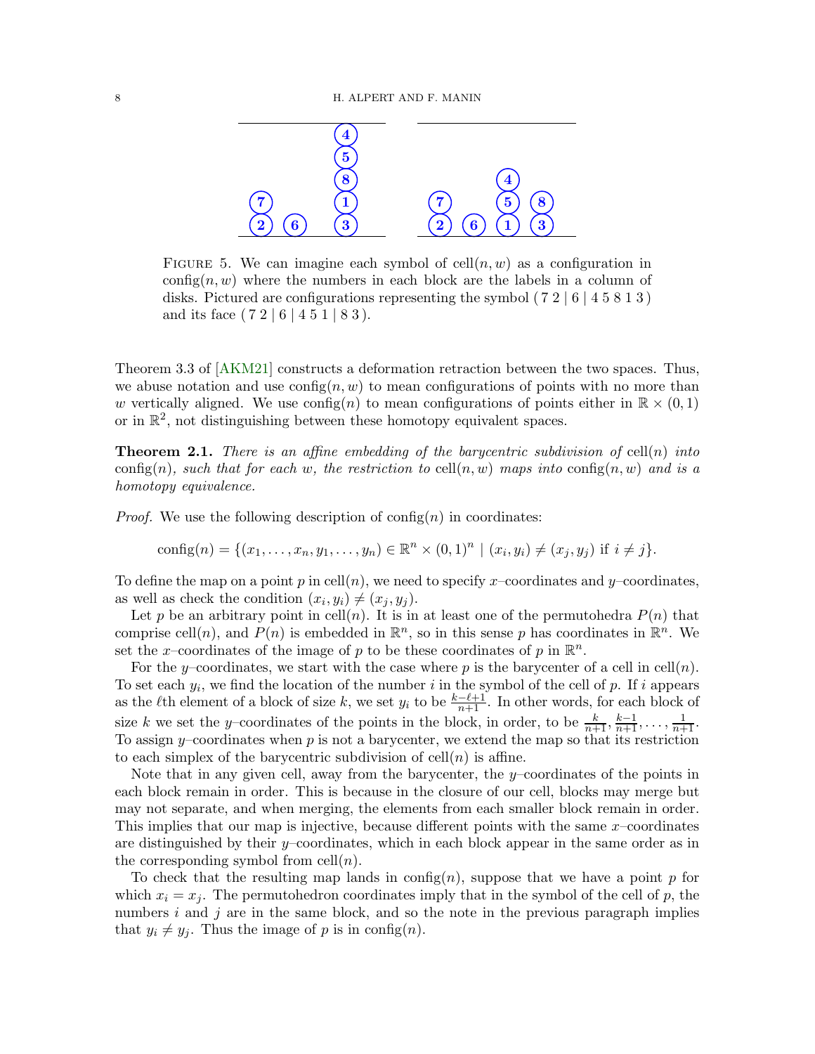FIGURE 5. We can imagine each symbol of $\mathrm{cell}(n,w)$ as a configuration in $\mathrm{config}(n,w)$ where the numbers in each block are the labels in a column of disks. Pictured are configurations representing the symbol ( 7 2 | 6 | 4 5 8 1 3 ) and its face ( 7 2 | 6 | 4 5 1 | 8 3 ).

Theorem 3.3 of [AKM21] constructs a deformation retraction between the two spaces. Thus, we abuse notation and use $\mathrm{config}(n,w)$ to mean configurations of points with no more than $w$ vertically aligned. We use $\mathrm{config}(n)$ to mean configurations of points either in $\mathbb{R}\times(0,1)$ or in $\mathbb{R}^2$, not distinguishing between these homotopy equivalent spaces.

**Theorem 2.1.** *There is an affine embedding of the barycentric subdivision of* $\mathrm{cell}(n)$ *into* $\mathrm{config}(n)$*, such that for each* $w$*, the restriction to* $\mathrm{cell}(n,w)$ *maps into* $\mathrm{config}(n,w)$ *and is a homotopy equivalence.*

*Proof.* We use the following description of $\mathrm{config}(n)$ in coordinates:

$$\mathrm{config}(n) = \{(x_1,\ldots,x_n,y_1,\ldots,y_n)\in\mathbb{R}^n\times(0,1)^n \mid (x_i,y_i)\neq(x_j,y_j) \text{ if } i\neq j\}.$$

To define the map on a point $p$ in $\mathrm{cell}(n)$, we need to specify $x$–coordinates and $y$–coordinates, as well as check the condition $(x_i,y_i)\neq(x_j,y_j)$.

Let $p$ be an arbitrary point in $\mathrm{cell}(n)$. It is in at least one of the permutohedra $P(n)$ that comprise $\mathrm{cell}(n)$, and $P(n)$ is embedded in $\mathbb{R}^n$, so in this sense $p$ has coordinates in $\mathbb{R}^n$. We set the $x$–coordinates of the image of $p$ to be these coordinates of $p$ in $\mathbb{R}^n$.

For the $y$–coordinates, we start with the case where $p$ is the barycenter of a cell in $\mathrm{cell}(n)$. To set each $y_i$, we find the location of the number $i$ in the symbol of the cell of $p$. If $i$ appears as the $\ell$th element of a block of size $k$, we set $y_i$ to be $\frac{k-\ell+1}{n+1}$. In other words, for each block of size $k$ we set the $y$–coordinates of the points in the block, in order, to be $\frac{k}{n+1},\frac{k-1}{n+1},\ldots,\frac{1}{n+1}$. To assign $y$–coordinates when $p$ is not a barycenter, we extend the map so that its restriction to each simplex of the barycentric subdivision of $\mathrm{cell}(n)$ is affine.

Note that in any given cell, away from the barycenter, the $y$–coordinates of the points in each block remain in order. This is because in the closure of our cell, blocks may merge but may not separate, and when merging, the elements from each smaller block remain in order. This implies that our map is injective, because different points with the same $x$–coordinates are distinguished by their $y$–coordinates, which in each block appear in the same order as in the corresponding symbol from $\mathrm{cell}(n)$.

To check that the resulting map lands in $\mathrm{config}(n)$, suppose that we have a point $p$ for which $x_i = x_j$. The permutohedron coordinates imply that in the symbol of the cell of $p$, the numbers $i$ and $j$ are in the same block, and so the note in the previous paragraph implies that $y_i\neq y_j$. Thus the image of $p$ is in $\mathrm{config}(n)$.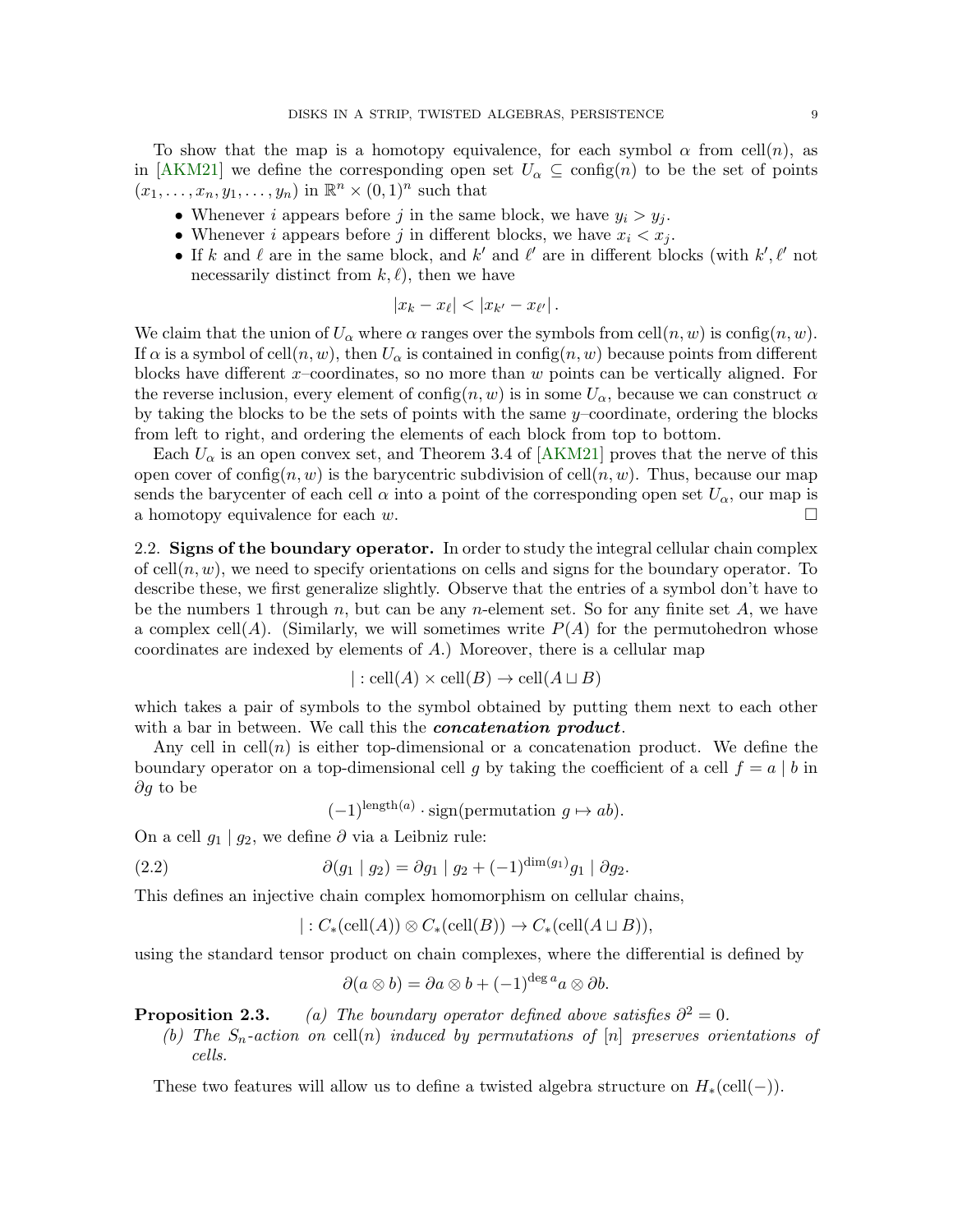To show that the map is a homotopy equivalence, for each symbol $\alpha$ from $\mathrm{cell}(n)$, as in [AKM21] we define the corresponding open set $U_\alpha \subseteq \mathrm{config}(n)$ to be the set of points $(x_1, \ldots, x_n, y_1, \ldots, y_n)$ in $\mathbb{R}^n \times (0,1)^n$ such that

- Whenever $i$ appears before $j$ in the same block, we have $y_i > y_j$.
- Whenever $i$ appears before $j$ in different blocks, we have $x_i < x_j$.
- If $k$ and $\ell$ are in the same block, and $k'$ and $\ell'$ are in different blocks (with $k', \ell'$ not necessarily distinct from $k, \ell$), then we have
$$|x_k - x_\ell| < |x_{k'} - x_{\ell'}|.$$

We claim that the union of $U_\alpha$ where $\alpha$ ranges over the symbols from $\mathrm{cell}(n,w)$ is $\mathrm{config}(n,w)$. If $\alpha$ is a symbol of $\mathrm{cell}(n,w)$, then $U_\alpha$ is contained in $\mathrm{config}(n,w)$ because points from different blocks have different $x$–coordinates, so no more than $w$ points can be vertically aligned. For the reverse inclusion, every element of $\mathrm{config}(n,w)$ is in some $U_\alpha$, because we can construct $\alpha$ by taking the blocks to be the sets of points with the same $y$–coordinate, ordering the blocks from left to right, and ordering the elements of each block from top to bottom.

Each $U_\alpha$ is an open convex set, and Theorem 3.4 of [AKM21] proves that the nerve of this open cover of $\mathrm{config}(n,w)$ is the barycentric subdivision of $\mathrm{cell}(n,w)$. Thus, because our map sends the barycenter of each cell $\alpha$ into a point of the corresponding open set $U_\alpha$, our map is a homotopy equivalence for each $w$. $\square$

2.2. **Signs of the boundary operator.** In order to study the integral cellular chain complex of $\mathrm{cell}(n,w)$, we need to specify orientations on cells and signs for the boundary operator. To describe these, we first generalize slightly. Observe that the entries of a symbol don't have to be the numbers 1 through $n$, but can be any $n$-element set. So for any finite set $A$, we have a complex $\mathrm{cell}(A)$. (Similarly, we will sometimes write $P(A)$ for the permutohedron whose coordinates are indexed by elements of $A$.) Moreover, there is a cellular map

$$| : \mathrm{cell}(A) \times \mathrm{cell}(B) \to \mathrm{cell}(A \sqcup B)$$

which takes a pair of symbols to the symbol obtained by putting them next to each other with a bar in between. We call this the ***concatenation product***.

Any cell in $\mathrm{cell}(n)$ is either top-dimensional or a concatenation product. We define the boundary operator on a top-dimensional cell $g$ by taking the coefficient of a cell $f = a \mid b$ in $\partial g$ to be

$$(-1)^{\mathrm{length}(a)} \cdot \mathrm{sign}(\text{permutation } g \mapsto ab).$$

On a cell $g_1 \mid g_2$, we define $\partial$ via a Leibniz rule:

$$\partial(g_1 \mid g_2) = \partial g_1 \mid g_2 + (-1)^{\dim(g_1)} g_1 \mid \partial g_2. \tag{2.2}$$

This defines an injective chain complex homomorphism on cellular chains,

$$| : C_*(\mathrm{cell}(A)) \otimes C_*(\mathrm{cell}(B)) \to C_*(\mathrm{cell}(A \sqcup B)),$$

using the standard tensor product on chain complexes, where the differential is defined by

$$\partial(a \otimes b) = \partial a \otimes b + (-1)^{\deg a} a \otimes \partial b.$$

**Proposition 2.3.** *(a) The boundary operator defined above satisfies $\partial^2 = 0$.*

*(b) The $S_n$-action on $\mathrm{cell}(n)$ induced by permutations of $[n]$ preserves orientations of cells.*

These two features will allow us to define a twisted algebra structure on $H_*(\mathrm{cell}(-))$.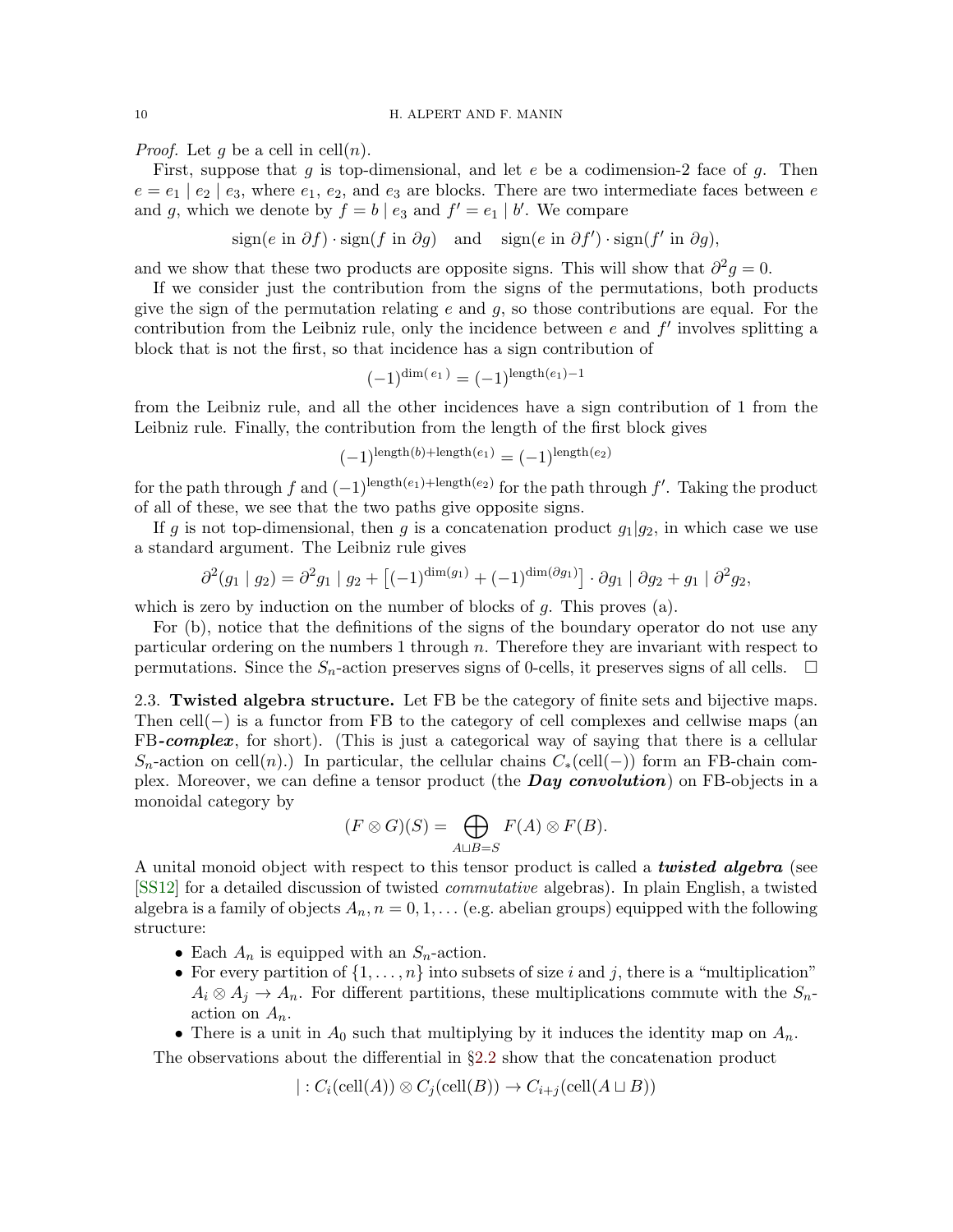*Proof.* Let $g$ be a cell in $\mathrm{cell}(n)$.

First, suppose that $g$ is top-dimensional, and let $e$ be a codimension-2 face of $g$. Then $e = e_1 \mid e_2 \mid e_3$, where $e_1$, $e_2$, and $e_3$ are blocks. There are two intermediate faces between $e$ and $g$, which we denote by $f = b \mid e_3$ and $f' = e_1 \mid b'$. We compare

$$\mathrm{sign}(e \text{ in } \partial f) \cdot \mathrm{sign}(f \text{ in } \partial g) \quad \text{and} \quad \mathrm{sign}(e \text{ in } \partial f') \cdot \mathrm{sign}(f' \text{ in } \partial g),$$

and we show that these two products are opposite signs. This will show that $\partial^2 g = 0$.

If we consider just the contribution from the signs of the permutations, both products give the sign of the permutation relating $e$ and $g$, so those contributions are equal. For the contribution from the Leibniz rule, only the incidence between $e$ and $f'$ involves splitting a block that is not the first, so that incidence has a sign contribution of

$$(-1)^{\dim(e_1)} = (-1)^{\mathrm{length}(e_1)-1}$$

from the Leibniz rule, and all the other incidences have a sign contribution of 1 from the Leibniz rule. Finally, the contribution from the length of the first block gives

$$(-1)^{\mathrm{length}(b)+\mathrm{length}(e_1)} = (-1)^{\mathrm{length}(e_2)}$$

for the path through $f$ and $(-1)^{\mathrm{length}(e_1)+\mathrm{length}(e_2)}$ for the path through $f'$. Taking the product of all of these, we see that the two paths give opposite signs.

If $g$ is not top-dimensional, then $g$ is a concatenation product $g_1|g_2$, in which case we use a standard argument. The Leibniz rule gives

$$\partial^2(g_1 \mid g_2) = \partial^2 g_1 \mid g_2 + \left[(-1)^{\dim(g_1)} + (-1)^{\dim(\partial g_1)}\right] \cdot \partial g_1 \mid \partial g_2 + g_1 \mid \partial^2 g_2,$$

which is zero by induction on the number of blocks of $g$. This proves (a).

For (b), notice that the definitions of the signs of the boundary operator do not use any particular ordering on the numbers 1 through $n$. Therefore they are invariant with respect to permutations. Since the $S_n$-action preserves signs of 0-cells, it preserves signs of all cells. $\square$

2.3. **Twisted algebra structure.** Let FB be the category of finite sets and bijective maps. Then $\mathrm{cell}(-)$ is a functor from FB to the category of cell complexes and cellwise maps (an FB-***complex***, for short). (This is just a categorical way of saying that there is a cellular $S_n$-action on $\mathrm{cell}(n)$.) In particular, the cellular chains $C_*(\mathrm{cell}(-))$ form an FB-chain complex. Moreover, we can define a tensor product (the ***Day convolution***) on FB-objects in a monoidal category by

$$(F \otimes G)(S) = \bigoplus_{A \sqcup B = S} F(A) \otimes F(B).$$

A unital monoid object with respect to this tensor product is called a ***twisted algebra*** (see [SS12] for a detailed discussion of twisted *commutative* algebras). In plain English, a twisted algebra is a family of objects $A_n, n = 0, 1, \ldots$ (e.g. abelian groups) equipped with the following structure:

- Each $A_n$ is equipped with an $S_n$-action.
- For every partition of $\{1, \ldots, n\}$ into subsets of size $i$ and $j$, there is a "multiplication" $A_i \otimes A_j \to A_n$. For different partitions, these multiplications commute with the $S_n$-action on $A_n$.
- There is a unit in $A_0$ such that multiplying by it induces the identity map on $A_n$.

The observations about the differential in §2.2 show that the concatenation product

$$| : C_i(\mathrm{cell}(A)) \otimes C_j(\mathrm{cell}(B)) \to C_{i+j}(\mathrm{cell}(A \sqcup B))$$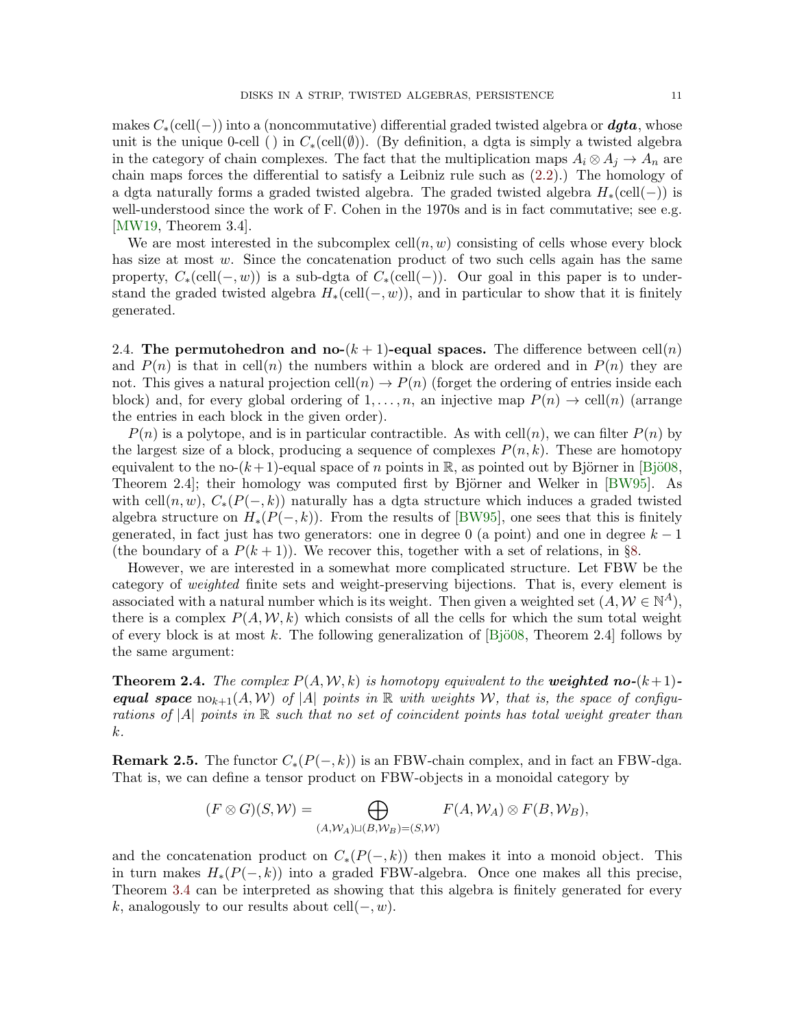makes $C_*(\mathrm{cell}(-))$ into a (noncommutative) differential graded twisted algebra or ***dgta***, whose unit is the unique 0-cell ( ) in $C_*(\mathrm{cell}(\emptyset))$. (By definition, a dgta is simply a twisted algebra in the category of chain complexes. The fact that the multiplication maps $A_i \otimes A_j \to A_n$ are chain maps forces the differential to satisfy a Leibniz rule such as (2.2).) The homology of a dgta naturally forms a graded twisted algebra. The graded twisted algebra $H_*(\mathrm{cell}(-))$ is well-understood since the work of F. Cohen in the 1970s and is in fact commutative; see e.g. [MW19, Theorem 3.4].

We are most interested in the subcomplex $\mathrm{cell}(n, w)$ consisting of cells whose every block has size at most $w$. Since the concatenation product of two such cells again has the same property, $C_*(\mathrm{cell}(-, w))$ is a sub-dgta of $C_*(\mathrm{cell}(-))$. Our goal in this paper is to understand the graded twisted algebra $H_*(\mathrm{cell}(-, w))$, and in particular to show that it is finitely generated.

2.4. **The permutohedron and no-$(k + 1)$-equal spaces.** The difference between $\mathrm{cell}(n)$ and $P(n)$ is that in $\mathrm{cell}(n)$ the numbers within a block are ordered and in $P(n)$ they are not. This gives a natural projection $\mathrm{cell}(n) \to P(n)$ (forget the ordering of entries inside each block) and, for every global ordering of $1, \dots, n$, an injective map $P(n) \to \mathrm{cell}(n)$ (arrange the entries in each block in the given order).

$P(n)$ is a polytope, and is in particular contractible. As with $\mathrm{cell}(n)$, we can filter $P(n)$ by the largest size of a block, producing a sequence of complexes $P(n, k)$. These are homotopy equivalent to the no-$(k+1)$-equal space of $n$ points in $\mathbb{R}$, as pointed out by Björner in [Bjö08, Theorem 2.4]; their homology was computed first by Björner and Welker in [BW95]. As with $\mathrm{cell}(n, w)$, $C_*(P(-, k))$ naturally has a dgta structure which induces a graded twisted algebra structure on $H_*(P(-, k))$. From the results of [BW95], one sees that this is finitely generated, in fact just has two generators: one in degree 0 (a point) and one in degree $k - 1$ (the boundary of a $P(k + 1)$). We recover this, together with a set of relations, in §8.

However, we are interested in a somewhat more complicated structure. Let FBW be the category of *weighted* finite sets and weight-preserving bijections. That is, every element is associated with a natural number which is its weight. Then given a weighted set $(A, \mathcal{W} \in \mathbb{N}^A)$, there is a complex $P(A, \mathcal{W}, k)$ which consists of all the cells for which the sum total weight of every block is at most $k$. The following generalization of [Bjö08, Theorem 2.4] follows by the same argument:

**Theorem 2.4.** *The complex $P(A, \mathcal{W}, k)$ is homotopy equivalent to the **weighted no-$(k+1)$-equal space** $\mathrm{no}_{k+1}(A, \mathcal{W})$ of $|A|$ points in $\mathbb{R}$ with weights $\mathcal{W}$, that is, the space of configurations of $|A|$ points in $\mathbb{R}$ such that no set of coincident points has total weight greater than $k$.*

**Remark 2.5.** The functor $C_*(P(-, k))$ is an FBW-chain complex, and in fact an FBW-dga. That is, we can define a tensor product on FBW-objects in a monoidal category by

$$(F \otimes G)(S, \mathcal{W}) = \bigoplus_{(A, \mathcal{W}_A) \sqcup (B, \mathcal{W}_B) = (S, \mathcal{W})} F(A, \mathcal{W}_A) \otimes F(B, \mathcal{W}_B),$$

and the concatenation product on $C_*(P(-, k))$ then makes it into a monoid object. This in turn makes $H_*(P(-, k))$ into a graded FBW-algebra. Once one makes all this precise, Theorem 3.4 can be interpreted as showing that this algebra is finitely generated for every $k$, analogously to our results about $\mathrm{cell}(-, w)$.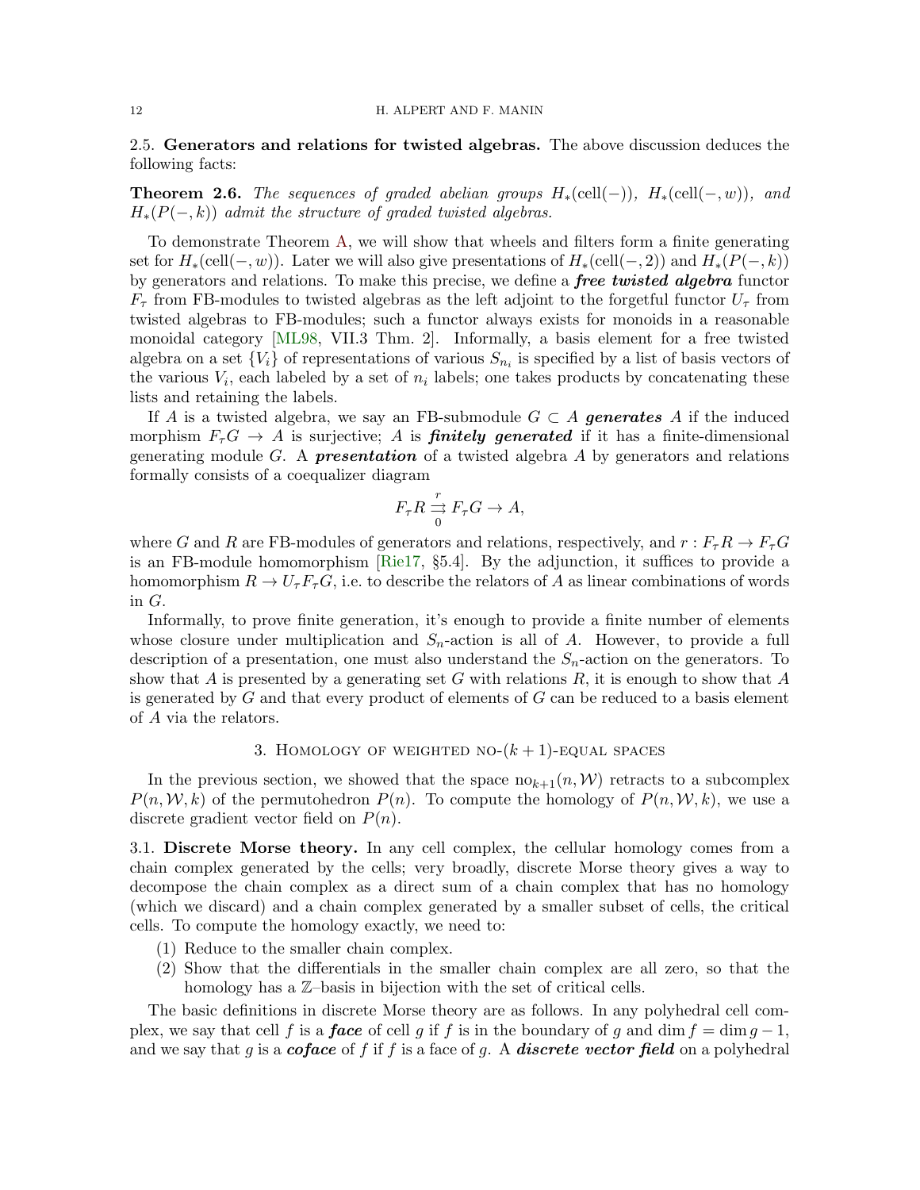## 2.5. Generators and relations for twisted algebras.

The above discussion deduces the following facts:

**Theorem 2.6.** *The sequences of graded abelian groups $H_*(\mathrm{cell}(-))$, $H_*(\mathrm{cell}(-,w))$, and $H_*(P(-,k))$ admit the structure of graded twisted algebras.*

To demonstrate Theorem A, we will show that wheels and filters form a finite generating set for $H_*(\mathrm{cell}(-,w))$. Later we will also give presentations of $H_*(\mathrm{cell}(-,2))$ and $H_*(P(-,k))$ by generators and relations. To make this precise, we define a ***free twisted algebra*** functor $F_\tau$ from FB-modules to twisted algebras as the left adjoint to the forgetful functor $U_\tau$ from twisted algebras to FB-modules; such a functor always exists for monoids in a reasonable monoidal category [ML98, VII.3 Thm. 2]. Informally, a basis element for a free twisted algebra on a set $\{V_i\}$ of representations of various $S_{n_i}$ is specified by a list of basis vectors of the various $V_i$, each labeled by a set of $n_i$ labels; one takes products by concatenating these lists and retaining the labels.

If $A$ is a twisted algebra, we say an FB-submodule $G \subset A$ ***generates*** $A$ if the induced morphism $F_\tau G \to A$ is surjective; $A$ is ***finitely generated*** if it has a finite-dimensional generating module $G$. A ***presentation*** of a twisted algebra $A$ by generators and relations formally consists of a coequalizer diagram

$$F_\tau R \overset{r}{\underset{0}{\rightrightarrows}} F_\tau G \to A,$$

where $G$ and $R$ are FB-modules of generators and relations, respectively, and $r : F_\tau R \to F_\tau G$ is an FB-module homomorphism [Rie17, §5.4]. By the adjunction, it suffices to provide a homomorphism $R \to U_\tau F_\tau G$, i.e. to describe the relators of $A$ as linear combinations of words in $G$.

Informally, to prove finite generation, it's enough to provide a finite number of elements whose closure under multiplication and $S_n$-action is all of $A$. However, to provide a full description of a presentation, one must also understand the $S_n$-action on the generators. To show that $A$ is presented by a generating set $G$ with relations $R$, it is enough to show that $A$ is generated by $G$ and that every product of elements of $G$ can be reduced to a basis element of $A$ via the relators.

# 3. Homology of weighted no-$(k+1)$-equal spaces

In the previous section, we showed that the space $\mathrm{no}_{k+1}(n, \mathcal{W})$ retracts to a subcomplex $P(n, \mathcal{W}, k)$ of the permutohedron $P(n)$. To compute the homology of $P(n, \mathcal{W}, k)$, we use a discrete gradient vector field on $P(n)$.

## 3.1. Discrete Morse theory.

In any cell complex, the cellular homology comes from a chain complex generated by the cells; very broadly, discrete Morse theory gives a way to decompose the chain complex as a direct sum of a chain complex that has no homology (which we discard) and a chain complex generated by a smaller subset of cells, the critical cells. To compute the homology exactly, we need to:

1. Reduce to the smaller chain complex.
2. Show that the differentials in the smaller chain complex are all zero, so that the homology has a $\mathbb{Z}$–basis in bijection with the set of critical cells.

The basic definitions in discrete Morse theory are as follows. In any polyhedral cell complex, we say that cell $f$ is a ***face*** of cell $g$ if $f$ is in the boundary of $g$ and $\dim f = \dim g - 1$, and we say that $g$ is a ***coface*** of $f$ if $f$ is a face of $g$. A ***discrete vector field*** on a polyhedral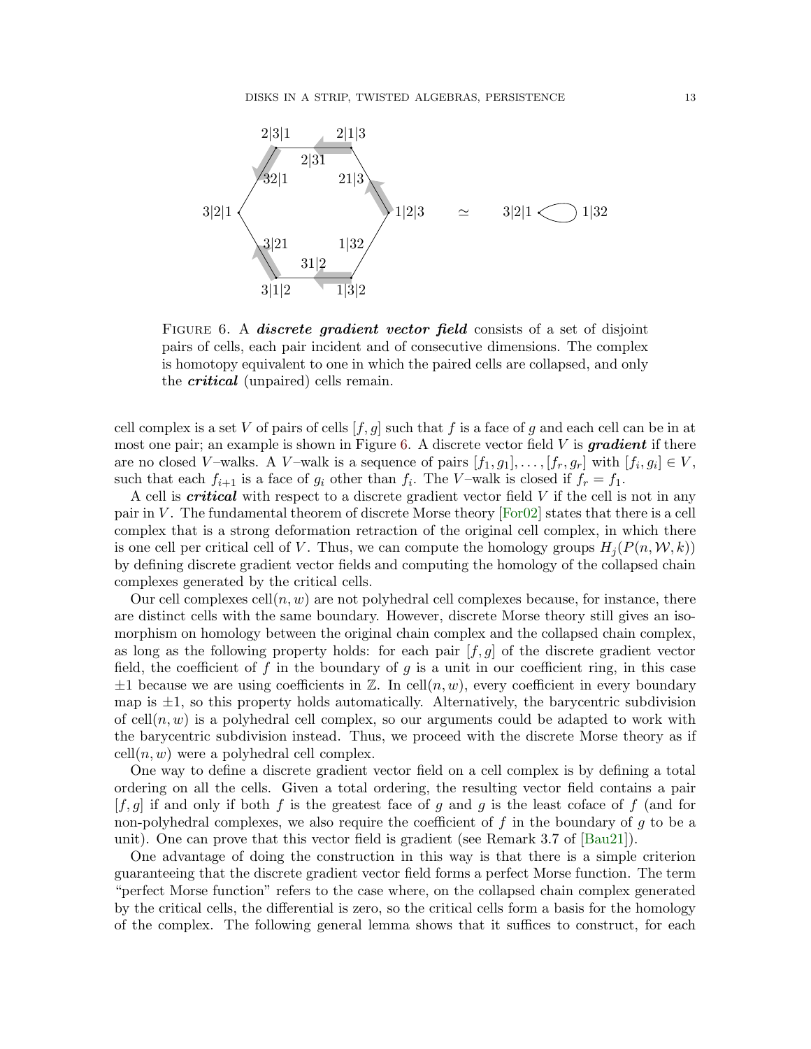FIGURE 6. A ***discrete gradient vector field*** consists of a set of disjoint pairs of cells, each pair incident and of consecutive dimensions. The complex is homotopy equivalent to one in which the paired cells are collapsed, and only the ***critical*** (unpaired) cells remain.

cell complex is a set $V$ of pairs of cells $[f, g]$ such that $f$ is a face of $g$ and each cell can be in at most one pair; an example is shown in Figure 6. A discrete vector field $V$ is ***gradient*** if there are no closed $V$–walks. A $V$–walk is a sequence of pairs $[f_1, g_1], \ldots, [f_r, g_r]$ with $[f_i, g_i] \in V$, such that each $f_{i+1}$ is a face of $g_i$ other than $f_i$. The $V$–walk is closed if $f_r = f_1$.

A cell is ***critical*** with respect to a discrete gradient vector field $V$ if the cell is not in any pair in $V$. The fundamental theorem of discrete Morse theory [For02] states that there is a cell complex that is a strong deformation retraction of the original cell complex, in which there is one cell per critical cell of $V$. Thus, we can compute the homology groups $H_j(P(n, \mathcal{W}, k))$ by defining discrete gradient vector fields and computing the homology of the collapsed chain complexes generated by the critical cells.

Our cell complexes $\text{cell}(n, w)$ are not polyhedral cell complexes because, for instance, there are distinct cells with the same boundary. However, discrete Morse theory still gives an isomorphism on homology between the original chain complex and the collapsed chain complex, as long as the following property holds: for each pair $[f, g]$ of the discrete gradient vector field, the coefficient of $f$ in the boundary of $g$ is a unit in our coefficient ring, in this case $\pm 1$ because we are using coefficients in $\mathbb{Z}$. In $\text{cell}(n, w)$, every coefficient in every boundary map is $\pm 1$, so this property holds automatically. Alternatively, the barycentric subdivision of $\text{cell}(n, w)$ is a polyhedral cell complex, so our arguments could be adapted to work with the barycentric subdivision instead. Thus, we proceed with the discrete Morse theory as if $\text{cell}(n, w)$ were a polyhedral cell complex.

One way to define a discrete gradient vector field on a cell complex is by defining a total ordering on all the cells. Given a total ordering, the resulting vector field contains a pair $[f, g]$ if and only if both $f$ is the greatest face of $g$ and $g$ is the least coface of $f$ (and for non-polyhedral complexes, we also require the coefficient of $f$ in the boundary of $g$ to be a unit). One can prove that this vector field is gradient (see Remark 3.7 of [Bau21]).

One advantage of doing the construction in this way is that there is a simple criterion guaranteeing that the discrete gradient vector field forms a perfect Morse function. The term "perfect Morse function" refers to the case where, on the collapsed chain complex generated by the critical cells, the differential is zero, so the critical cells form a basis for the homology of the complex. The following general lemma shows that it suffices to construct, for each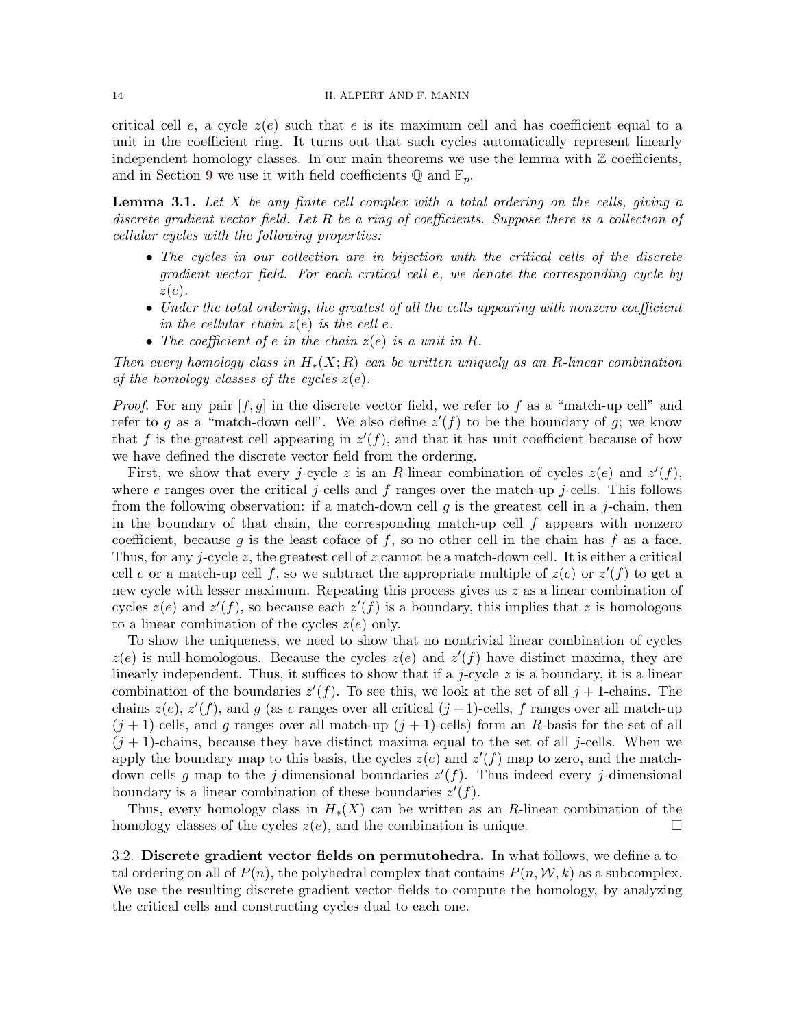critical cell $e$, a cycle $z(e)$ such that $e$ is its maximum cell and has coefficient equal to a unit in the coefficient ring. It turns out that such cycles automatically represent linearly independent homology classes. In our main theorems we use the lemma with $\mathbb{Z}$ coefficients, and in Section 9 we use it with field coefficients $\mathbb{Q}$ and $\mathbb{F}_p$.

**Lemma 3.1.** *Let $X$ be any finite cell complex with a total ordering on the cells, giving a discrete gradient vector field. Let $R$ be a ring of coefficients. Suppose there is a collection of cellular cycles with the following properties:*

- *The cycles in our collection are in bijection with the critical cells of the discrete gradient vector field. For each critical cell $e$, we denote the corresponding cycle by $z(e)$.*
- *Under the total ordering, the greatest of all the cells appearing with nonzero coefficient in the cellular chain $z(e)$ is the cell $e$.*
- *The coefficient of $e$ in the chain $z(e)$ is a unit in $R$.*

*Then every homology class in $H_*(X; R)$ can be written uniquely as an $R$-linear combination of the homology classes of the cycles $z(e)$.*

*Proof.* For any pair $[f, g]$ in the discrete vector field, we refer to $f$ as a "match-up cell" and refer to $g$ as a "match-down cell". We also define $z'(f)$ to be the boundary of $g$; we know that $f$ is the greatest cell appearing in $z'(f)$, and that it has unit coefficient because of how we have defined the discrete vector field from the ordering.

First, we show that every $j$-cycle $z$ is an $R$-linear combination of cycles $z(e)$ and $z'(f)$, where $e$ ranges over the critical $j$-cells and $f$ ranges over the match-up $j$-cells. This follows from the following observation: if a match-down cell $g$ is the greatest cell in a $j$-chain, then in the boundary of that chain, the corresponding match-up cell $f$ appears with nonzero coefficient, because $g$ is the least coface of $f$, so no other cell in the chain has $f$ as a face. Thus, for any $j$-cycle $z$, the greatest cell of $z$ cannot be a match-down cell. It is either a critical cell $e$ or a match-up cell $f$, so we subtract the appropriate multiple of $z(e)$ or $z'(f)$ to get a new cycle with lesser maximum. Repeating this process gives us $z$ as a linear combination of cycles $z(e)$ and $z'(f)$, so because each $z'(f)$ is a boundary, this implies that $z$ is homologous to a linear combination of the cycles $z(e)$ only.

To show the uniqueness, we need to show that no nontrivial linear combination of cycles $z(e)$ is null-homologous. Because the cycles $z(e)$ and $z'(f)$ have distinct maxima, they are linearly independent. Thus, it suffices to show that if a $j$-cycle $z$ is a boundary, it is a linear combination of the boundaries $z'(f)$. To see this, we look at the set of all $j+1$-chains. The chains $z(e)$, $z'(f)$, and $g$ (as $e$ ranges over all critical $(j+1)$-cells, $f$ ranges over all match-up $(j+1)$-cells, and $g$ ranges over all match-up $(j+1)$-cells) form an $R$-basis for the set of all $(j+1)$-chains, because they have distinct maxima equal to the set of all $j$-cells. When we apply the boundary map to this basis, the cycles $z(e)$ and $z'(f)$ map to zero, and the match-down cells $g$ map to the $j$-dimensional boundaries $z'(f)$. Thus indeed every $j$-dimensional boundary is a linear combination of these boundaries $z'(f)$.

Thus, every homology class in $H_*(X)$ can be written as an $R$-linear combination of the homology classes of the cycles $z(e)$, and the combination is unique. $\square$

3.2. **Discrete gradient vector fields on permutohedra.** In what follows, we define a total ordering on all of $P(n)$, the polyhedral complex that contains $P(n, \mathcal{W}, k)$ as a subcomplex. We use the resulting discrete gradient vector fields to compute the homology, by analyzing the critical cells and constructing cycles dual to each one.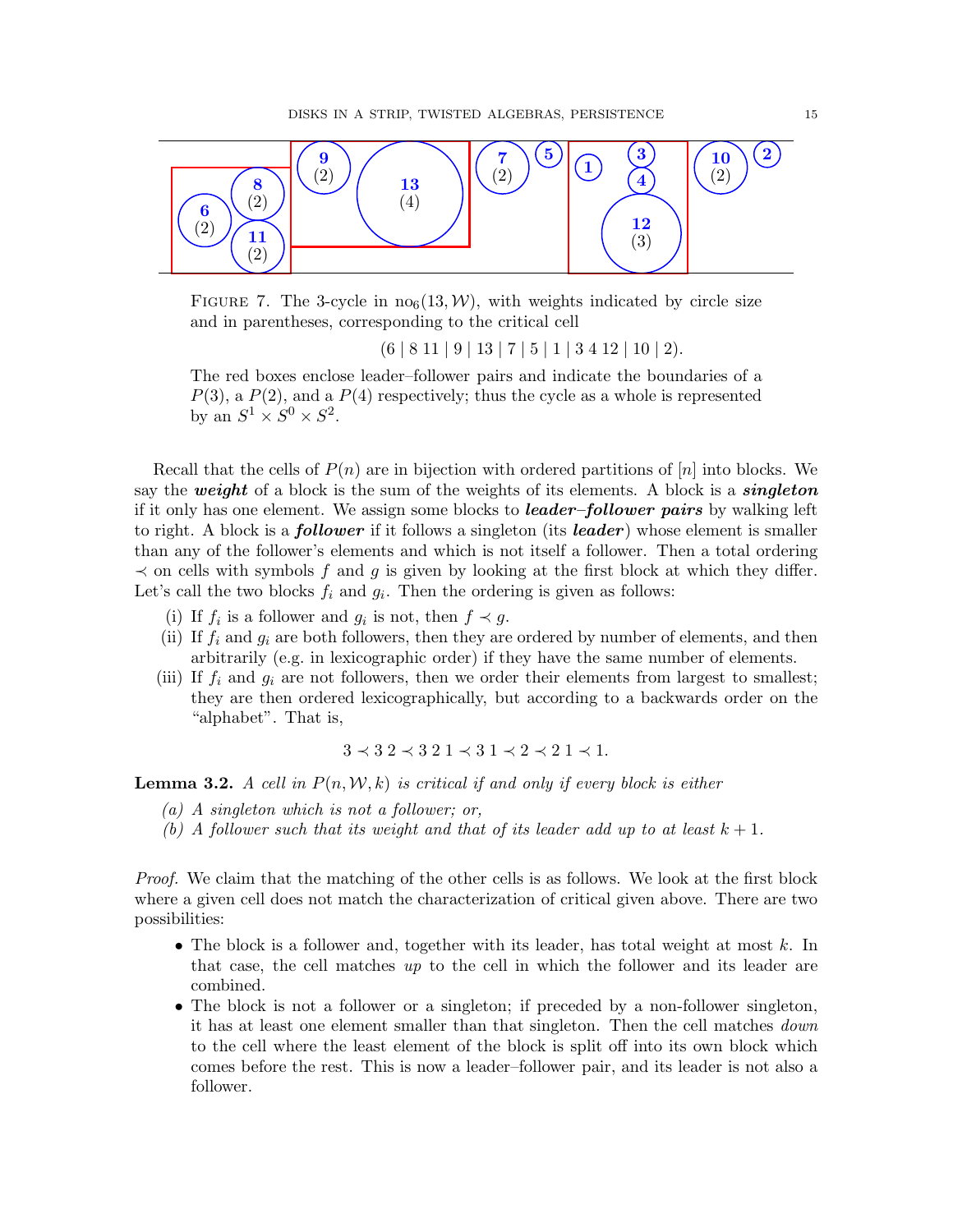FIGURE 7. The 3-cycle in $\mathrm{no}_6(13, \mathcal{W})$, with weights indicated by circle size and in parentheses, corresponding to the critical cell

$$(6 \mid 8\ 11 \mid 9 \mid 13 \mid 7 \mid 5 \mid 1 \mid 3\ 4\ 12 \mid 10 \mid 2).$$

The red boxes enclose leader–follower pairs and indicate the boundaries of a $P(3)$, a $P(2)$, and a $P(4)$ respectively; thus the cycle as a whole is represented by an $S^1 \times S^0 \times S^2$.

Recall that the cells of $P(n)$ are in bijection with ordered partitions of $[n]$ into blocks. We say the ***weight*** of a block is the sum of the weights of its elements. A block is a ***singleton*** if it only has one element. We assign some blocks to ***leader–follower pairs*** by walking left to right. A block is a ***follower*** if it follows a singleton (its ***leader***) whose element is smaller than any of the follower's elements and which is not itself a follower. Then a total ordering $\prec$ on cells with symbols $f$ and $g$ is given by looking at the first block at which they differ. Let's call the two blocks $f_i$ and $g_i$. Then the ordering is given as follows:

(i) If $f_i$ is a follower and $g_i$ is not, then $f \prec g$.

(ii) If $f_i$ and $g_i$ are both followers, then they are ordered by number of elements, and then arbitrarily (e.g. in lexicographic order) if they have the same number of elements.

(iii) If $f_i$ and $g_i$ are not followers, then we order their elements from largest to smallest; they are then ordered lexicographically, but according to a backwards order on the "alphabet". That is,

$$3 \prec 3\ 2 \prec 3\ 2\ 1 \prec 3\ 1 \prec 2 \prec 2\ 1 \prec 1.$$

**Lemma 3.2.** *A cell in $P(n, \mathcal{W}, k)$ is critical if and only if every block is either*

*(a) A singleton which is not a follower; or,*

*(b) A follower such that its weight and that of its leader add up to at least $k + 1$.*

*Proof.* We claim that the matching of the other cells is as follows. We look at the first block where a given cell does not match the characterization of critical given above. There are two possibilities:

- The block is a follower and, together with its leader, has total weight at most $k$. In that case, the cell matches *up* to the cell in which the follower and its leader are combined.
- The block is not a follower or a singleton; if preceded by a non-follower singleton, it has at least one element smaller than that singleton. Then the cell matches *down* to the cell where the least element of the block is split off into its own block which comes before the rest. This is now a leader–follower pair, and its leader is not also a follower.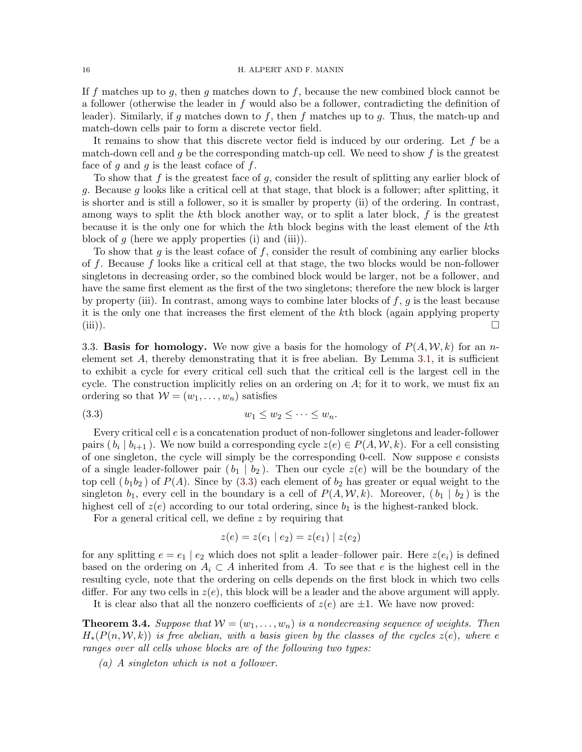If $f$ matches up to $g$, then $g$ matches down to $f$, because the new combined block cannot be a follower (otherwise the leader in $f$ would also be a follower, contradicting the definition of leader). Similarly, if $g$ matches down to $f$, then $f$ matches up to $g$. Thus, the match-up and match-down cells pair to form a discrete vector field.

It remains to show that this discrete vector field is induced by our ordering. Let $f$ be a match-down cell and $g$ be the corresponding match-up cell. We need to show $f$ is the greatest face of $g$ and $g$ is the least coface of $f$.

To show that $f$ is the greatest face of $g$, consider the result of splitting any earlier block of $g$. Because $g$ looks like a critical cell at that stage, that block is a follower; after splitting, it is shorter and is still a follower, so it is smaller by property (ii) of the ordering. In contrast, among ways to split the $k$th block another way, or to split a later block, $f$ is the greatest because it is the only one for which the $k$th block begins with the least element of the $k$th block of $g$ (here we apply properties (i) and (iii)).

To show that $g$ is the least coface of $f$, consider the result of combining any earlier blocks of $f$. Because $f$ looks like a critical cell at that stage, the two blocks would be non-follower singletons in decreasing order, so the combined block would be larger, not be a follower, and have the same first element as the first of the two singletons; therefore the new block is larger by property (iii). In contrast, among ways to combine later blocks of $f$, $g$ is the least because it is the only one that increases the first element of the $k$th block (again applying property (iii)). $\square$

**3.3. Basis for homology.** We now give a basis for the homology of $P(A, \mathcal{W}, k)$ for an $n$-element set $A$, thereby demonstrating that it is free abelian. By Lemma 3.1, it is sufficient to exhibit a cycle for every critical cell such that the critical cell is the largest cell in the cycle. The construction implicitly relies on an ordering on $A$; for it to work, we must fix an ordering so that $\mathcal{W} = (w_1, \dots, w_n)$ satisfies

$$w_1 \leq w_2 \leq \cdots \leq w_n. \tag{3.3}$$

Every critical cell $e$ is a concatenation product of non-follower singletons and leader-follower pairs $(\, b_i \mid b_{i+1} \,)$. We now build a corresponding cycle $z(e) \in P(A, \mathcal{W}, k)$. For a cell consisting of one singleton, the cycle will simply be the corresponding 0-cell. Now suppose $e$ consists of a single leader-follower pair $(\, b_1 \mid b_2 \,)$. Then our cycle $z(e)$ will be the boundary of the top cell $(\, b_1 b_2 \,)$ of $P(A)$. Since by (3.3) each element of $b_2$ has greater or equal weight to the singleton $b_1$, every cell in the boundary is a cell of $P(A, \mathcal{W}, k)$. Moreover, $(\, b_1 \mid b_2 \,)$ is the highest cell of $z(e)$ according to our total ordering, since $b_1$ is the highest-ranked block.

For a general critical cell, we define $z$ by requiring that

$$z(e) = z(e_1 \mid e_2) = z(e_1) \mid z(e_2)$$

for any splitting $e = e_1 \mid e_2$ which does not split a leader–follower pair. Here $z(e_i)$ is defined based on the ordering on $A_i \subset A$ inherited from $A$. To see that $e$ is the highest cell in the resulting cycle, note that the ordering on cells depends on the first block in which two cells differ. For any two cells in $z(e)$, this block will be a leader and the above argument will apply.

It is clear also that all the nonzero coefficients of $z(e)$ are $\pm 1$. We have now proved:

**Theorem 3.4.** *Suppose that $\mathcal{W} = (w_1, \dots, w_n)$ is a nondecreasing sequence of weights. Then $H_*(P(n, \mathcal{W}, k))$ is free abelian, with a basis given by the classes of the cycles $z(e)$, where $e$ ranges over all cells whose blocks are of the following two types:*

*(a) A singleton which is not a follower.*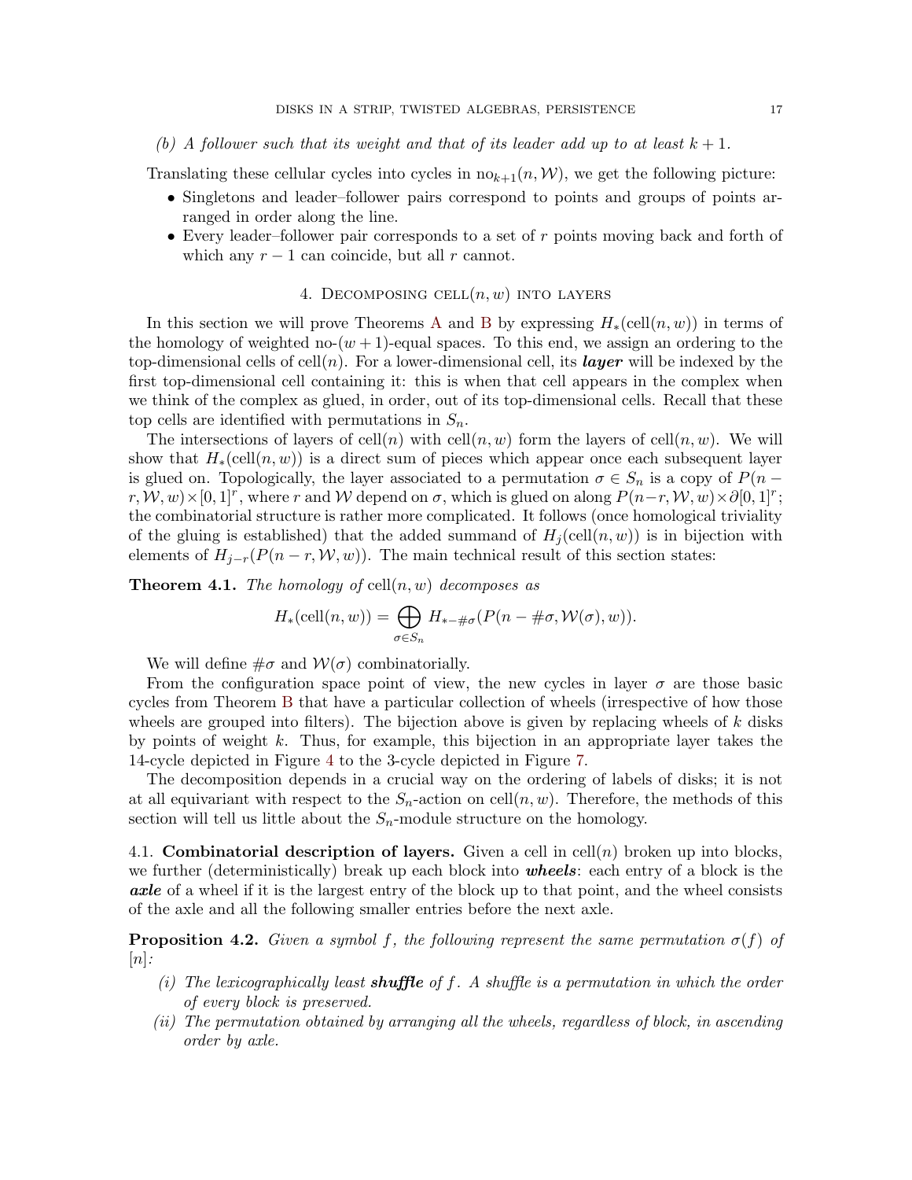*(b) A follower such that its weight and that of its leader add up to at least $k+1$.*

Translating these cellular cycles into cycles in $\mathrm{no}_{k+1}(n, \mathcal{W})$, we get the following picture:

- Singletons and leader–follower pairs correspond to points and groups of points arranged in order along the line.
- Every leader–follower pair corresponds to a set of $r$ points moving back and forth of which any $r-1$ can coincide, but all $r$ cannot.

## 4. Decomposing $\mathrm{cell}(n, w)$ into layers

In this section we will prove Theorems A and B by expressing $H_*(\mathrm{cell}(n, w))$ in terms of the homology of weighted no-$(w+1)$-equal spaces. To this end, we assign an ordering to the top-dimensional cells of $\mathrm{cell}(n)$. For a lower-dimensional cell, its ***layer*** will be indexed by the first top-dimensional cell containing it: this is when that cell appears in the complex when we think of the complex as glued, in order, out of its top-dimensional cells. Recall that these top cells are identified with permutations in $S_n$.

The intersections of layers of $\mathrm{cell}(n)$ with $\mathrm{cell}(n, w)$ form the layers of $\mathrm{cell}(n, w)$. We will show that $H_*(\mathrm{cell}(n, w))$ is a direct sum of pieces which appear once each subsequent layer is glued on. Topologically, the layer associated to a permutation $\sigma \in S_n$ is a copy of $P(n - r, \mathcal{W}, w) \times [0,1]^r$, where $r$ and $\mathcal{W}$ depend on $\sigma$, which is glued on along $P(n-r, \mathcal{W}, w) \times \partial[0,1]^r$; the combinatorial structure is rather more complicated. It follows (once homological triviality of the gluing is established) that the added summand of $H_j(\mathrm{cell}(n, w))$ is in bijection with elements of $H_{j-r}(P(n-r, \mathcal{W}, w))$. The main technical result of this section states:

**Theorem 4.1.** *The homology of $\mathrm{cell}(n, w)$ decomposes as*

$$H_*(\mathrm{cell}(n, w)) = \bigoplus_{\sigma \in S_n} H_{*-\#\sigma}(P(n - \#\sigma, \mathcal{W}(\sigma), w)).$$

We will define $\#\sigma$ and $\mathcal{W}(\sigma)$ combinatorially.

From the configuration space point of view, the new cycles in layer $\sigma$ are those basic cycles from Theorem B that have a particular collection of wheels (irrespective of how those wheels are grouped into filters). The bijection above is given by replacing wheels of $k$ disks by points of weight $k$. Thus, for example, this bijection in an appropriate layer takes the 14-cycle depicted in Figure 4 to the 3-cycle depicted in Figure 7.

The decomposition depends in a crucial way on the ordering of labels of disks; it is not at all equivariant with respect to the $S_n$-action on $\mathrm{cell}(n, w)$. Therefore, the methods of this section will tell us little about the $S_n$-module structure on the homology.

### 4.1. Combinatorial description of layers.

Given a cell in $\mathrm{cell}(n)$ broken up into blocks, we further (deterministically) break up each block into ***wheels***: each entry of a block is the ***axle*** of a wheel if it is the largest entry of the block up to that point, and the wheel consists of the axle and all the following smaller entries before the next axle.

**Proposition 4.2.** *Given a symbol $f$, the following represent the same permutation $\sigma(f)$ of $[n]$:*

- *(i) The lexicographically least **shuffle** of $f$. A shuffle is a permutation in which the order of every block is preserved.*
- *(ii) The permutation obtained by arranging all the wheels, regardless of block, in ascending order by axle.*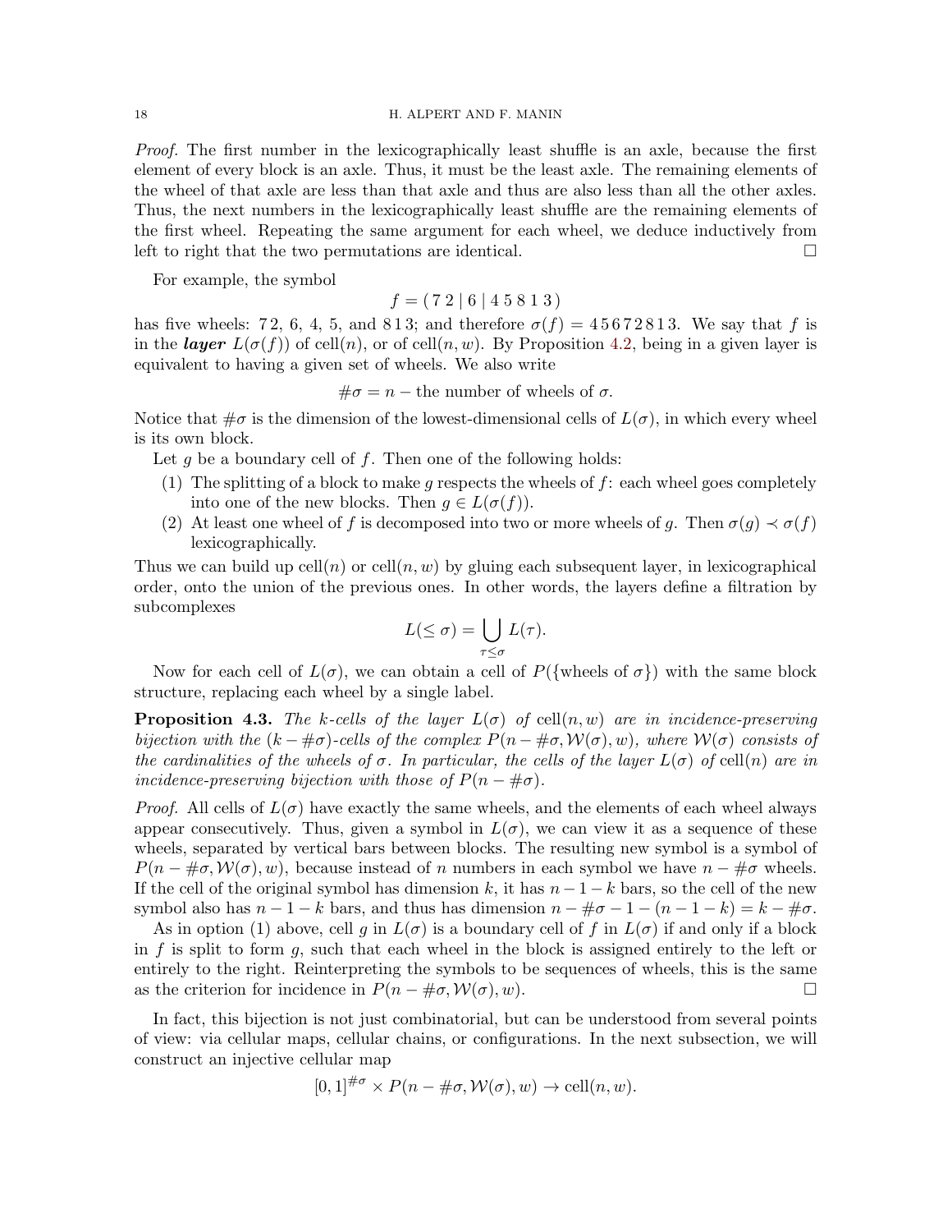*Proof.* The first number in the lexicographically least shuffle is an axle, because the first element of every block is an axle. Thus, it must be the least axle. The remaining elements of the wheel of that axle are less than that axle and thus are also less than all the other axles. Thus, the next numbers in the lexicographically least shuffle are the remaining elements of the first wheel. Repeating the same argument for each wheel, we deduce inductively from left to right that the two permutations are identical. □

For example, the symbol

$$f = (\,7\,2 \mid 6 \mid 4\,5\,8\,1\,3\,)$$

has five wheels: 7 2, 6, 4, 5, and 8 1 3; and therefore $\sigma(f) = 4\,5\,6\,7\,2\,8\,1\,3$. We say that $f$ is in the ***layer*** $L(\sigma(f))$ of $\mathrm{cell}(n)$, or of $\mathrm{cell}(n, w)$. By Proposition 4.2, being in a given layer is equivalent to having a given set of wheels. We also write

$$\#\sigma = n - \text{the number of wheels of } \sigma.$$

Notice that $\#\sigma$ is the dimension of the lowest-dimensional cells of $L(\sigma)$, in which every wheel is its own block.

Let $g$ be a boundary cell of $f$. Then one of the following holds:

1. The splitting of a block to make $g$ respects the wheels of $f$: each wheel goes completely into one of the new blocks. Then $g \in L(\sigma(f))$.
2. At least one wheel of $f$ is decomposed into two or more wheels of $g$. Then $\sigma(g) \prec \sigma(f)$ lexicographically.

Thus we can build up $\mathrm{cell}(n)$ or $\mathrm{cell}(n, w)$ by gluing each subsequent layer, in lexicographical order, onto the union of the previous ones. In other words, the layers define a filtration by subcomplexes

$$L(\leq \sigma) = \bigcup_{\tau \leq \sigma} L(\tau).$$

Now for each cell of $L(\sigma)$, we can obtain a cell of $P(\{\text{wheels of } \sigma\})$ with the same block structure, replacing each wheel by a single label.

**Proposition 4.3.** *The $k$-cells of the layer $L(\sigma)$ of $\mathrm{cell}(n, w)$ are in incidence-preserving bijection with the $(k - \#\sigma)$-cells of the complex $P(n - \#\sigma, \mathcal{W}(\sigma), w)$, where $\mathcal{W}(\sigma)$ consists of the cardinalities of the wheels of $\sigma$. In particular, the cells of the layer $L(\sigma)$ of $\mathrm{cell}(n)$ are in incidence-preserving bijection with those of $P(n - \#\sigma)$.*

*Proof.* All cells of $L(\sigma)$ have exactly the same wheels, and the elements of each wheel always appear consecutively. Thus, given a symbol in $L(\sigma)$, we can view it as a sequence of these wheels, separated by vertical bars between blocks. The resulting new symbol is a symbol of $P(n - \#\sigma, \mathcal{W}(\sigma), w)$, because instead of $n$ numbers in each symbol we have $n - \#\sigma$ wheels. If the cell of the original symbol has dimension $k$, it has $n - 1 - k$ bars, so the cell of the new symbol also has $n - 1 - k$ bars, and thus has dimension $n - \#\sigma - 1 - (n - 1 - k) = k - \#\sigma$.

As in option (1) above, cell $g$ in $L(\sigma)$ is a boundary cell of $f$ in $L(\sigma)$ if and only if a block in $f$ is split to form $g$, such that each wheel in the block is assigned entirely to the left or entirely to the right. Reinterpreting the symbols to be sequences of wheels, this is the same as the criterion for incidence in $P(n - \#\sigma, \mathcal{W}(\sigma), w)$. □

In fact, this bijection is not just combinatorial, but can be understood from several points of view: via cellular maps, cellular chains, or configurations. In the next subsection, we will construct an injective cellular map

$$[0, 1]^{\#\sigma} \times P(n - \#\sigma, \mathcal{W}(\sigma), w) \to \mathrm{cell}(n, w).$$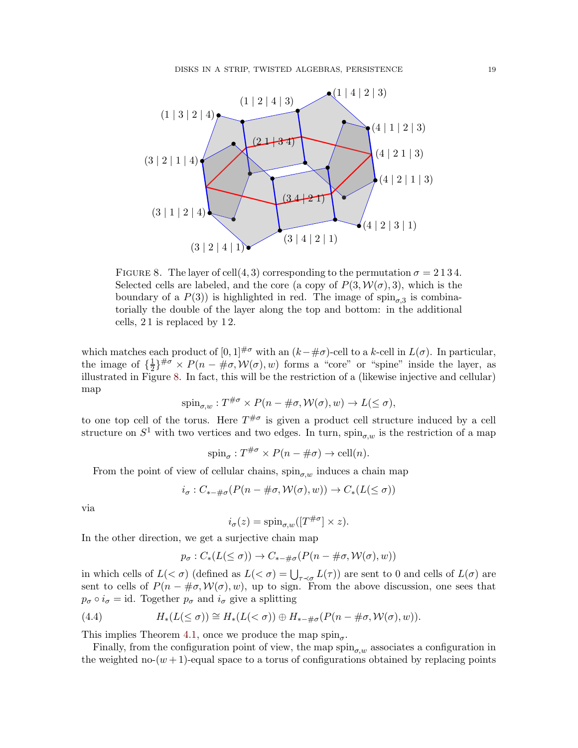FIGURE 8. The layer of cell(4, 3) corresponding to the permutation $\sigma = 2\,1\,3\,4$. Selected cells are labeled, and the core (a copy of $P(3, \mathcal{W}(\sigma), 3)$, which is the boundary of a $P(3)$) is highlighted in red. The image of $\mathrm{spin}_{\sigma,3}$ is combinatorially the double of the layer along the top and bottom: in the additional cells, $2\,1$ is replaced by $1\,2$.

which matches each product of $[0, 1]^{\#\sigma}$ with an $(k-\#\sigma)$-cell to a $k$-cell in $L(\sigma)$. In particular, the image of $\{\frac{1}{2}\}^{\#\sigma} \times P(n - \#\sigma, \mathcal{W}(\sigma), w)$ forms a "core" or "spine" inside the layer, as illustrated in Figure 8. In fact, this will be the restriction of a (likewise injective and cellular) map

$$\mathrm{spin}_{\sigma,w} : T^{\#\sigma} \times P(n - \#\sigma, \mathcal{W}(\sigma), w) \to L(\leq \sigma),$$

to one top cell of the torus. Here $T^{\#\sigma}$ is given a product cell structure induced by a cell structure on $S^1$ with two vertices and two edges. In turn, $\mathrm{spin}_{\sigma,w}$ is the restriction of a map

$$\mathrm{spin}_{\sigma} : T^{\#\sigma} \times P(n - \#\sigma) \to \mathrm{cell}(n).$$

From the point of view of cellular chains, $\mathrm{spin}_{\sigma,w}$ induces a chain map

$$i_\sigma : C_{*-\#\sigma}(P(n - \#\sigma, \mathcal{W}(\sigma), w)) \to C_*(L(\leq \sigma))$$

via

$$i_\sigma(z) = \mathrm{spin}_{\sigma,w}([T^{\#\sigma}] \times z).$$

In the other direction, we get a surjective chain map

$$p_\sigma : C_*(L(\leq \sigma)) \to C_{*-\#\sigma}(P(n - \#\sigma, \mathcal{W}(\sigma), w))$$

in which cells of $L(< \sigma)$ (defined as $L(< \sigma) = \bigcup_{\tau \prec \sigma} L(\tau)$) are sent to 0 and cells of $L(\sigma)$ are sent to cells of $P(n - \#\sigma, \mathcal{W}(\sigma), w)$, up to sign. From the above discussion, one sees that $p_\sigma \circ i_\sigma = \mathrm{id}$. Together $p_\sigma$ and $i_\sigma$ give a splitting

$$H_*(L(\leq \sigma)) \cong H_*(L(< \sigma)) \oplus H_{*-\#\sigma}(P(n - \#\sigma, \mathcal{W}(\sigma), w)). \tag{4.4}$$

This implies Theorem 4.1, once we produce the map $\mathrm{spin}_\sigma$.

Finally, from the configuration point of view, the map $\mathrm{spin}_{\sigma,w}$ associates a configuration in the weighted no-$(w+1)$-equal space to a torus of configurations obtained by replacing points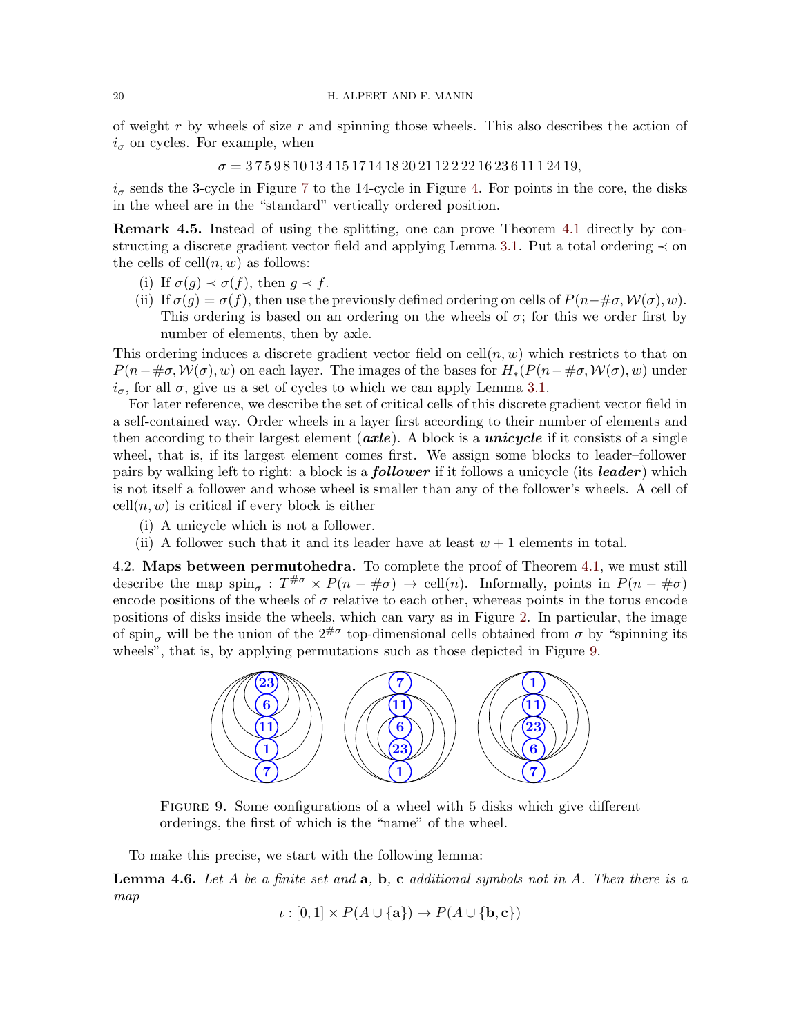of weight $r$ by wheels of size $r$ and spinning those wheels. This also describes the action of $i_\sigma$ on cycles. For example, when

$$\sigma = 3\,7\,5\,9\,8\,10\,13\,4\,15\,17\,14\,18\,20\,21\,12\,2\,22\,16\,23\,6\,11\,1\,24\,19,$$

$i_\sigma$ sends the 3-cycle in Figure 7 to the 14-cycle in Figure 4. For points in the core, the disks in the wheel are in the "standard" vertically ordered position.

**Remark 4.5.** Instead of using the splitting, one can prove Theorem 4.1 directly by constructing a discrete gradient vector field and applying Lemma 3.1. Put a total ordering $\prec$ on the cells of $\mathrm{cell}(n, w)$ as follows:

- (i) If $\sigma(g) \prec \sigma(f)$, then $g \prec f$.
- (ii) If $\sigma(g) = \sigma(f)$, then use the previously defined ordering on cells of $P(n - \#\sigma, \mathcal{W}(\sigma), w)$. This ordering is based on an ordering on the wheels of $\sigma$; for this we order first by number of elements, then by axle.

This ordering induces a discrete gradient vector field on $\mathrm{cell}(n, w)$ which restricts to that on $P(n - \#\sigma, \mathcal{W}(\sigma), w)$ on each layer. The images of the bases for $H_*(P(n - \#\sigma, \mathcal{W}(\sigma), w)$ under $i_\sigma$, for all $\sigma$, give us a set of cycles to which we can apply Lemma 3.1.

For later reference, we describe the set of critical cells of this discrete gradient vector field in a self-contained way. Order wheels in a layer first according to their number of elements and then according to their largest element (***axle***). A block is a ***unicycle*** if it consists of a single wheel, that is, if its largest element comes first. We assign some blocks to leader–follower pairs by walking left to right: a block is a ***follower*** if it follows a unicycle (its ***leader***) which is not itself a follower and whose wheel is smaller than any of the follower's wheels. A cell of $\mathrm{cell}(n, w)$ is critical if every block is either

- (i) A unicycle which is not a follower.
- (ii) A follower such that it and its leader have at least $w + 1$ elements in total.

4.2. **Maps between permutohedra.** To complete the proof of Theorem 4.1, we must still describe the map $\mathrm{spin}_\sigma : T^{\#\sigma} \times P(n - \#\sigma) \to \mathrm{cell}(n)$. Informally, points in $P(n - \#\sigma)$ encode positions of the wheels of $\sigma$ relative to each other, whereas points in the torus encode positions of disks inside the wheels, which can vary as in Figure 2. In particular, the image of $\mathrm{spin}_\sigma$ will be the union of the $2^{\#\sigma}$ top-dimensional cells obtained from $\sigma$ by "spinning its wheels", that is, by applying permutations such as those depicted in Figure 9.

Figure 9. Some configurations of a wheel with 5 disks which give different orderings, the first of which is the "name" of the wheel.

To make this precise, we start with the following lemma:

**Lemma 4.6.** *Let $A$ be a finite set and* $\mathbf{a}$, $\mathbf{b}$, $\mathbf{c}$ *additional symbols not in $A$. Then there is a map*

$$\iota : [0, 1] \times P(A \cup \{\mathbf{a}\}) \to P(A \cup \{\mathbf{b}, \mathbf{c}\})$$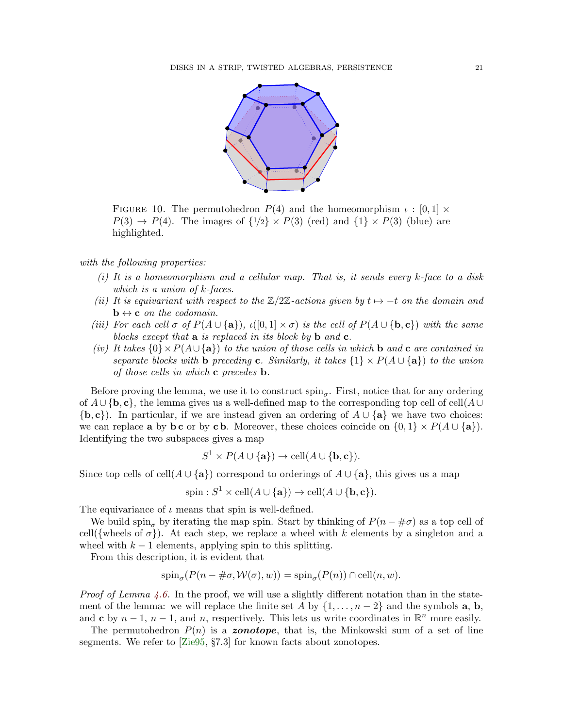FIGURE 10. The permutohedron $P(4)$ and the homeomorphism $\iota : [0,1] \times P(3) \to P(4)$. The images of $\{1/2\} \times P(3)$ (red) and $\{1\} \times P(3)$ (blue) are highlighted.

*with the following properties:*

*(i) It is a homeomorphism and a cellular map. That is, it sends every k-face to a disk which is a union of k-faces.*

*(ii) It is equivariant with respect to the $\mathbb{Z}/2\mathbb{Z}$-actions given by $t \mapsto -t$ on the domain and $\mathbf{b} \leftrightarrow \mathbf{c}$ on the codomain.*

*(iii) For each cell $\sigma$ of $P(A \cup \{\mathbf{a}\})$, $\iota([0,1] \times \sigma)$ is the cell of $P(A \cup \{\mathbf{b}, \mathbf{c}\})$ with the same blocks except that $\mathbf{a}$ is replaced in its block by $\mathbf{b}$ and $\mathbf{c}$.*

*(iv) It takes $\{0\} \times P(A \cup \{\mathbf{a}\})$ to the union of those cells in which $\mathbf{b}$ and $\mathbf{c}$ are contained in separate blocks with $\mathbf{b}$ preceding $\mathbf{c}$. Similarly, it takes $\{1\} \times P(A \cup \{\mathbf{a}\})$ to the union of those cells in which $\mathbf{c}$ precedes $\mathbf{b}$.*

Before proving the lemma, we use it to construct $\mathrm{spin}_\sigma$. First, notice that for any ordering of $A \cup \{\mathbf{b}, \mathbf{c}\}$, the lemma gives us a well-defined map to the corresponding top cell of $\mathrm{cell}(A \cup \{\mathbf{b}, \mathbf{c}\})$. In particular, if we are instead given an ordering of $A \cup \{\mathbf{a}\}$ we have two choices: we can replace $\mathbf{a}$ by $\mathbf{b}\,\mathbf{c}$ or by $\mathbf{c}\,\mathbf{b}$. Moreover, these choices coincide on $\{0,1\} \times P(A \cup \{\mathbf{a}\})$. Identifying the two subspaces gives a map

$$S^1 \times P(A \cup \{\mathbf{a}\}) \to \mathrm{cell}(A \cup \{\mathbf{b}, \mathbf{c}\}).$$

Since top cells of $\mathrm{cell}(A \cup \{\mathbf{a}\})$ correspond to orderings of $A \cup \{\mathbf{a}\}$, this gives us a map

$$\mathrm{spin} : S^1 \times \mathrm{cell}(A \cup \{\mathbf{a}\}) \to \mathrm{cell}(A \cup \{\mathbf{b}, \mathbf{c}\}).$$

The equivariance of $\iota$ means that spin is well-defined.

We build $\mathrm{spin}_\sigma$ by iterating the map spin. Start by thinking of $P(n - \#\sigma)$ as a top cell of $\mathrm{cell}(\{\text{wheels of } \sigma\})$. At each step, we replace a wheel with $k$ elements by a singleton and a wheel with $k-1$ elements, applying spin to this splitting.

From this description, it is evident that

$$\mathrm{spin}_\sigma(P(n - \#\sigma, \mathcal{W}(\sigma), w)) = \mathrm{spin}_\sigma(P(n)) \cap \mathrm{cell}(n, w).$$

*Proof of Lemma 4.6.* In the proof, we will use a slightly different notation than in the statement of the lemma: we will replace the finite set $A$ by $\{1, \ldots, n-2\}$ and the symbols $\mathbf{a}$, $\mathbf{b}$, and $\mathbf{c}$ by $n-1$, $n-1$, and $n$, respectively. This lets us write coordinates in $\mathbb{R}^n$ more easily.

The permutohedron $P(n)$ is a ***zonotope***, that is, the Minkowski sum of a set of line segments. We refer to [Zie95, §7.3] for known facts about zonotopes.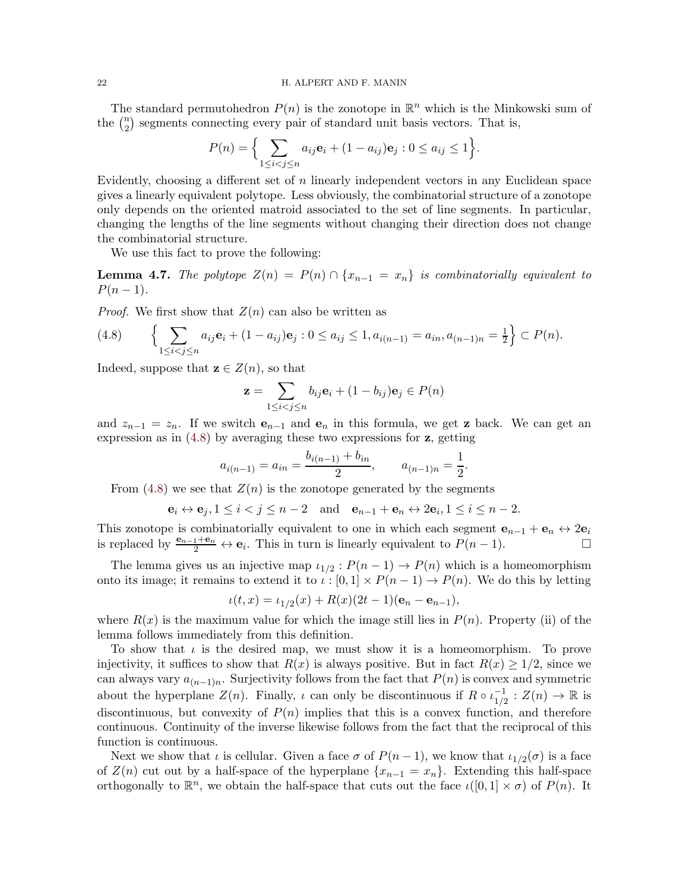The standard permutohedron $P(n)$ is the zonotope in $\mathbb{R}^n$ which is the Minkowski sum of the $\binom{n}{2}$ segments connecting every pair of standard unit basis vectors. That is,

$$P(n) = \Big\{ \sum_{1 \le i < j \le n} a_{ij}\mathbf{e}_i + (1 - a_{ij})\mathbf{e}_j : 0 \le a_{ij} \le 1 \Big\}.$$

Evidently, choosing a different set of $n$ linearly independent vectors in any Euclidean space gives a linearly equivalent polytope. Less obviously, the combinatorial structure of a zonotope only depends on the oriented matroid associated to the set of line segments. In particular, changing the lengths of the line segments without changing their direction does not change the combinatorial structure.

We use this fact to prove the following:

**Lemma 4.7.** *The polytope $Z(n) = P(n) \cap \{x_{n-1} = x_n\}$ is combinatorially equivalent to $P(n-1)$.*

*Proof.* We first show that $Z(n)$ can also be written as

$$\Big\{ \sum_{1 \le i < j \le n} a_{ij}\mathbf{e}_i + (1 - a_{ij})\mathbf{e}_j : 0 \le a_{ij} \le 1, a_{i(n-1)} = a_{in}, a_{(n-1)n} = \tfrac{1}{2} \Big\} \subset P(n). \tag{4.8}$$

Indeed, suppose that $\mathbf{z} \in Z(n)$, so that

$$\mathbf{z} = \sum_{1 \le i < j \le n} b_{ij}\mathbf{e}_i + (1 - b_{ij})\mathbf{e}_j \in P(n)$$

and $z_{n-1} = z_n$. If we switch $\mathbf{e}_{n-1}$ and $\mathbf{e}_n$ in this formula, we get $\mathbf{z}$ back. We can get an expression as in (4.8) by averaging these two expressions for $\mathbf{z}$, getting

$$a_{i(n-1)} = a_{in} = \frac{b_{i(n-1)} + b_{in}}{2}, \qquad a_{(n-1)n} = \frac{1}{2}.$$

From (4.8) we see that $Z(n)$ is the zonotope generated by the segments

$$\mathbf{e}_i \leftrightarrow \mathbf{e}_j, 1 \le i < j \le n-2 \quad \text{and} \quad \mathbf{e}_{n-1} + \mathbf{e}_n \leftrightarrow 2\mathbf{e}_i, 1 \le i \le n-2.$$

This zonotope is combinatorially equivalent to one in which each segment $\mathbf{e}_{n-1} + \mathbf{e}_n \leftrightarrow 2\mathbf{e}_i$ is replaced by $\frac{\mathbf{e}_{n-1}+\mathbf{e}_n}{2} \leftrightarrow \mathbf{e}_i$. This in turn is linearly equivalent to $P(n-1)$. $\square$

The lemma gives us an injective map $\iota_{1/2} : P(n-1) \to P(n)$ which is a homeomorphism onto its image; it remains to extend it to $\iota : [0,1] \times P(n-1) \to P(n)$. We do this by letting

$$\iota(t, x) = \iota_{1/2}(x) + R(x)(2t - 1)(\mathbf{e}_n - \mathbf{e}_{n-1}),$$

where $R(x)$ is the maximum value for which the image still lies in $P(n)$. Property (ii) of the lemma follows immediately from this definition.

To show that $\iota$ is the desired map, we must show it is a homeomorphism. To prove injectivity, it suffices to show that $R(x)$ is always positive. But in fact $R(x) \ge 1/2$, since we can always vary $a_{(n-1)n}$. Surjectivity follows from the fact that $P(n)$ is convex and symmetric about the hyperplane $Z(n)$. Finally, $\iota$ can only be discontinuous if $R \circ \iota_{1/2}^{-1} : Z(n) \to \mathbb{R}$ is discontinuous, but convexity of $P(n)$ implies that this is a convex function, and therefore continuous. Continuity of the inverse likewise follows from the fact that the reciprocal of this function is continuous.

Next we show that $\iota$ is cellular. Given a face $\sigma$ of $P(n-1)$, we know that $\iota_{1/2}(\sigma)$ is a face of $Z(n)$ cut out by a half-space of the hyperplane $\{x_{n-1} = x_n\}$. Extending this half-space orthogonally to $\mathbb{R}^n$, we obtain the half-space that cuts out the face $\iota([0,1] \times \sigma)$ of $P(n)$. It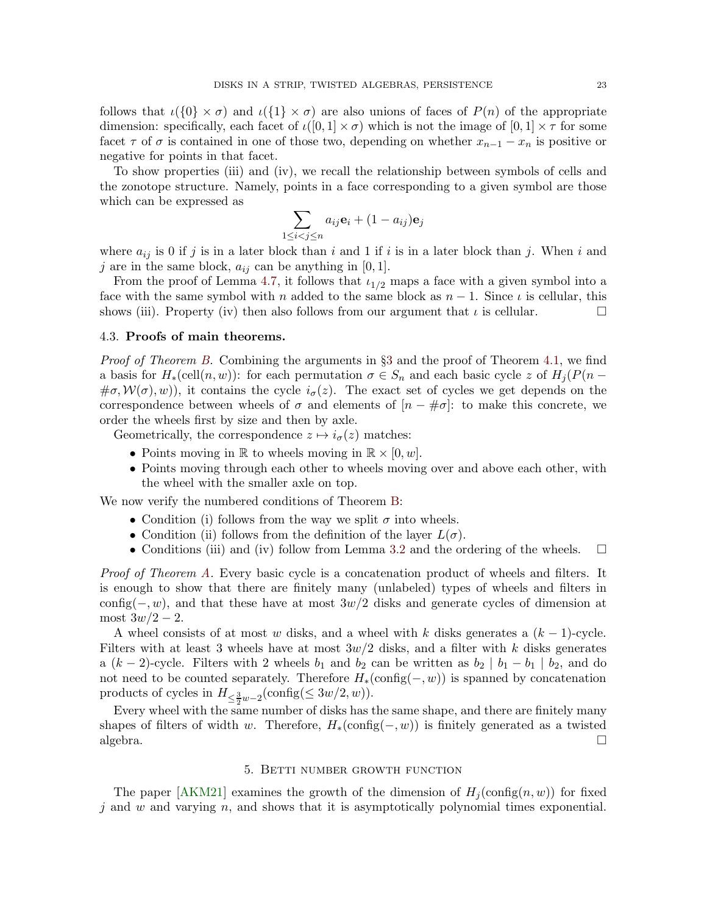follows that $\iota(\{0\} \times \sigma)$ and $\iota(\{1\} \times \sigma)$ are also unions of faces of $P(n)$ of the appropriate dimension: specifically, each facet of $\iota([0,1] \times \sigma)$ which is not the image of $[0,1] \times \tau$ for some facet $\tau$ of $\sigma$ is contained in one of those two, depending on whether $x_{n-1} - x_n$ is positive or negative for points in that facet.

To show properties (iii) and (iv), we recall the relationship between symbols of cells and the zonotope structure. Namely, points in a face corresponding to a given symbol are those which can be expressed as

$$\sum_{1 \leq i < j \leq n} a_{ij}\mathbf{e}_i + (1 - a_{ij})\mathbf{e}_j$$

where $a_{ij}$ is 0 if $j$ is in a later block than $i$ and 1 if $i$ is in a later block than $j$. When $i$ and $j$ are in the same block, $a_{ij}$ can be anything in $[0,1]$.

From the proof of Lemma 4.7, it follows that $\iota_{1/2}$ maps a face with a given symbol into a face with the same symbol with $n$ added to the same block as $n-1$. Since $\iota$ is cellular, this shows (iii). Property (iv) then also follows from our argument that $\iota$ is cellular. □

### 4.3. Proofs of main theorems.

*Proof of Theorem B.* Combining the arguments in §3 and the proof of Theorem 4.1, we find a basis for $H_*(\mathrm{cell}(n, w))$: for each permutation $\sigma \in S_n$ and each basic cycle $z$ of $H_j(P(n - \#\sigma, \mathcal{W}(\sigma), w))$, it contains the cycle $i_\sigma(z)$. The exact set of cycles we get depends on the correspondence between wheels of $\sigma$ and elements of $[n - \#\sigma]$: to make this concrete, we order the wheels first by size and then by axle.

Geometrically, the correspondence $z \mapsto i_\sigma(z)$ matches:

- Points moving in $\mathbb{R}$ to wheels moving in $\mathbb{R} \times [0, w]$.
- Points moving through each other to wheels moving over and above each other, with the wheel with the smaller axle on top.

We now verify the numbered conditions of Theorem B:

- Condition (i) follows from the way we split $\sigma$ into wheels.
- Condition (ii) follows from the definition of the layer $L(\sigma)$.
- Conditions (iii) and (iv) follow from Lemma 3.2 and the ordering of the wheels. □

*Proof of Theorem A.* Every basic cycle is a concatenation product of wheels and filters. It is enough to show that there are finitely many (unlabeled) types of wheels and filters in $\mathrm{config}(-, w)$, and that these have at most $3w/2$ disks and generate cycles of dimension at most $3w/2 - 2$.

A wheel consists of at most $w$ disks, and a wheel with $k$ disks generates a $(k-1)$-cycle. Filters with at least 3 wheels have at most $3w/2$ disks, and a filter with $k$ disks generates a $(k-2)$-cycle. Filters with 2 wheels $b_1$ and $b_2$ can be written as $b_2 \mid b_1 - b_1 \mid b_2$, and do not need to be counted separately. Therefore $H_*(\mathrm{config}(-, w))$ is spanned by concatenation products of cycles in $H_{\leq \frac{3}{2}w - 2}(\mathrm{config}(\leq 3w/2, w))$.

Every wheel with the same number of disks has the same shape, and there are finitely many shapes of filters of width $w$. Therefore, $H_*(\mathrm{config}(-, w))$ is finitely generated as a twisted algebra. □

## 5. Betti number growth function

The paper [AKM21] examines the growth of the dimension of $H_j(\mathrm{config}(n, w))$ for fixed $j$ and $w$ and varying $n$, and shows that it is asymptotically polynomial times exponential.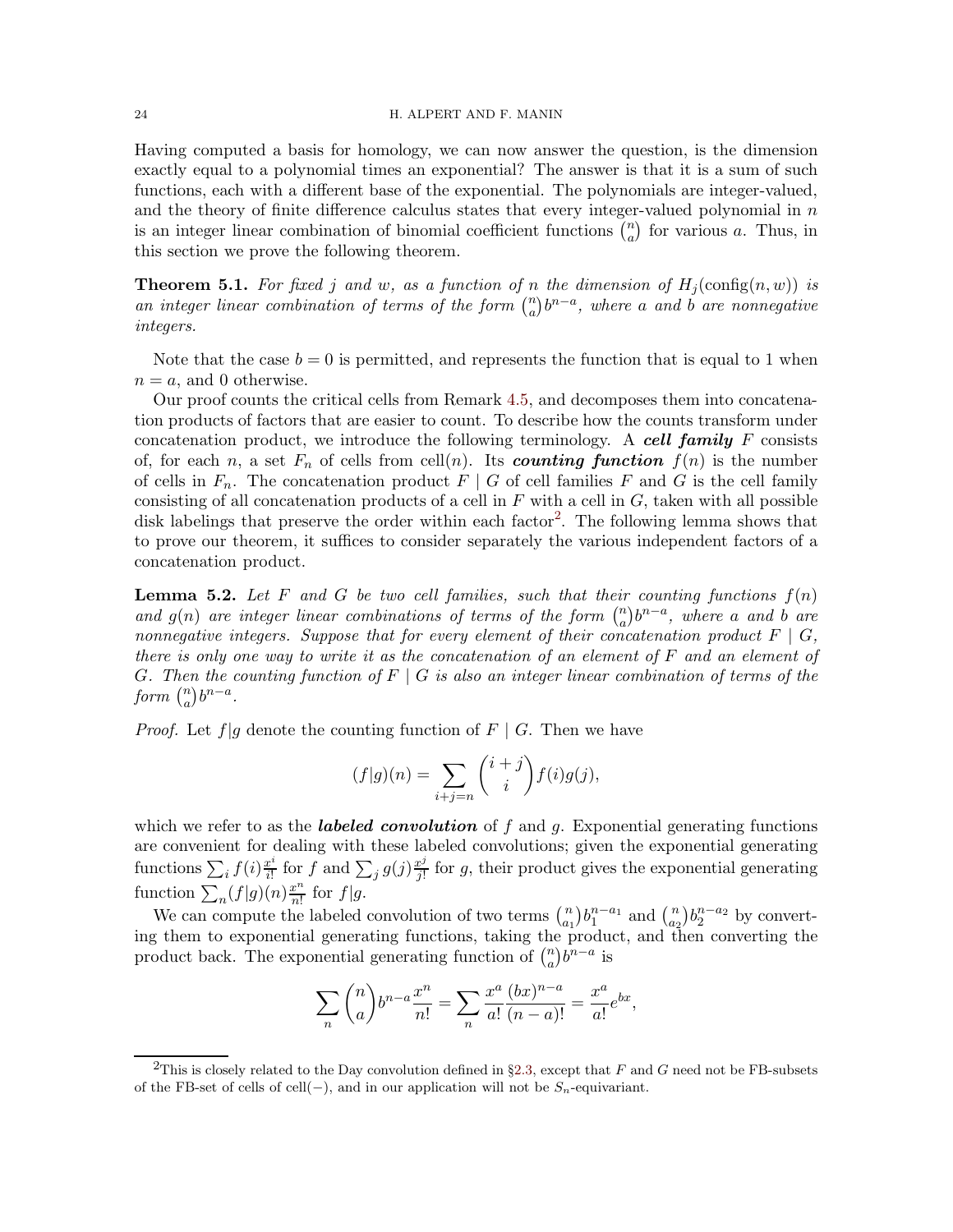Having computed a basis for homology, we can now answer the question, is the dimension exactly equal to a polynomial times an exponential? The answer is that it is a sum of such functions, each with a different base of the exponential. The polynomials are integer-valued, and the theory of finite difference calculus states that every integer-valued polynomial in $n$ is an integer linear combination of binomial coefficient functions $\binom{n}{a}$ for various $a$. Thus, in this section we prove the following theorem.

**Theorem 5.1.** *For fixed $j$ and $w$, as a function of $n$ the dimension of $H_j(\mathrm{config}(n, w))$ is an integer linear combination of terms of the form $\binom{n}{a}b^{n-a}$, where $a$ and $b$ are nonnegative integers.*

Note that the case $b = 0$ is permitted, and represents the function that is equal to 1 when $n = a$, and 0 otherwise.

Our proof counts the critical cells from Remark 4.5, and decomposes them into concatenation products of factors that are easier to count. To describe how the counts transform under concatenation product, we introduce the following terminology. A ***cell family*** $F$ consists of, for each $n$, a set $F_n$ of cells from $\mathrm{cell}(n)$. Its ***counting function*** $f(n)$ is the number of cells in $F_n$. The concatenation product $F \mid G$ of cell families $F$ and $G$ is the cell family consisting of all concatenation products of a cell in $F$ with a cell in $G$, taken with all possible disk labelings that preserve the order within each factor[2]. The following lemma shows that to prove our theorem, it suffices to consider separately the various independent factors of a concatenation product.

**Lemma 5.2.** *Let $F$ and $G$ be two cell families, such that their counting functions $f(n)$ and $g(n)$ are integer linear combinations of terms of the form $\binom{n}{a}b^{n-a}$, where $a$ and $b$ are nonnegative integers. Suppose that for every element of their concatenation product $F \mid G$, there is only one way to write it as the concatenation of an element of $F$ and an element of $G$. Then the counting function of $F \mid G$ is also an integer linear combination of terms of the form $\binom{n}{a}b^{n-a}$.*

*Proof.* Let $f|g$ denote the counting function of $F \mid G$. Then we have

$$(f|g)(n) = \sum_{i+j=n} \binom{i+j}{i} f(i)g(j),$$

which we refer to as the ***labeled convolution*** of $f$ and $g$. Exponential generating functions are convenient for dealing with these labeled convolutions; given the exponential generating functions $\sum_i f(i)\frac{x^i}{i!}$ for $f$ and $\sum_j g(j)\frac{x^j}{j!}$ for $g$, their product gives the exponential generating function $\sum_n (f|g)(n)\frac{x^n}{n!}$ for $f|g$.

We can compute the labeled convolution of two terms $\binom{n}{a_1}b_1^{n-a_1}$ and $\binom{n}{a_2}b_2^{n-a_2}$ by converting them to exponential generating functions, taking the product, and then converting the product back. The exponential generating function of $\binom{n}{a}b^{n-a}$ is

$$\sum_n \binom{n}{a} b^{n-a} \frac{x^n}{n!} = \sum_n \frac{x^a}{a!}\frac{(bx)^{n-a}}{(n-a)!} = \frac{x^a}{a!}e^{bx},$$

[2] This is closely related to the Day convolution defined in §2.3, except that $F$ and $G$ need not be FB-subsets of the FB-set of cells of $\mathrm{cell}(-)$, and in our application will not be $S_n$-equivariant.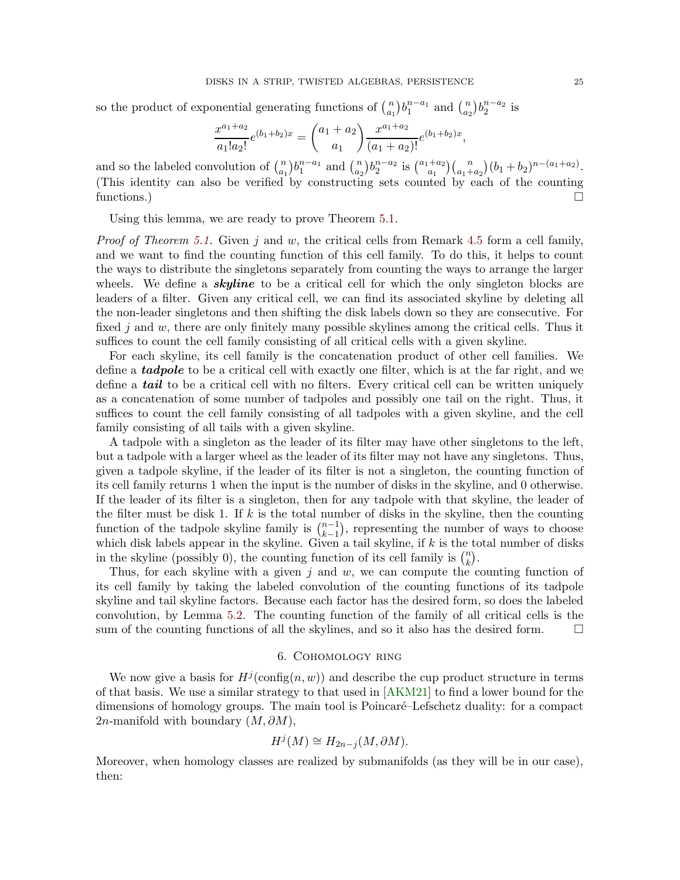so the product of exponential generating functions of $\binom{n}{a_1} b_1^{n-a_1}$ and $\binom{n}{a_2} b_2^{n-a_2}$ is

$$\frac{x^{a_1+a_2}}{a_1! a_2!} e^{(b_1+b_2)x} = \binom{a_1+a_2}{a_1} \frac{x^{a_1+a_2}}{(a_1+a_2)!} e^{(b_1+b_2)x},$$

and so the labeled convolution of $\binom{n}{a_1} b_1^{n-a_1}$ and $\binom{n}{a_2} b_2^{n-a_2}$ is $\binom{a_1+a_2}{a_1}\binom{n}{a_1+a_2}(b_1+b_2)^{n-(a_1+a_2)}$. (This identity can also be verified by constructing sets counted by each of the counting functions.) $\square$

Using this lemma, we are ready to prove Theorem 5.1.

*Proof of Theorem 5.1.* Given $j$ and $w$, the critical cells from Remark 4.5 form a cell family, and we want to find the counting function of this cell family. To do this, it helps to count the ways to distribute the singletons separately from counting the ways to arrange the larger wheels. We define a ***skyline*** to be a critical cell for which the only singleton blocks are leaders of a filter. Given any critical cell, we can find its associated skyline by deleting all the non-leader singletons and then shifting the disk labels down so they are consecutive. For fixed $j$ and $w$, there are only finitely many possible skylines among the critical cells. Thus it suffices to count the cell family consisting of all critical cells with a given skyline.

For each skyline, its cell family is the concatenation product of other cell families. We define a ***tadpole*** to be a critical cell with exactly one filter, which is at the far right, and we define a ***tail*** to be a critical cell with no filters. Every critical cell can be written uniquely as a concatenation of some number of tadpoles and possibly one tail on the right. Thus, it suffices to count the cell family consisting of all tadpoles with a given skyline, and the cell family consisting of all tails with a given skyline.

A tadpole with a singleton as the leader of its filter may have other singletons to the left, but a tadpole with a larger wheel as the leader of its filter may not have any singletons. Thus, given a tadpole skyline, if the leader of its filter is not a singleton, the counting function of its cell family returns 1 when the input is the number of disks in the skyline, and 0 otherwise. If the leader of its filter is a singleton, then for any tadpole with that skyline, the leader of the filter must be disk 1. If $k$ is the total number of disks in the skyline, then the counting function of the tadpole skyline family is $\binom{n-1}{k-1}$, representing the number of ways to choose which disk labels appear in the skyline. Given a tail skyline, if $k$ is the total number of disks in the skyline (possibly 0), the counting function of its cell family is $\binom{n}{k}$.

Thus, for each skyline with a given $j$ and $w$, we can compute the counting function of its cell family by taking the labeled convolution of the counting functions of its tadpole skyline and tail skyline factors. Because each factor has the desired form, so does the labeled convolution, by Lemma 5.2. The counting function of the family of all critical cells is the sum of the counting functions of all the skylines, and so it also has the desired form. $\square$

## 6. Cohomology ring

We now give a basis for $H^j(\text{config}(n, w))$ and describe the cup product structure in terms of that basis. We use a similar strategy to that used in [AKM21] to find a lower bound for the dimensions of homology groups. The main tool is Poincaré–Lefschetz duality: for a compact $2n$-manifold with boundary $(M, \partial M)$,

$$H^j(M) \cong H_{2n-j}(M, \partial M).$$

Moreover, when homology classes are realized by submanifolds (as they will be in our case), then: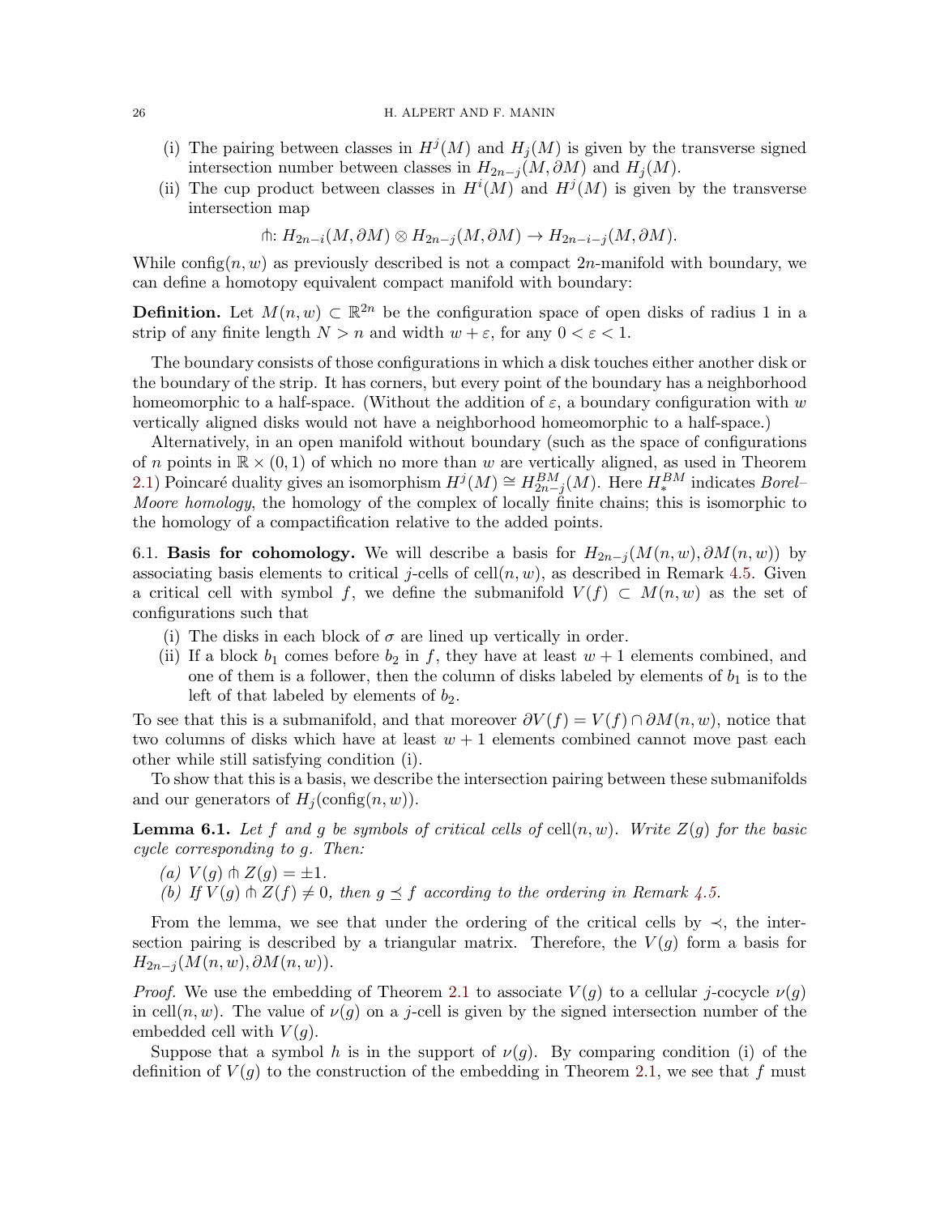(i) The pairing between classes in $H^j(M)$ and $H_j(M)$ is given by the transverse signed intersection number between classes in $H_{2n-j}(M, \partial M)$ and $H_j(M)$.

(ii) The cup product between classes in $H^i(M)$ and $H^j(M)$ is given by the transverse intersection map

$$\pitchfork: H_{2n-i}(M, \partial M) \otimes H_{2n-j}(M, \partial M) \to H_{2n-i-j}(M, \partial M).$$

While $\mathrm{config}(n, w)$ as previously described is not a compact $2n$-manifold with boundary, we can define a homotopy equivalent compact manifold with boundary:

**Definition.** Let $M(n, w) \subset \mathbb{R}^{2n}$ be the configuration space of open disks of radius 1 in a strip of any finite length $N > n$ and width $w + \varepsilon$, for any $0 < \varepsilon < 1$.

The boundary consists of those configurations in which a disk touches either another disk or the boundary of the strip. It has corners, but every point of the boundary has a neighborhood homeomorphic to a half-space. (Without the addition of $\varepsilon$, a boundary configuration with $w$ vertically aligned disks would not have a neighborhood homeomorphic to a half-space.)

Alternatively, in an open manifold without boundary (such as the space of configurations of $n$ points in $\mathbb{R} \times (0, 1)$ of which no more than $w$ are vertically aligned, as used in Theorem 2.1) Poincaré duality gives an isomorphism $H^j(M) \cong H^{BM}_{2n-j}(M)$. Here $H^{BM}_*$ indicates *Borel–Moore homology*, the homology of the complex of locally finite chains; this is isomorphic to the homology of a compactification relative to the added points.

6.1. **Basis for cohomology.** We will describe a basis for $H_{2n-j}(M(n, w), \partial M(n, w))$ by associating basis elements to critical $j$-cells of $\mathrm{cell}(n, w)$, as described in Remark 4.5. Given a critical cell with symbol $f$, we define the submanifold $V(f) \subset M(n, w)$ as the set of configurations such that

(i) The disks in each block of $\sigma$ are lined up vertically in order.

(ii) If a block $b_1$ comes before $b_2$ in $f$, they have at least $w + 1$ elements combined, and one of them is a follower, then the column of disks labeled by elements of $b_1$ is to the left of that labeled by elements of $b_2$.

To see that this is a submanifold, and that moreover $\partial V(f) = V(f) \cap \partial M(n, w)$, notice that two columns of disks which have at least $w + 1$ elements combined cannot move past each other while still satisfying condition (i).

To show that this is a basis, we describe the intersection pairing between these submanifolds and our generators of $H_j(\mathrm{config}(n, w))$.

**Lemma 6.1.** *Let $f$ and $g$ be symbols of critical cells of $\mathrm{cell}(n, w)$. Write $Z(g)$ for the basic cycle corresponding to $g$. Then:*

*(a) $V(g) \pitchfork Z(g) = \pm 1$.*

*(b) If $V(g) \pitchfork Z(f) \neq 0$, then $g \preceq f$ according to the ordering in Remark 4.5.*

From the lemma, we see that under the ordering of the critical cells by $\prec$, the intersection pairing is described by a triangular matrix. Therefore, the $V(g)$ form a basis for $H_{2n-j}(M(n, w), \partial M(n, w))$.

*Proof.* We use the embedding of Theorem 2.1 to associate $V(g)$ to a cellular $j$-cocycle $\nu(g)$ in $\mathrm{cell}(n, w)$. The value of $\nu(g)$ on a $j$-cell is given by the signed intersection number of the embedded cell with $V(g)$.

Suppose that a symbol $h$ is in the support of $\nu(g)$. By comparing condition (i) of the definition of $V(g)$ to the construction of the embedding in Theorem 2.1, we see that $f$ must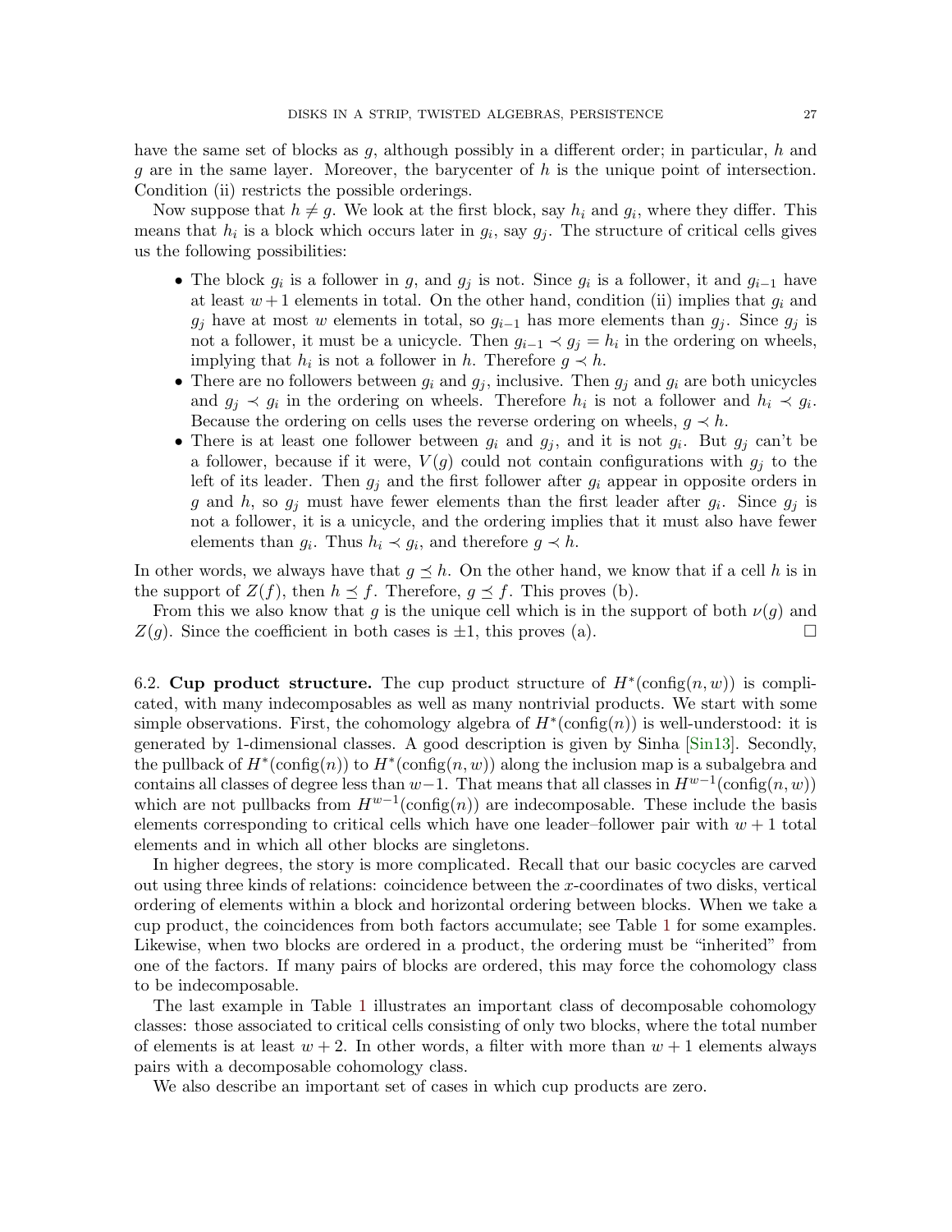have the same set of blocks as $g$, although possibly in a different order; in particular, $h$ and $g$ are in the same layer. Moreover, the barycenter of $h$ is the unique point of intersection. Condition (ii) restricts the possible orderings.

Now suppose that $h \neq g$. We look at the first block, say $h_i$ and $g_i$, where they differ. This means that $h_i$ is a block which occurs later in $g_i$, say $g_j$. The structure of critical cells gives us the following possibilities:

- The block $g_i$ is a follower in $g$, and $g_j$ is not. Since $g_i$ is a follower, it and $g_{i-1}$ have at least $w+1$ elements in total. On the other hand, condition (ii) implies that $g_i$ and $g_j$ have at most $w$ elements in total, so $g_{i-1}$ has more elements than $g_j$. Since $g_j$ is not a follower, it must be a unicycle. Then $g_{i-1} \prec g_j = h_i$ in the ordering on wheels, implying that $h_i$ is not a follower in $h$. Therefore $g \prec h$.
- There are no followers between $g_i$ and $g_j$, inclusive. Then $g_j$ and $g_i$ are both unicycles and $g_j \prec g_i$ in the ordering on wheels. Therefore $h_i$ is not a follower and $h_i \prec g_i$. Because the ordering on cells uses the reverse ordering on wheels, $g \prec h$.
- There is at least one follower between $g_i$ and $g_j$, and it is not $g_i$. But $g_j$ can't be a follower, because if it were, $V(g)$ could not contain configurations with $g_j$ to the left of its leader. Then $g_j$ and the first follower after $g_i$ appear in opposite orders in $g$ and $h$, so $g_j$ must have fewer elements than the first leader after $g_i$. Since $g_j$ is not a follower, it is a unicycle, and the ordering implies that it must also have fewer elements than $g_i$. Thus $h_i \prec g_i$, and therefore $g \prec h$.

In other words, we always have that $g \preceq h$. On the other hand, we know that if a cell $h$ is in the support of $Z(f)$, then $h \preceq f$. Therefore, $g \preceq f$. This proves (b).

From this we also know that $g$ is the unique cell which is in the support of both $\nu(g)$ and $Z(g)$. Since the coefficient in both cases is $\pm 1$, this proves (a). $\square$

6.2. **Cup product structure.** The cup product structure of $H^*(\text{config}(n, w))$ is complicated, with many indecomposables as well as many nontrivial products. We start with some simple observations. First, the cohomology algebra of $H^*(\text{config}(n))$ is well-understood: it is generated by 1-dimensional classes. A good description is given by Sinha [Sin13]. Secondly, the pullback of $H^*(\text{config}(n))$ to $H^*(\text{config}(n, w))$ along the inclusion map is a subalgebra and contains all classes of degree less than $w-1$. That means that all classes in $H^{w-1}(\text{config}(n, w))$ which are not pullbacks from $H^{w-1}(\text{config}(n))$ are indecomposable. These include the basis elements corresponding to critical cells which have one leader–follower pair with $w+1$ total elements and in which all other blocks are singletons.

In higher degrees, the story is more complicated. Recall that our basic cocycles are carved out using three kinds of relations: coincidence between the $x$-coordinates of two disks, vertical ordering of elements within a block and horizontal ordering between blocks. When we take a cup product, the coincidences from both factors accumulate; see Table 1 for some examples. Likewise, when two blocks are ordered in a product, the ordering must be "inherited" from one of the factors. If many pairs of blocks are ordered, this may force the cohomology class to be indecomposable.

The last example in Table 1 illustrates an important class of decomposable cohomology classes: those associated to critical cells consisting of only two blocks, where the total number of elements is at least $w+2$. In other words, a filter with more than $w+1$ elements always pairs with a decomposable cohomology class.

We also describe an important set of cases in which cup products are zero.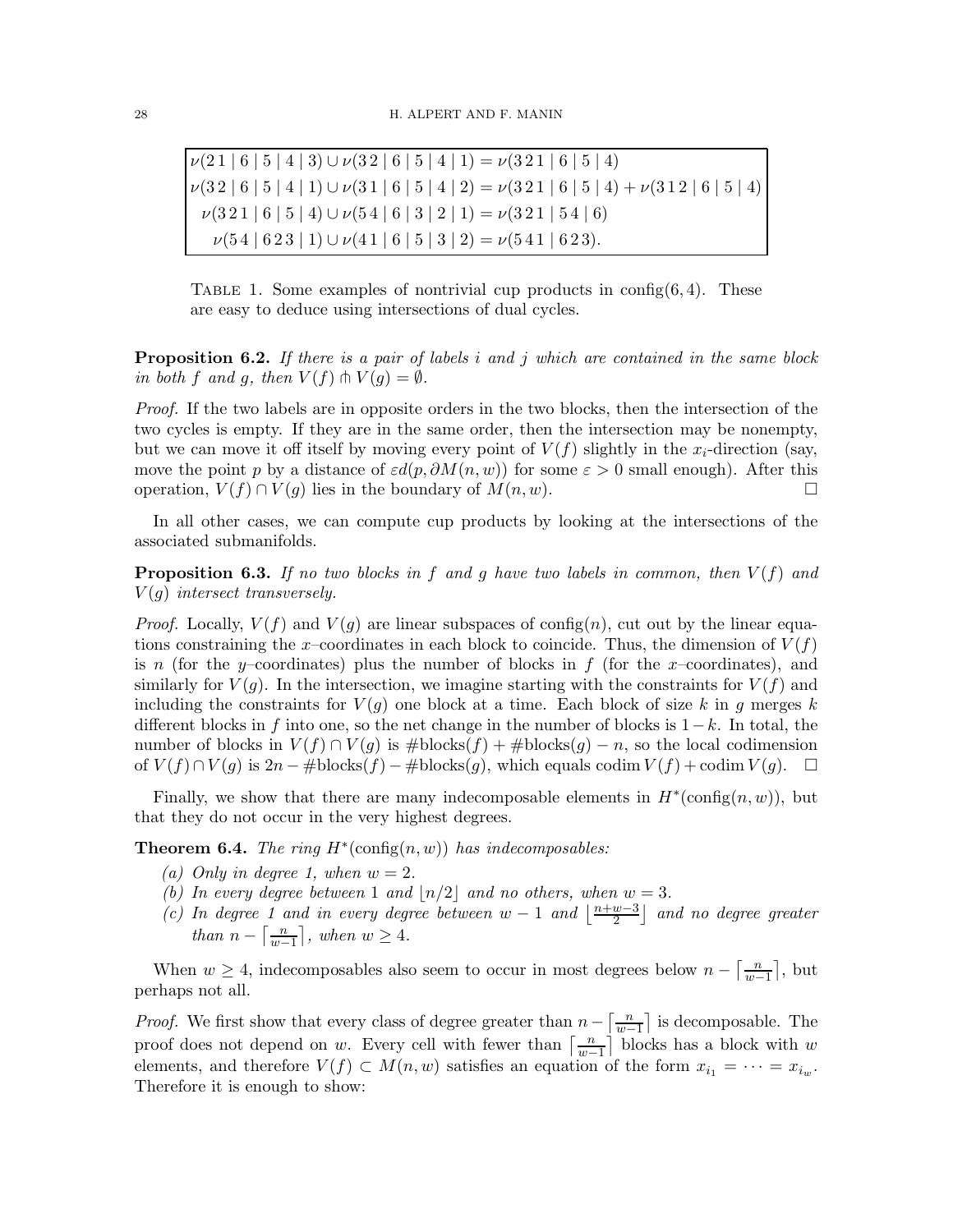| |
|---|
| $\nu(2\,1 \mid 6 \mid 5 \mid 4 \mid 3) \cup \nu(3\,2 \mid 6 \mid 5 \mid 4 \mid 1) = \nu(3\,2\,1 \mid 6 \mid 5 \mid 4)$ |
| $\nu(3\,2 \mid 6 \mid 5 \mid 4 \mid 1) \cup \nu(3\,1 \mid 6 \mid 5 \mid 4 \mid 2) = \nu(3\,2\,1 \mid 6 \mid 5 \mid 4) + \nu(3\,1\,2 \mid 6 \mid 5 \mid 4)$ |
| $\nu(3\,2\,1 \mid 6 \mid 5 \mid 4) \cup \nu(5\,4 \mid 6 \mid 3 \mid 2 \mid 1) = \nu(3\,2\,1 \mid 5\,4 \mid 6)$ |
| $\nu(5\,4 \mid 6\,2\,3 \mid 1) \cup \nu(4\,1 \mid 6 \mid 5 \mid 3 \mid 2) = \nu(5\,4\,1 \mid 6\,2\,3).$ |

Table 1. Some examples of nontrivial cup products in config(6, 4). These are easy to deduce using intersections of dual cycles.

**Proposition 6.2.** *If there is a pair of labels $i$ and $j$ which are contained in the same block in both $f$ and $g$, then $V(f) \pitchfork V(g) = \emptyset$.*

*Proof.* If the two labels are in opposite orders in the two blocks, then the intersection of the two cycles is empty. If they are in the same order, then the intersection may be nonempty, but we can move it off itself by moving every point of $V(f)$ slightly in the $x_i$-direction (say, move the point $p$ by a distance of $\varepsilon d(p, \partial M(n, w))$ for some $\varepsilon > 0$ small enough). After this operation, $V(f) \cap V(g)$ lies in the boundary of $M(n, w)$. □

In all other cases, we can compute cup products by looking at the intersections of the associated submanifolds.

**Proposition 6.3.** *If no two blocks in $f$ and $g$ have two labels in common, then $V(f)$ and $V(g)$ intersect transversely.*

*Proof.* Locally, $V(f)$ and $V(g)$ are linear subspaces of config$(n)$, cut out by the linear equations constraining the $x$–coordinates in each block to coincide. Thus, the dimension of $V(f)$ is $n$ (for the $y$–coordinates) plus the number of blocks in $f$ (for the $x$–coordinates), and similarly for $V(g)$. In the intersection, we imagine starting with the constraints for $V(f)$ and including the constraints for $V(g)$ one block at a time. Each block of size $k$ in $g$ merges $k$ different blocks in $f$ into one, so the net change in the number of blocks is $1-k$. In total, the number of blocks in $V(f) \cap V(g)$ is $\#\text{blocks}(f) + \#\text{blocks}(g) - n$, so the local codimension of $V(f) \cap V(g)$ is $2n - \#\text{blocks}(f) - \#\text{blocks}(g)$, which equals $\operatorname{codim} V(f) + \operatorname{codim} V(g)$. □

Finally, we show that there are many indecomposable elements in $H^*(\text{config}(n, w))$, but that they do not occur in the very highest degrees.

**Theorem 6.4.** *The ring $H^*(\text{config}(n, w))$ has indecomposables:*

*(a) Only in degree 1, when $w = 2$.*
*(b) In every degree between 1 and $\lfloor n/2 \rfloor$ and no others, when $w = 3$.*
*(c) In degree 1 and in every degree between $w - 1$ and $\left\lfloor \frac{n+w-3}{2} \right\rfloor$ and no degree greater than $n - \left\lceil \frac{n}{w-1} \right\rceil$, when $w \geq 4$.*

When $w \geq 4$, indecomposables also seem to occur in most degrees below $n - \left\lceil \frac{n}{w-1} \right\rceil$, but perhaps not all.

*Proof.* We first show that every class of degree greater than $n - \left\lceil \frac{n}{w-1} \right\rceil$ is decomposable. The proof does not depend on $w$. Every cell with fewer than $\left\lceil \frac{n}{w-1} \right\rceil$ blocks has a block with $w$ elements, and therefore $V(f) \subset M(n, w)$ satisfies an equation of the form $x_{i_1} = \cdots = x_{i_w}$. Therefore it is enough to show: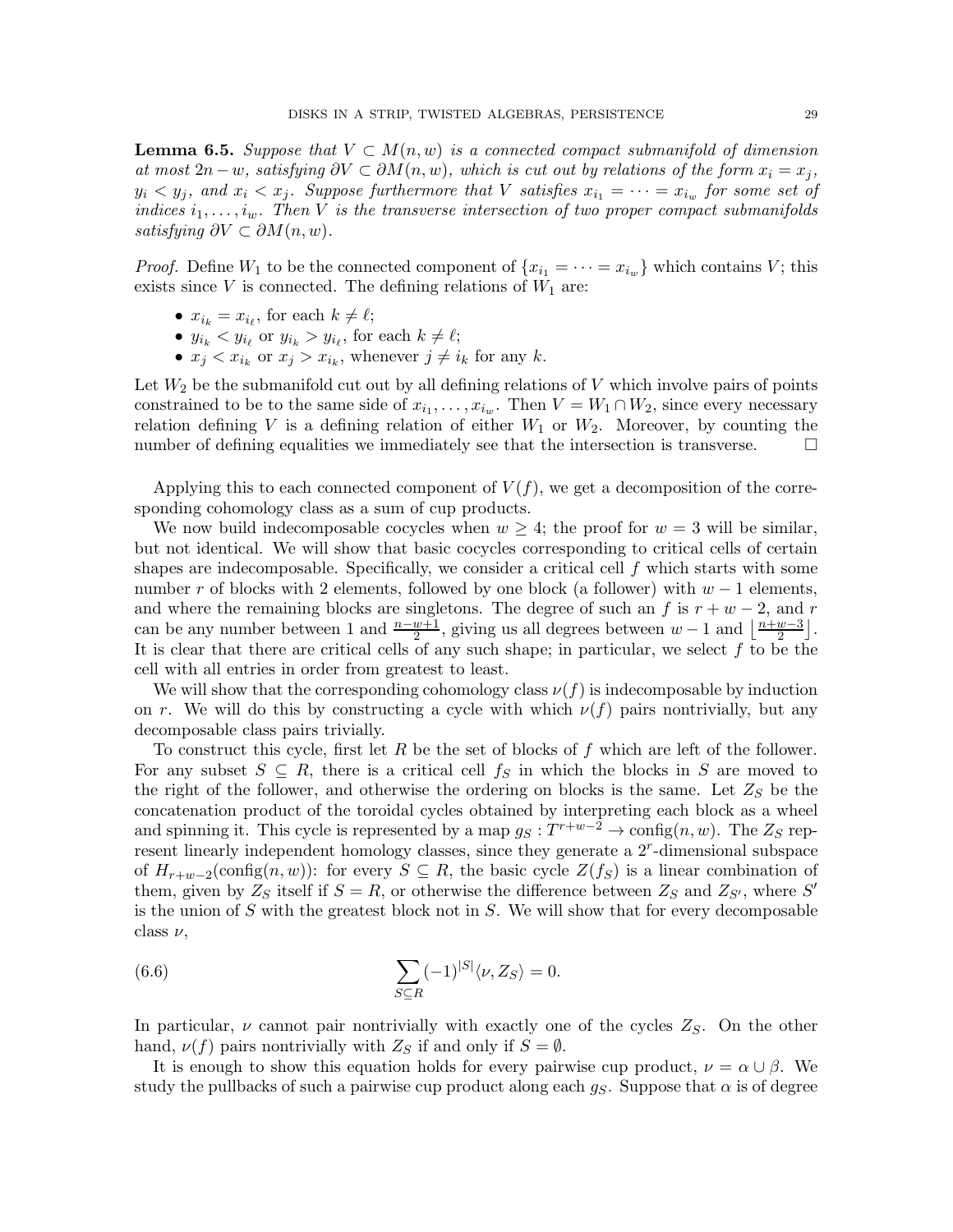**Lemma 6.5.** *Suppose that $V \subset M(n,w)$ is a connected compact submanifold of dimension at most $2n - w$, satisfying $\partial V \subset \partial M(n,w)$, which is cut out by relations of the form $x_i = x_j$, $y_i < y_j$, and $x_i < x_j$. Suppose furthermore that $V$ satisfies $x_{i_1} = \cdots = x_{i_w}$ for some set of indices $i_1, \ldots, i_w$. Then $V$ is the transverse intersection of two proper compact submanifolds satisfying $\partial V \subset \partial M(n,w)$.*

*Proof.* Define $W_1$ to be the connected component of $\{x_{i_1} = \cdots = x_{i_w}\}$ which contains $V$; this exists since $V$ is connected. The defining relations of $W_1$ are:

- $x_{i_k} = x_{i_\ell}$, for each $k \neq \ell$;
- $y_{i_k} < y_{i_\ell}$ or $y_{i_k} > y_{i_\ell}$, for each $k \neq \ell$;
- $x_j < x_{i_k}$ or $x_j > x_{i_k}$, whenever $j \neq i_k$ for any $k$.

Let $W_2$ be the submanifold cut out by all defining relations of $V$ which involve pairs of points constrained to be to the same side of $x_{i_1}, \ldots, x_{i_w}$. Then $V = W_1 \cap W_2$, since every necessary relation defining $V$ is a defining relation of either $W_1$ or $W_2$. Moreover, by counting the number of defining equalities we immediately see that the intersection is transverse. $\square$

Applying this to each connected component of $V(f)$, we get a decomposition of the corresponding cohomology class as a sum of cup products.

We now build indecomposable cocycles when $w \geq 4$; the proof for $w = 3$ will be similar, but not identical. We will show that basic cocycles corresponding to critical cells of certain shapes are indecomposable. Specifically, we consider a critical cell $f$ which starts with some number $r$ of blocks with 2 elements, followed by one block (a follower) with $w-1$ elements, and where the remaining blocks are singletons. The degree of such an $f$ is $r + w - 2$, and $r$ can be any number between 1 and $\frac{n-w+1}{2}$, giving us all degrees between $w-1$ and $\left\lfloor \frac{n+w-3}{2} \right\rfloor$. It is clear that there are critical cells of any such shape; in particular, we select $f$ to be the cell with all entries in order from greatest to least.

We will show that the corresponding cohomology class $\nu(f)$ is indecomposable by induction on $r$. We will do this by constructing a cycle with which $\nu(f)$ pairs nontrivially, but any decomposable class pairs trivially.

To construct this cycle, first let $R$ be the set of blocks of $f$ which are left of the follower. For any subset $S \subseteq R$, there is a critical cell $f_S$ in which the blocks in $S$ are moved to the right of the follower, and otherwise the ordering on blocks is the same. Let $Z_S$ be the concatenation product of the toroidal cycles obtained by interpreting each block as a wheel and spinning it. This cycle is represented by a map $g_S : T^{r+w-2} \to \mathrm{config}(n,w)$. The $Z_S$ represent linearly independent homology classes, since they generate a $2^r$-dimensional subspace of $H_{r+w-2}(\mathrm{config}(n,w))$: for every $S \subseteq R$, the basic cycle $Z(f_S)$ is a linear combination of them, given by $Z_S$ itself if $S = R$, or otherwise the difference between $Z_S$ and $Z_{S'}$, where $S'$ is the union of $S$ with the greatest block not in $S$. We will show that for every decomposable class $\nu$,

$$\sum_{S \subseteq R} (-1)^{|S|} \langle \nu, Z_S \rangle = 0. \tag{6.6}$$

In particular, $\nu$ cannot pair nontrivially with exactly one of the cycles $Z_S$. On the other hand, $\nu(f)$ pairs nontrivially with $Z_S$ if and only if $S = \emptyset$.

It is enough to show this equation holds for every pairwise cup product, $\nu = \alpha \cup \beta$. We study the pullbacks of such a pairwise cup product along each $g_S$. Suppose that $\alpha$ is of degree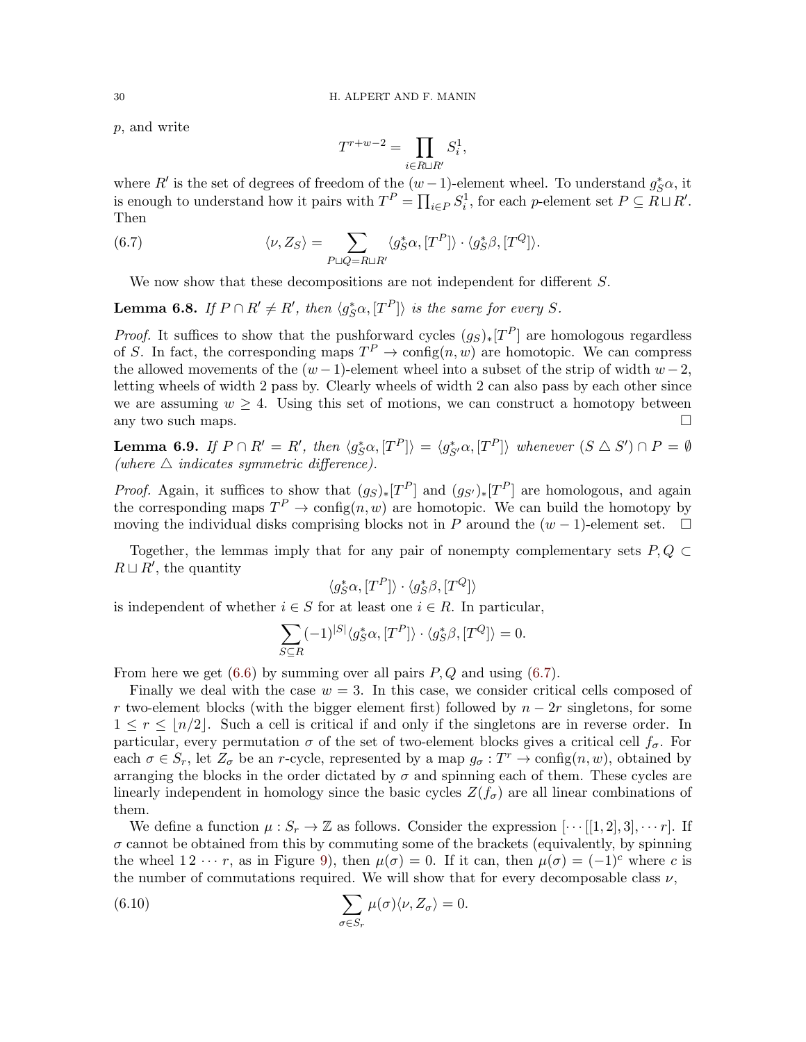$p$, and write

$$T^{r+w-2} = \prod_{i \in R \sqcup R'} S^1_i,$$

where $R'$ is the set of degrees of freedom of the $(w-1)$-element wheel. To understand $g_S^*\alpha$, it is enough to understand how it pairs with $T^P = \prod_{i \in P} S^1_i$, for each $p$-element set $P \subseteq R \sqcup R'$. Then

$$\langle \nu, Z_S \rangle = \sum_{P \sqcup Q = R \sqcup R'} \langle g_S^*\alpha, [T^P] \rangle \cdot \langle g_S^*\beta, [T^Q] \rangle. \tag{6.7}$$

We now show that these decompositions are not independent for different $S$.

**Lemma 6.8.** *If $P \cap R' \neq R'$, then $\langle g_S^*\alpha, [T^P] \rangle$ is the same for every $S$.*

*Proof.* It suffices to show that the pushforward cycles $(g_S)_*[T^P]$ are homologous regardless of $S$. In fact, the corresponding maps $T^P \to \mathrm{config}(n, w)$ are homotopic. We can compress the allowed movements of the $(w-1)$-element wheel into a subset of the strip of width $w-2$, letting wheels of width 2 pass by. Clearly wheels of width 2 can also pass by each other since we are assuming $w \geq 4$. Using this set of motions, we can construct a homotopy between any two such maps. $\square$

**Lemma 6.9.** *If $P \cap R' = R'$, then $\langle g_S^*\alpha, [T^P] \rangle = \langle g_{S'}^*\alpha, [T^P] \rangle$ whenever $(S \triangle S') \cap P = \emptyset$ (where $\triangle$ indicates symmetric difference).*

*Proof.* Again, it suffices to show that $(g_S)_*[T^P]$ and $(g_{S'})_*[T^P]$ are homologous, and again the corresponding maps $T^P \to \mathrm{config}(n, w)$ are homotopic. We can build the homotopy by moving the individual disks comprising blocks not in $P$ around the $(w-1)$-element set. $\square$

Together, the lemmas imply that for any pair of nonempty complementary sets $P, Q \subset R \sqcup R'$, the quantity

$$\langle g_S^*\alpha, [T^P] \rangle \cdot \langle g_S^*\beta, [T^Q] \rangle$$

is independent of whether $i \in S$ for at least one $i \in R$. In particular,

$$\sum_{S \subseteq R} (-1)^{|S|} \langle g_S^*\alpha, [T^P] \rangle \cdot \langle g_S^*\beta, [T^Q] \rangle = 0.$$

From here we get (6.6) by summing over all pairs $P, Q$ and using (6.7).

Finally we deal with the case $w = 3$. In this case, we consider critical cells composed of $r$ two-element blocks (with the bigger element first) followed by $n - 2r$ singletons, for some $1 \leq r \leq \lfloor n/2 \rfloor$. Such a cell is critical if and only if the singletons are in reverse order. In particular, every permutation $\sigma$ of the set of two-element blocks gives a critical cell $f_\sigma$. For each $\sigma \in S_r$, let $Z_\sigma$ be an $r$-cycle, represented by a map $g_\sigma : T^r \to \mathrm{config}(n, w)$, obtained by arranging the blocks in the order dictated by $\sigma$ and spinning each of them. These cycles are linearly independent in homology since the basic cycles $Z(f_\sigma)$ are all linear combinations of them.

We define a function $\mu : S_r \to \mathbb{Z}$ as follows. Consider the expression $[\cdots[[1, 2], 3], \cdots r]$. If $\sigma$ cannot be obtained from this by commuting some of the brackets (equivalently, by spinning the wheel $1\,2\,\cdots\,r$, as in Figure 9), then $\mu(\sigma) = 0$. If it can, then $\mu(\sigma) = (-1)^c$ where $c$ is the number of commutations required. We will show that for every decomposable class $\nu$,

$$\sum_{\sigma \in S_r} \mu(\sigma) \langle \nu, Z_\sigma \rangle = 0. \tag{6.10}$$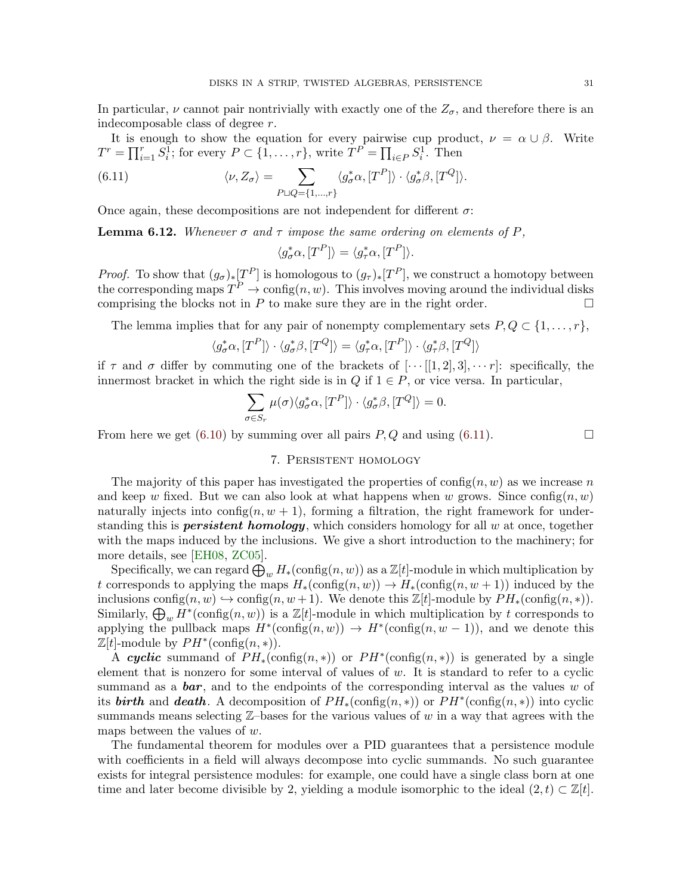In particular, $\nu$ cannot pair nontrivially with exactly one of the $Z_\sigma$, and therefore there is an indecomposable class of degree $r$.

It is enough to show the equation for every pairwise cup product, $\nu = \alpha \cup \beta$. Write $T^r = \prod_{i=1}^r S^1_i$; for every $P \subset \{1, \dots, r\}$, write $T^P = \prod_{i \in P} S^1_i$. Then

$$\langle \nu, Z_\sigma \rangle = \sum_{P \sqcup Q = \{1,\dots,r\}} \langle g_\sigma^* \alpha, [T^P] \rangle \cdot \langle g_\sigma^* \beta, [T^Q] \rangle. \tag{6.11}$$

Once again, these decompositions are not independent for different $\sigma$:

**Lemma 6.12.** *Whenever $\sigma$ and $\tau$ impose the same ordering on elements of $P$,*

$$\langle g_\sigma^* \alpha, [T^P] \rangle = \langle g_\tau^* \alpha, [T^P] \rangle.$$

*Proof.* To show that $(g_\sigma)_*[T^P]$ is homologous to $(g_\tau)_*[T^P]$, we construct a homotopy between the corresponding maps $T^P \to \operatorname{config}(n, w)$. This involves moving around the individual disks comprising the blocks not in $P$ to make sure they are in the right order. □

The lemma implies that for any pair of nonempty complementary sets $P, Q \subset \{1, \dots, r\}$,

$$\langle g_\sigma^* \alpha, [T^P] \rangle \cdot \langle g_\sigma^* \beta, [T^Q] \rangle = \langle g_\tau^* \alpha, [T^P] \rangle \cdot \langle g_\tau^* \beta, [T^Q] \rangle$$

if $\tau$ and $\sigma$ differ by commuting one of the brackets of $[\cdots[[1,2],3],\cdots r]$: specifically, the innermost bracket in which the right side is in $Q$ if $1 \in P$, or vice versa. In particular,

$$\sum_{\sigma \in S_r} \mu(\sigma) \langle g_\sigma^* \alpha, [T^P] \rangle \cdot \langle g_\sigma^* \beta, [T^Q] \rangle = 0.$$

From here we get (6.10) by summing over all pairs $P, Q$ and using (6.11). □

## 7. Persistent homology

The majority of this paper has investigated the properties of $\operatorname{config}(n, w)$ as we increase $n$ and keep $w$ fixed. But we can also look at what happens when $w$ grows. Since $\operatorname{config}(n, w)$ naturally injects into $\operatorname{config}(n, w+1)$, forming a filtration, the right framework for understanding this is ***persistent homology***, which considers homology for all $w$ at once, together with the maps induced by the inclusions. We give a short introduction to the machinery; for more details, see [EH08, ZC05].

Specifically, we can regard $\bigoplus_w H_*(\operatorname{config}(n, w))$ as a $\mathbb{Z}[t]$-module in which multiplication by $t$ corresponds to applying the maps $H_*(\operatorname{config}(n, w)) \to H_*(\operatorname{config}(n, w+1))$ induced by the inclusions $\operatorname{config}(n, w) \hookrightarrow \operatorname{config}(n, w+1)$. We denote this $\mathbb{Z}[t]$-module by $PH_*(\operatorname{config}(n, *))$. Similarly, $\bigoplus_w H^*(\operatorname{config}(n, w))$ is a $\mathbb{Z}[t]$-module in which multiplication by $t$ corresponds to applying the pullback maps $H^*(\operatorname{config}(n, w)) \to H^*(\operatorname{config}(n, w-1))$, and we denote this $\mathbb{Z}[t]$-module by $PH^*(\operatorname{config}(n, *))$.

A ***cyclic*** summand of $PH_*(\operatorname{config}(n, *))$ or $PH^*(\operatorname{config}(n, *))$ is generated by a single element that is nonzero for some interval of values of $w$. It is standard to refer to a cyclic summand as a ***bar***, and to the endpoints of the corresponding interval as the values $w$ of its ***birth*** and ***death***. A decomposition of $PH_*(\operatorname{config}(n, *))$ or $PH^*(\operatorname{config}(n, *))$ into cyclic summands means selecting $\mathbb{Z}$–bases for the various values of $w$ in a way that agrees with the maps between the values of $w$.

The fundamental theorem for modules over a PID guarantees that a persistence module with coefficients in a field will always decompose into cyclic summands. No such guarantee exists for integral persistence modules: for example, one could have a single class born at one time and later become divisible by 2, yielding a module isomorphic to the ideal $(2, t) \subset \mathbb{Z}[t]$.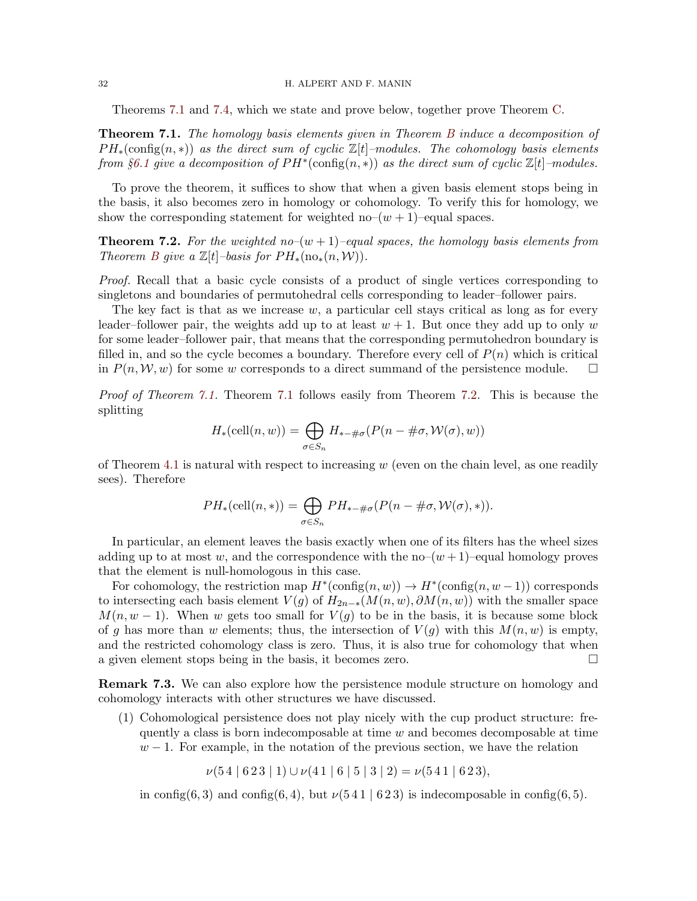Theorems 7.1 and 7.4, which we state and prove below, together prove Theorem C.

**Theorem 7.1.** *The homology basis elements given in Theorem B induce a decomposition of $PH_*(\mathrm{config}(n,*))$ as the direct sum of cyclic $\mathbb{Z}[t]$–modules. The cohomology basis elements from §6.1 give a decomposition of $PH^*(\mathrm{config}(n,*))$ as the direct sum of cyclic $\mathbb{Z}[t]$–modules.*

To prove the theorem, it suffices to show that when a given basis element stops being in the basis, it also becomes zero in homology or cohomology. To verify this for homology, we show the corresponding statement for weighted no–$(w+1)$–equal spaces.

**Theorem 7.2.** *For the weighted no–$(w+1)$–equal spaces, the homology basis elements from Theorem B give a $\mathbb{Z}[t]$–basis for $PH_*(\mathrm{no}_*(n,\mathcal{W}))$.*

*Proof.* Recall that a basic cycle consists of a product of single vertices corresponding to singletons and boundaries of permutohedral cells corresponding to leader–follower pairs.

The key fact is that as we increase $w$, a particular cell stays critical as long as for every leader–follower pair, the weights add up to at least $w+1$. But once they add up to only $w$ for some leader–follower pair, that means that the corresponding permutohedron boundary is filled in, and so the cycle becomes a boundary. Therefore every cell of $P(n)$ which is critical in $P(n,\mathcal{W},w)$ for some $w$ corresponds to a direct summand of the persistence module. $\square$

*Proof of Theorem 7.1.* Theorem 7.1 follows easily from Theorem 7.2. This is because the splitting

$$H_*(\mathrm{cell}(n,w)) = \bigoplus_{\sigma \in S_n} H_{*-\#\sigma}(P(n-\#\sigma, \mathcal{W}(\sigma), w))$$

of Theorem 4.1 is natural with respect to increasing $w$ (even on the chain level, as one readily sees). Therefore

$$PH_*(\mathrm{cell}(n,*)) = \bigoplus_{\sigma \in S_n} PH_{*-\#\sigma}(P(n-\#\sigma, \mathcal{W}(\sigma), *)).$$

In particular, an element leaves the basis exactly when one of its filters has the wheel sizes adding up to at most $w$, and the correspondence with the no–$(w+1)$–equal homology proves that the element is null-homologous in this case.

For cohomology, the restriction map $H^*(\mathrm{config}(n,w)) \to H^*(\mathrm{config}(n,w-1))$ corresponds to intersecting each basis element $V(g)$ of $H_{2n-*}(M(n,w), \partial M(n,w))$ with the smaller space $M(n,w-1)$. When $w$ gets too small for $V(g)$ to be in the basis, it is because some block of $g$ has more than $w$ elements; thus, the intersection of $V(g)$ with this $M(n,w)$ is empty, and the restricted cohomology class is zero. Thus, it is also true for cohomology that when a given element stops being in the basis, it becomes zero. $\square$

**Remark 7.3.** We can also explore how the persistence module structure on homology and cohomology interacts with other structures we have discussed.

1. Cohomological persistence does not play nicely with the cup product structure: frequently a class is born indecomposable at time $w$ and becomes decomposable at time $w-1$. For example, in the notation of the previous section, we have the relation

$$\nu(5\,4 \mid 6\,2\,3 \mid 1) \cup \nu(4\,1 \mid 6 \mid 5 \mid 3 \mid 2) = \nu(5\,4\,1 \mid 6\,2\,3),$$

in $\mathrm{config}(6,3)$ and $\mathrm{config}(6,4)$, but $\nu(5\,4\,1 \mid 6\,2\,3)$ is indecomposable in $\mathrm{config}(6,5)$.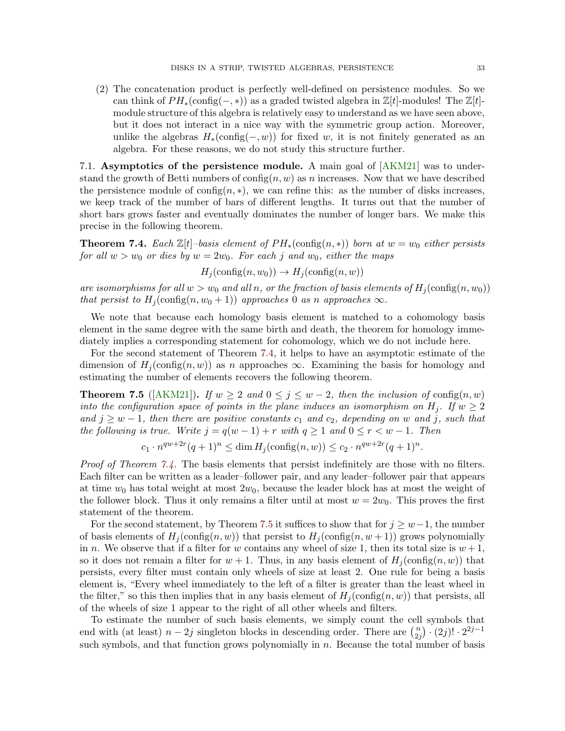(2) The concatenation product is perfectly well-defined on persistence modules. So we can think of $PH_*(\text{config}(-,*))$ as a graded twisted algebra in $\mathbb{Z}[t]$-modules! The $\mathbb{Z}[t]$-module structure of this algebra is relatively easy to understand as we have seen above, but it does not interact in a nice way with the symmetric group action. Moreover, unlike the algebras $H_*(\text{config}(-,w))$ for fixed $w$, it is not finitely generated as an algebra. For these reasons, we do not study this structure further.

## 7.1. Asymptotics of the persistence module.

A main goal of [AKM21] was to understand the growth of Betti numbers of $\text{config}(n,w)$ as $n$ increases. Now that we have described the persistence module of $\text{config}(n,*)$, we can refine this: as the number of disks increases, we keep track of the number of bars of different lengths. It turns out that the number of short bars grows faster and eventually dominates the number of longer bars. We make this precise in the following theorem.

**Theorem 7.4.** *Each $\mathbb{Z}[t]$–basis element of $PH_*(\text{config}(n,*))$ born at $w = w_0$ either persists for all $w > w_0$ or dies by $w = 2w_0$. For each $j$ and $w_0$, either the maps*

$$H_j(\text{config}(n,w_0)) \to H_j(\text{config}(n,w))$$

*are isomorphisms for all $w > w_0$ and all $n$, or the fraction of basis elements of $H_j(\text{config}(n,w_0))$ that persist to $H_j(\text{config}(n,w_0+1))$ approaches $0$ as $n$ approaches $\infty$.*

We note that because each homology basis element is matched to a cohomology basis element in the same degree with the same birth and death, the theorem for homology immediately implies a corresponding statement for cohomology, which we do not include here.

For the second statement of Theorem 7.4, it helps to have an asymptotic estimate of the dimension of $H_j(\text{config}(n,w))$ as $n$ approaches $\infty$. Examining the basis for homology and estimating the number of elements recovers the following theorem.

**Theorem 7.5** ([AKM21])**.** *If $w \geq 2$ and $0 \leq j \leq w-2$, then the inclusion of $\text{config}(n,w)$ into the configuration space of points in the plane induces an isomorphism on $H_j$. If $w \geq 2$ and $j \geq w-1$, then there are positive constants $c_1$ and $c_2$, depending on $w$ and $j$, such that the following is true. Write $j = q(w-1)+r$ with $q \geq 1$ and $0 \leq r < w-1$. Then*

$$c_1 \cdot n^{qw+2r}(q+1)^n \leq \dim H_j(\text{config}(n,w)) \leq c_2 \cdot n^{qw+2r}(q+1)^n.$$

*Proof of Theorem 7.4.* The basis elements that persist indefinitely are those with no filters. Each filter can be written as a leader–follower pair, and any leader–follower pair that appears at time $w_0$ has total weight at most $2w_0$, because the leader block has at most the weight of the follower block. Thus it only remains a filter until at most $w = 2w_0$. This proves the first statement of the theorem.

For the second statement, by Theorem 7.5 it suffices to show that for $j \geq w-1$, the number of basis elements of $H_j(\text{config}(n,w))$ that persist to $H_j(\text{config}(n,w+1))$ grows polynomially in $n$. We observe that if a filter for $w$ contains any wheel of size 1, then its total size is $w+1$, so it does not remain a filter for $w+1$. Thus, in any basis element of $H_j(\text{config}(n,w))$ that persists, every filter must contain only wheels of size at least 2. One rule for being a basis element is, "Every wheel immediately to the left of a filter is greater than the least wheel in the filter," so this then implies that in any basis element of $H_j(\text{config}(n,w))$ that persists, all of the wheels of size 1 appear to the right of all other wheels and filters.

To estimate the number of such basis elements, we simply count the cell symbols that end with (at least) $n-2j$ singleton blocks in descending order. There are $\binom{n}{2j} \cdot (2j)! \cdot 2^{2j-1}$ such symbols, and that function grows polynomially in $n$. Because the total number of basis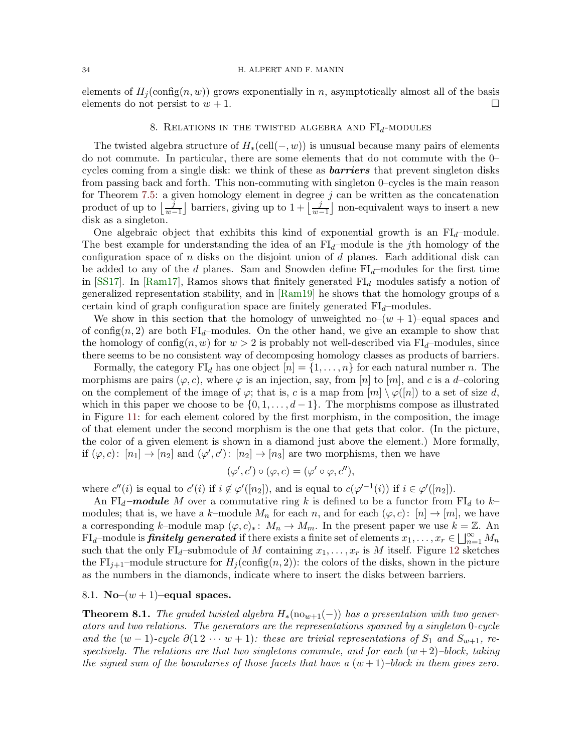elements of $H_j(\text{config}(n, w))$ grows exponentially in $n$, asymptotically almost all of the basis elements do not persist to $w + 1$. □

## 8. Relations in the twisted algebra and $\text{FI}_d$-modules

The twisted algebra structure of $H_*(\text{cell}(-, w))$ is unusual because many pairs of elements do not commute. In particular, there are some elements that do not commute with the 0–cycles coming from a single disk: we think of these as ***barriers*** that prevent singleton disks from passing back and forth. This non-commuting with singleton 0–cycles is the main reason for Theorem 7.5: a given homology element in degree $j$ can be written as the concatenation product of up to $\lfloor \frac{j}{w-1} \rfloor$ barriers, giving up to $1 + \lfloor \frac{j}{w-1} \rfloor$ non-equivalent ways to insert a new disk as a singleton.

One algebraic object that exhibits this kind of exponential growth is an $\text{FI}_d$–module. The best example for understanding the idea of an $\text{FI}_d$–module is the $j$th homology of the configuration space of $n$ disks on the disjoint union of $d$ planes. Each additional disk can be added to any of the $d$ planes. Sam and Snowden define $\text{FI}_d$–modules for the first time in [SS17]. In [Ram17], Ramos shows that finitely generated $\text{FI}_d$–modules satisfy a notion of generalized representation stability, and in [Ram19] he shows that the homology groups of a certain kind of graph configuration space are finitely generated $\text{FI}_d$–modules.

We show in this section that the homology of unweighted no–$(w + 1)$–equal spaces and of $\text{config}(n, 2)$ are both $\text{FI}_d$–modules. On the other hand, we give an example to show that the homology of $\text{config}(n, w)$ for $w > 2$ is probably not well-described via $\text{FI}_d$–modules, since there seems to be no consistent way of decomposing homology classes as products of barriers.

Formally, the category $\text{FI}_d$ has one object $[n] = \{1, \ldots, n\}$ for each natural number $n$. The morphisms are pairs $(\varphi, c)$, where $\varphi$ is an injection, say, from $[n]$ to $[m]$, and $c$ is a $d$–coloring on the complement of the image of $\varphi$; that is, $c$ is a map from $[m] \setminus \varphi([n])$ to a set of size $d$, which in this paper we choose to be $\{0, 1, \ldots, d - 1\}$. The morphisms compose as illustrated in Figure 11: for each element colored by the first morphism, in the composition, the image of that element under the second morphism is the one that gets that color. (In the picture, the color of a given element is shown in a diamond just above the element.) More formally, if $(\varphi, c)\colon [n_1] \to [n_2]$ and $(\varphi', c')\colon [n_2] \to [n_3]$ are two morphisms, then we have

$$(\varphi', c') \circ (\varphi, c) = (\varphi' \circ \varphi, c''),$$

where $c''(i)$ is equal to $c'(i)$ if $i \notin \varphi'([n_2])$, and is equal to $c(\varphi'^{-1}(i))$ if $i \in \varphi'([n_2])$.

An $\text{FI}_d$–***module*** $M$ over a commutative ring $k$ is defined to be a functor from $\text{FI}_d$ to $k$–modules; that is, we have a $k$–module $M_n$ for each $n$, and for each $(\varphi, c)\colon [n] \to [m]$, we have a corresponding $k$–module map $(\varphi, c)_*\colon M_n \to M_m$. In the present paper we use $k = \mathbb{Z}$. An $\text{FI}_d$–module is ***finitely generated*** if there exists a finite set of elements $x_1, \ldots, x_r \in \bigsqcup_{n=1}^{\infty} M_n$ such that the only $\text{FI}_d$–submodule of $M$ containing $x_1, \ldots, x_r$ is $M$ itself. Figure 12 sketches the $\text{FI}_{j+1}$–module structure for $H_j(\text{config}(n, 2))$: the colors of the disks, shown in the picture as the numbers in the diamonds, indicate where to insert the disks between barriers.

### 8.1. No–$(w + 1)$–equal spaces.

**Theorem 8.1.** *The graded twisted algebra $H_*(\text{no}_{w+1}(-))$ has a presentation with two generators and two relations. The generators are the representations spanned by a singleton 0-cycle and the $(w - 1)$-cycle $\partial(1\,2\,\cdots\,w + 1)$: these are trivial representations of $S_1$ and $S_{w+1}$, respectively. The relations are that two singletons commute, and for each $(w + 2)$–block, taking the signed sum of the boundaries of those facets that have a $(w + 1)$–block in them gives zero.*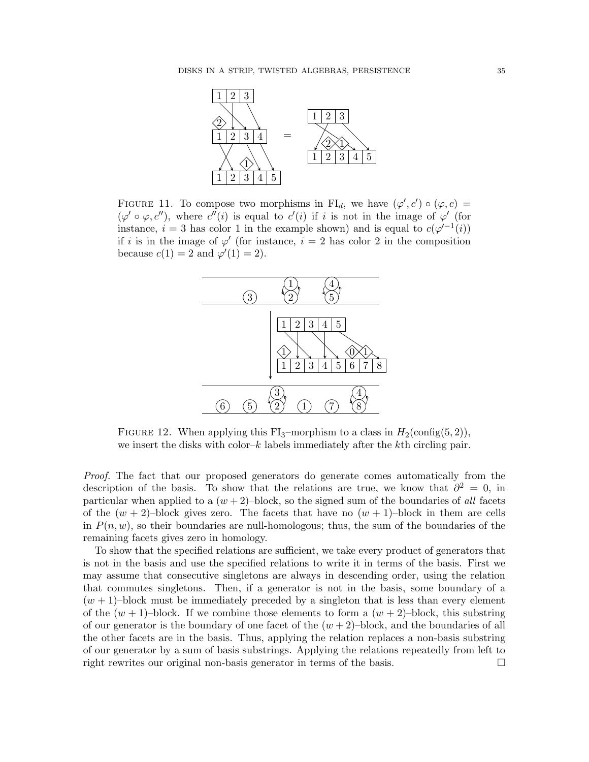FIGURE 11. To compose two morphisms in $\mathrm{FI}_d$, we have $(\varphi', c') \circ (\varphi, c) = (\varphi' \circ \varphi, c'')$, where $c''(i)$ is equal to $c'(i)$ if $i$ is not in the image of $\varphi'$ (for instance, $i = 3$ has color 1 in the example shown) and is equal to $c(\varphi'^{-1}(i))$ if $i$ is in the image of $\varphi'$ (for instance, $i = 2$ has color 2 in the composition because $c(1) = 2$ and $\varphi'(1) = 2$).

FIGURE 12. When applying this $\mathrm{FI}_3$–morphism to a class in $H_2(\mathrm{config}(5, 2))$, we insert the disks with color–$k$ labels immediately after the $k$th circling pair.

*Proof.* The fact that our proposed generators do generate comes automatically from the description of the basis. To show that the relations are true, we know that $\partial^2 = 0$, in particular when applied to a $(w + 2)$–block, so the signed sum of the boundaries of *all* facets of the $(w + 2)$–block gives zero. The facets that have no $(w + 1)$–block in them are cells in $P(n, w)$, so their boundaries are null-homologous; thus, the sum of the boundaries of the remaining facets gives zero in homology.

To show that the specified relations are sufficient, we take every product of generators that is not in the basis and use the specified relations to write it in terms of the basis. First we may assume that consecutive singletons are always in descending order, using the relation that commutes singletons. Then, if a generator is not in the basis, some boundary of a $(w + 1)$–block must be immediately preceded by a singleton that is less than every element of the $(w + 1)$–block. If we combine those elements to form a $(w + 2)$–block, this substring of our generator is the boundary of one facet of the $(w + 2)$–block, and the boundaries of all the other facets are in the basis. Thus, applying the relation replaces a non-basis substring of our generator by a sum of basis substrings. Applying the relations repeatedly from left to right rewrites our original non-basis generator in terms of the basis. $\square$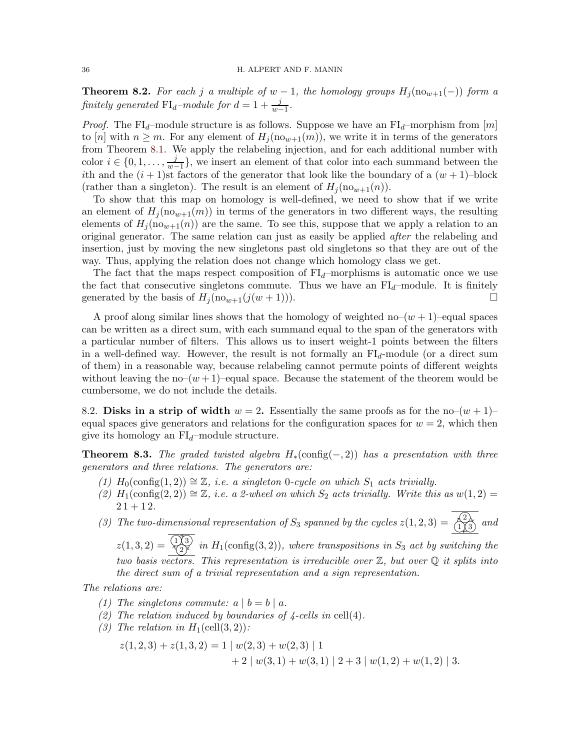**Theorem 8.2.** *For each $j$ a multiple of $w-1$, the homology groups $H_j(\mathrm{no}_{w+1}(-))$ form a finitely generated $\mathrm{FI}_d$–module for $d = 1 + \frac{j}{w-1}$.*

*Proof.* The $\mathrm{FI}_d$–module structure is as follows. Suppose we have an $\mathrm{FI}_d$–morphism from $[m]$ to $[n]$ with $n \geq m$. For any element of $H_j(\mathrm{no}_{w+1}(m))$, we write it in terms of the generators from Theorem 8.1. We apply the relabeling injection, and for each additional number with color $i \in \{0, 1, \ldots, \frac{j}{w-1}\}$, we insert an element of that color into each summand between the $i$th and the $(i+1)$st factors of the generator that look like the boundary of a $(w+1)$–block (rather than a singleton). The result is an element of $H_j(\mathrm{no}_{w+1}(n))$.

To show that this map on homology is well-defined, we need to show that if we write an element of $H_j(\mathrm{no}_{w+1}(m))$ in terms of the generators in two different ways, the resulting elements of $H_j(\mathrm{no}_{w+1}(n))$ are the same. To see this, suppose that we apply a relation to an original generator. The same relation can just as easily be applied *after* the relabeling and insertion, just by moving the new singletons past old singletons so that they are out of the way. Thus, applying the relation does not change which homology class we get.

The fact that the maps respect composition of $\mathrm{FI}_d$–morphisms is automatic once we use the fact that consecutive singletons commute. Thus we have an $\mathrm{FI}_d$–module. It is finitely generated by the basis of $H_j(\mathrm{no}_{w+1}(j(w+1)))$. □

A proof along similar lines shows that the homology of weighted no–$(w+1)$–equal spaces can be written as a direct sum, with each summand equal to the span of the generators with a particular number of filters. This allows us to insert weight-1 points between the filters in a well-defined way. However, the result is not formally an $\mathrm{FI}_d$-module (or a direct sum of them) in a reasonable way, because relabeling cannot permute points of different weights without leaving the no–$(w+1)$–equal space. Because the statement of the theorem would be cumbersome, we do not include the details.

8.2. **Disks in a strip of width $w = 2$.** Essentially the same proofs as for the no–$(w+1)$–equal spaces give generators and relations for the configuration spaces for $w = 2$, which then give its homology an $\mathrm{FI}_d$–module structure.

**Theorem 8.3.** *The graded twisted algebra $H_*(\mathrm{config}(-, 2))$ has a presentation with three generators and three relations. The generators are:*

1. *$H_0(\mathrm{config}(1, 2)) \cong \mathbb{Z}$, i.e. a singleton 0-cycle on which $S_1$ acts trivially.*
2. *$H_1(\mathrm{config}(2, 2)) \cong \mathbb{Z}$, i.e. a 2-wheel on which $S_2$ acts trivially. Write this as $w(1, 2) = 2\,1 + 1\,2$.*
3. *The two-dimensional representation of $S_3$ spanned by the cycles $z(1, 2, 3) =$ [diagram] and $z(1, 3, 2) =$ [diagram] in $H_1(\mathrm{config}(3, 2))$, where transpositions in $S_3$ act by switching the two basis vectors. This representation is irreducible over $\mathbb{Z}$, but over $\mathbb{Q}$ it splits into the direct sum of a trivial representation and a sign representation.*

*The relations are:*

1. *The singletons commute: $a \mid b = b \mid a$.*
2. *The relation induced by boundaries of 4-cells in* $\mathrm{cell}(4)$.
3. *The relation in $H_1(\mathrm{cell}(3, 2))$:*

$$z(1,2,3) + z(1,3,2) = 1 \mid w(2,3) + w(2,3) \mid 1 + 2 \mid w(3,1) + w(3,1) \mid 2 + 3 \mid w(1,2) + w(1,2) \mid 3.$$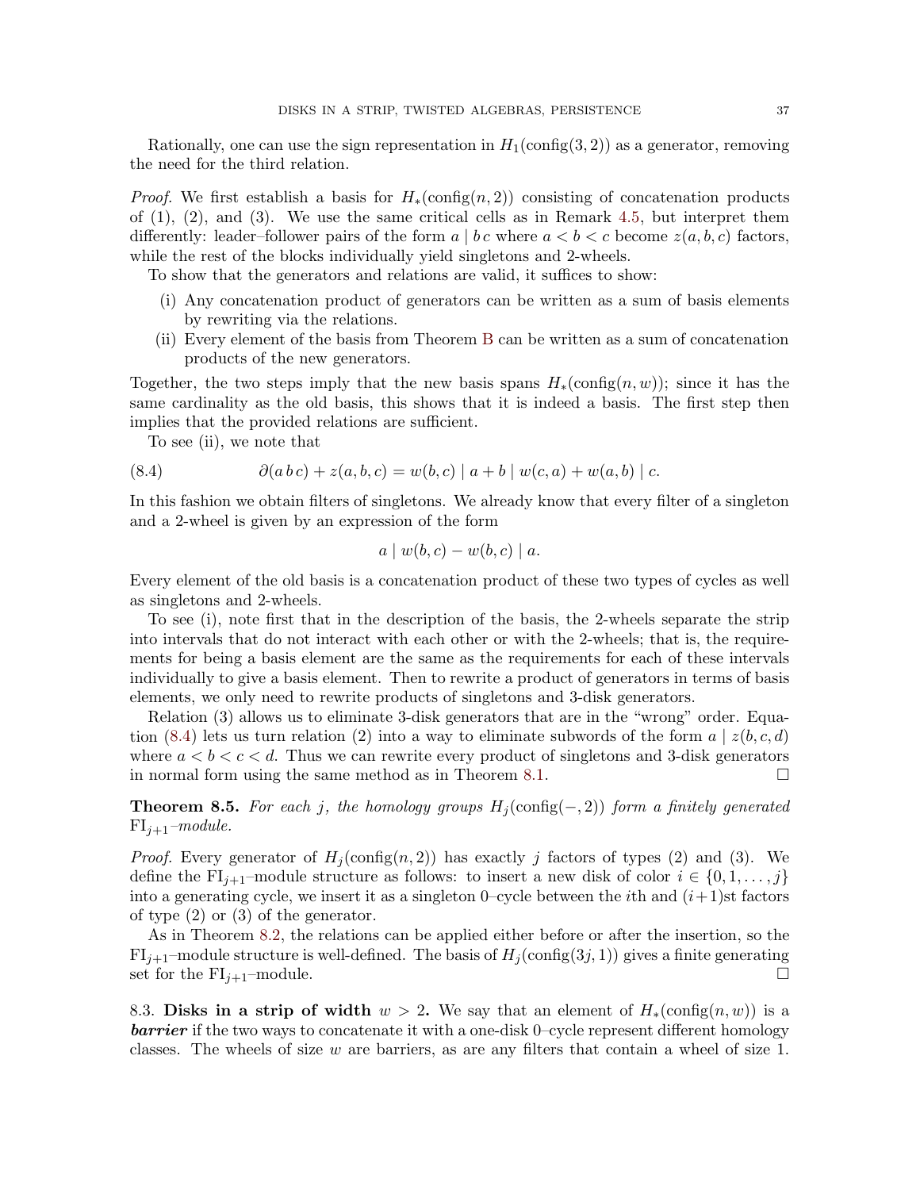Rationally, one can use the sign representation in $H_1(\text{config}(3,2))$ as a generator, removing the need for the third relation.

*Proof.* We first establish a basis for $H_*(\text{config}(n,2))$ consisting of concatenation products of (1), (2), and (3). We use the same critical cells as in Remark 4.5, but interpret them differently: leader–follower pairs of the form $a \mid b\,c$ where $a < b < c$ become $z(a,b,c)$ factors, while the rest of the blocks individually yield singletons and 2-wheels.

To show that the generators and relations are valid, it suffices to show:

- (i) Any concatenation product of generators can be written as a sum of basis elements by rewriting via the relations.
- (ii) Every element of the basis from Theorem B can be written as a sum of concatenation products of the new generators.

Together, the two steps imply that the new basis spans $H_*(\text{config}(n,w))$; since it has the same cardinality as the old basis, this shows that it is indeed a basis. The first step then implies that the provided relations are sufficient.

To see (ii), we note that

$$\partial(a\,b\,c) + z(a,b,c) = w(b,c) \mid a + b \mid w(c,a) + w(a,b) \mid c. \tag{8.4}$$

In this fashion we obtain filters of singletons. We already know that every filter of a singleton and a 2-wheel is given by an expression of the form

$$a \mid w(b,c) - w(b,c) \mid a.$$

Every element of the old basis is a concatenation product of these two types of cycles as well as singletons and 2-wheels.

To see (i), note first that in the description of the basis, the 2-wheels separate the strip into intervals that do not interact with each other or with the 2-wheels; that is, the requirements for being a basis element are the same as the requirements for each of these intervals individually to give a basis element. Then to rewrite a product of generators in terms of basis elements, we only need to rewrite products of singletons and 3-disk generators.

Relation (3) allows us to eliminate 3-disk generators that are in the "wrong" order. Equation (8.4) lets us turn relation (2) into a way to eliminate subwords of the form $a \mid z(b,c,d)$ where $a < b < c < d$. Thus we can rewrite every product of singletons and 3-disk generators in normal form using the same method as in Theorem 8.1. □

**Theorem 8.5.** *For each $j$, the homology groups $H_j(\text{config}(-,2))$ form a finitely generated $\text{FI}_{j+1}$–module.*

*Proof.* Every generator of $H_j(\text{config}(n,2))$ has exactly $j$ factors of types (2) and (3). We define the $\text{FI}_{j+1}$–module structure as follows: to insert a new disk of color $i \in \{0,1,\ldots,j\}$ into a generating cycle, we insert it as a singleton 0–cycle between the $i$th and $(i+1)$st factors of type (2) or (3) of the generator.

As in Theorem 8.2, the relations can be applied either before or after the insertion, so the $\text{FI}_{j+1}$–module structure is well-defined. The basis of $H_j(\text{config}(3j,1))$ gives a finite generating set for the $\text{FI}_{j+1}$–module. □

8.3. **Disks in a strip of width $w > 2$.** We say that an element of $H_*(\text{config}(n,w))$ is a ***barrier*** if the two ways to concatenate it with a one-disk 0–cycle represent different homology classes. The wheels of size $w$ are barriers, as are any filters that contain a wheel of size 1.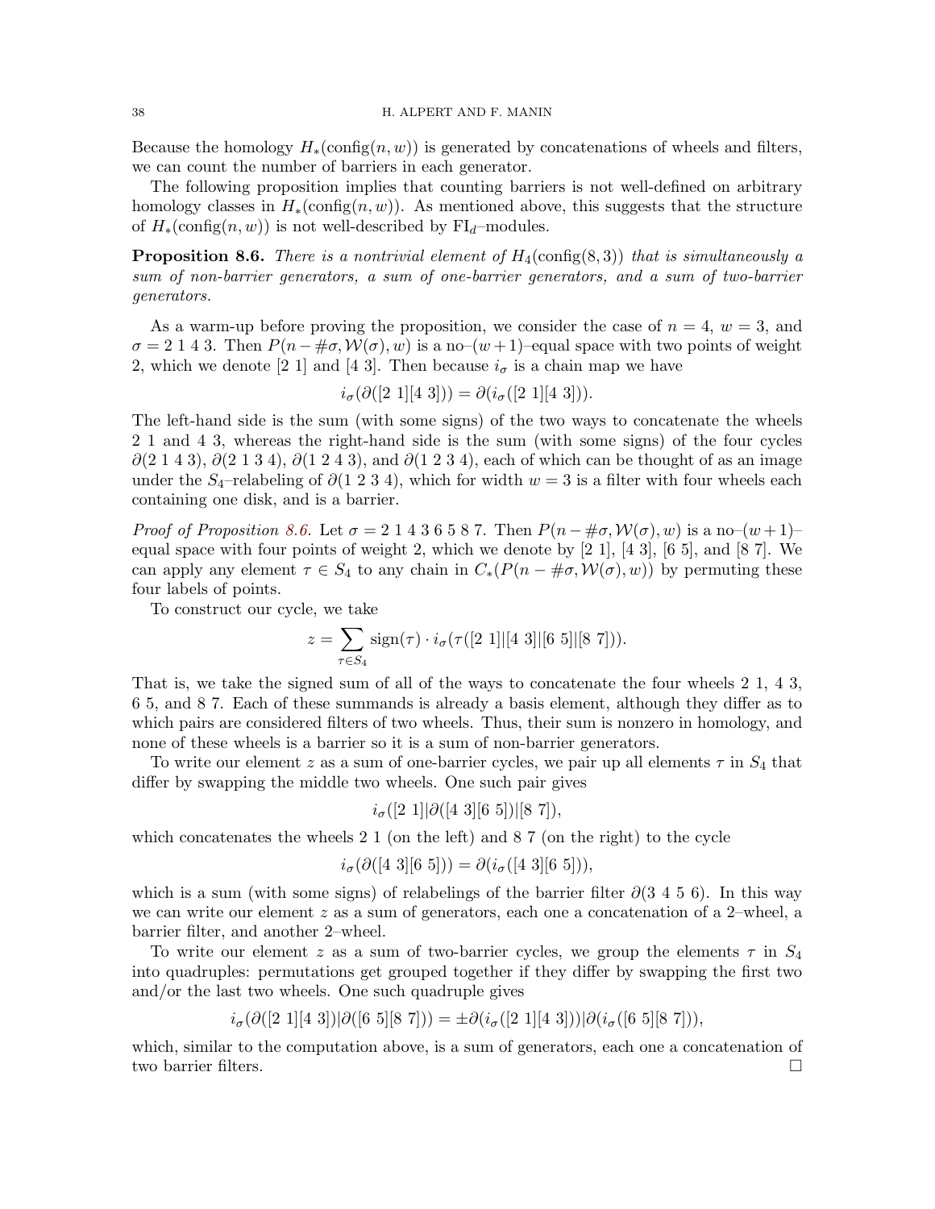Because the homology $H_*(\text{config}(n, w))$ is generated by concatenations of wheels and filters, we can count the number of barriers in each generator.

The following proposition implies that counting barriers is not well-defined on arbitrary homology classes in $H_*(\text{config}(n, w))$. As mentioned above, this suggests that the structure of $H_*(\text{config}(n, w))$ is not well-described by $\text{FI}_d$–modules.

**Proposition 8.6.** *There is a nontrivial element of $H_4(\text{config}(8, 3))$ that is simultaneously a sum of non-barrier generators, a sum of one-barrier generators, and a sum of two-barrier generators.*

As a warm-up before proving the proposition, we consider the case of $n = 4$, $w = 3$, and $\sigma = 2\ 1\ 4\ 3$. Then $P(n - \#\sigma, \mathcal{W}(\sigma), w)$ is a no–$(w+1)$–equal space with two points of weight 2, which we denote [2 1] and [4 3]. Then because $i_\sigma$ is a chain map we have

$$i_\sigma(\partial([2\ 1][4\ 3])) = \partial(i_\sigma([2\ 1][4\ 3])).$$

The left-hand side is the sum (with some signs) of the two ways to concatenate the wheels 2 1 and 4 3, whereas the right-hand side is the sum (with some signs) of the four cycles $\partial(2\ 1\ 4\ 3)$, $\partial(2\ 1\ 3\ 4)$, $\partial(1\ 2\ 4\ 3)$, and $\partial(1\ 2\ 3\ 4)$, each of which can be thought of as an image under the $S_4$–relabeling of $\partial(1\ 2\ 3\ 4)$, which for width $w = 3$ is a filter with four wheels each containing one disk, and is a barrier.

*Proof of Proposition 8.6.* Let $\sigma = 2\ 1\ 4\ 3\ 6\ 5\ 8\ 7$. Then $P(n - \#\sigma, \mathcal{W}(\sigma), w)$ is a no–$(w+1)$–equal space with four points of weight 2, which we denote by [2 1], [4 3], [6 5], and [8 7]. We can apply any element $\tau \in S_4$ to any chain in $C_*(P(n - \#\sigma, \mathcal{W}(\sigma), w))$ by permuting these four labels of points.

To construct our cycle, we take

$$z = \sum_{\tau \in S_4} \text{sign}(\tau) \cdot i_\sigma(\tau([2\ 1]|[4\ 3]|[6\ 5]|[8\ 7])).$$

That is, we take the signed sum of all of the ways to concatenate the four wheels 2 1, 4 3, 6 5, and 8 7. Each of these summands is already a basis element, although they differ as to which pairs are considered filters of two wheels. Thus, their sum is nonzero in homology, and none of these wheels is a barrier so it is a sum of non-barrier generators.

To write our element $z$ as a sum of one-barrier cycles, we pair up all elements $\tau$ in $S_4$ that differ by swapping the middle two wheels. One such pair gives

$$i_\sigma([2\ 1]|\partial([4\ 3][6\ 5])|[8\ 7]),$$

which concatenates the wheels 2 1 (on the left) and 8 7 (on the right) to the cycle

$$i_\sigma(\partial([4\ 3][6\ 5])) = \partial(i_\sigma([4\ 3][6\ 5])),$$

which is a sum (with some signs) of relabelings of the barrier filter $\partial(3\ 4\ 5\ 6)$. In this way we can write our element $z$ as a sum of generators, each one a concatenation of a 2–wheel, a barrier filter, and another 2–wheel.

To write our element $z$ as a sum of two-barrier cycles, we group the elements $\tau$ in $S_4$ into quadruples: permutations get grouped together if they differ by swapping the first two and/or the last two wheels. One such quadruple gives

$$i_\sigma(\partial([2\ 1][4\ 3])|\partial([6\ 5][8\ 7])) = \pm\partial(i_\sigma([2\ 1][4\ 3]))|\partial(i_\sigma([6\ 5][8\ 7])),$$

which, similar to the computation above, is a sum of generators, each one a concatenation of two barrier filters. $\square$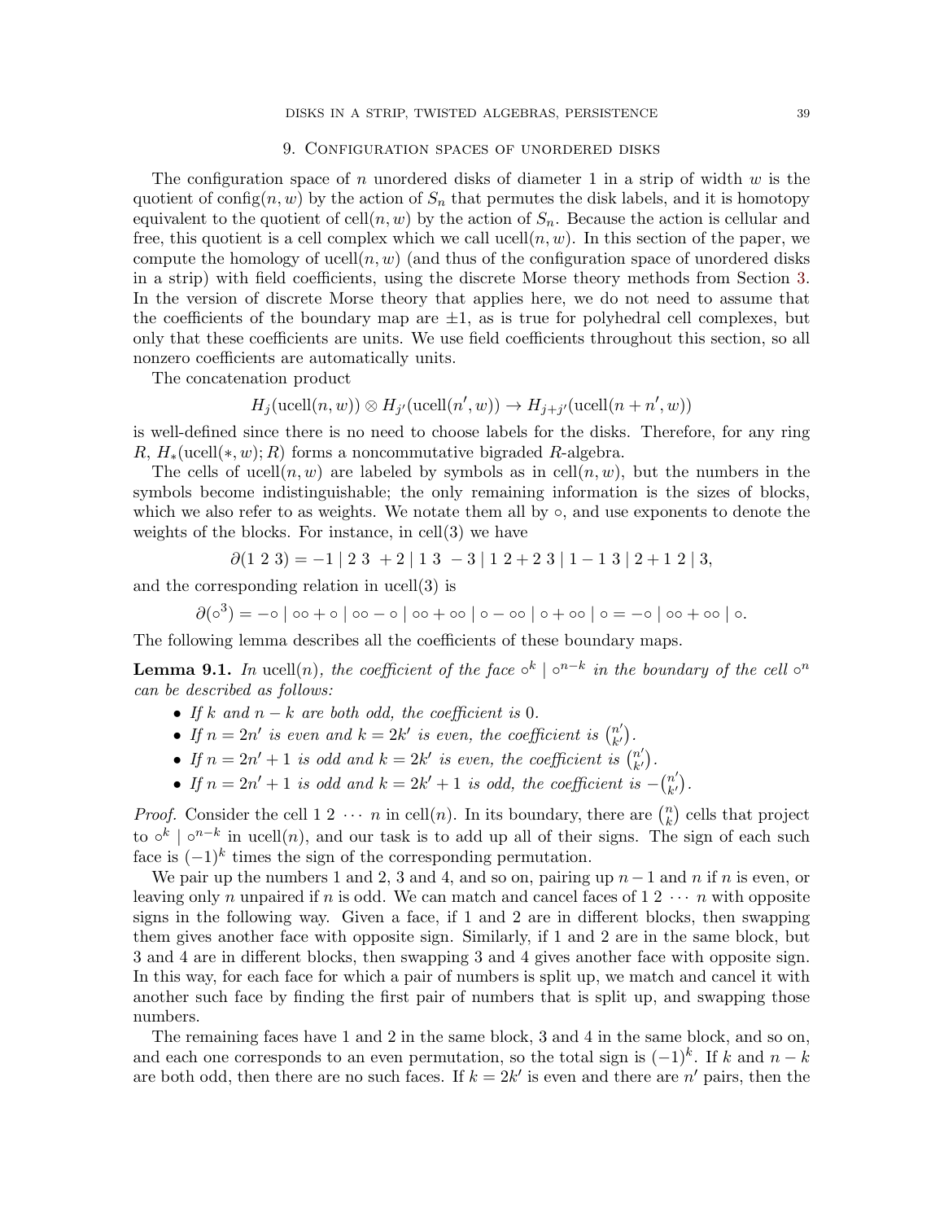## 9. Configuration spaces of unordered disks

The configuration space of $n$ unordered disks of diameter 1 in a strip of width $w$ is the quotient of $\text{config}(n, w)$ by the action of $S_n$ that permutes the disk labels, and it is homotopy equivalent to the quotient of $\text{cell}(n, w)$ by the action of $S_n$. Because the action is cellular and free, this quotient is a cell complex which we call $\text{ucell}(n, w)$. In this section of the paper, we compute the homology of $\text{ucell}(n, w)$ (and thus of the configuration space of unordered disks in a strip) with field coefficients, using the discrete Morse theory methods from Section 3. In the version of discrete Morse theory that applies here, we do not need to assume that the coefficients of the boundary map are $\pm 1$, as is true for polyhedral cell complexes, but only that these coefficients are units. We use field coefficients throughout this section, so all nonzero coefficients are automatically units.

The concatenation product

$$H_j(\text{ucell}(n, w)) \otimes H_{j'}(\text{ucell}(n', w)) \to H_{j+j'}(\text{ucell}(n + n', w))$$

is well-defined since there is no need to choose labels for the disks. Therefore, for any ring $R$, $H_*(\text{ucell}(*, w); R)$ forms a noncommutative bigraded $R$-algebra.

The cells of $\text{ucell}(n, w)$ are labeled by symbols as in $\text{cell}(n, w)$, but the numbers in the symbols become indistinguishable; the only remaining information is the sizes of blocks, which we also refer to as weights. We notate them all by $\circ$, and use exponents to denote the weights of the blocks. For instance, in $\text{cell}(3)$ we have

$$\partial(1\ 2\ 3) = -1 \mid 2\ 3\ + 2 \mid 1\ 3\ - 3 \mid 1\ 2 + 2\ 3 \mid 1 - 1\ 3 \mid 2 + 1\ 2 \mid 3,$$

and the corresponding relation in $\text{ucell}(3)$ is

$$\partial(\circ^3) = -\circ \mid \circ\circ + \circ \mid \circ\circ - \circ \mid \circ\circ + \circ\circ \mid \circ - \circ\circ \mid \circ + \circ\circ \mid \circ = -\circ \mid \circ\circ + \circ\circ \mid \circ.$$

The following lemma describes all the coefficients of these boundary maps.

**Lemma 9.1.** *In $\text{ucell}(n)$, the coefficient of the face $\circ^k \mid \circ^{n-k}$ in the boundary of the cell $\circ^n$ can be described as follows:*

- *If $k$ and $n - k$ are both odd, the coefficient is 0.*
- *If $n = 2n'$ is even and $k = 2k'$ is even, the coefficient is $\binom{n'}{k'}$.*
- *If $n = 2n' + 1$ is odd and $k = 2k'$ is even, the coefficient is $\binom{n'}{k'}$.*
- *If $n = 2n' + 1$ is odd and $k = 2k' + 1$ is odd, the coefficient is $-\binom{n'}{k'}$.*

*Proof.* Consider the cell $1\ 2\ \cdots\ n$ in $\text{cell}(n)$. In its boundary, there are $\binom{n}{k}$ cells that project to $\circ^k \mid \circ^{n-k}$ in $\text{ucell}(n)$, and our task is to add up all of their signs. The sign of each such face is $(-1)^k$ times the sign of the corresponding permutation.

We pair up the numbers 1 and 2, 3 and 4, and so on, pairing up $n-1$ and $n$ if $n$ is even, or leaving only $n$ unpaired if $n$ is odd. We can match and cancel faces of $1\ 2\ \cdots\ n$ with opposite signs in the following way. Given a face, if 1 and 2 are in different blocks, then swapping them gives another face with opposite sign. Similarly, if 1 and 2 are in the same block, but 3 and 4 are in different blocks, then swapping 3 and 4 gives another face with opposite sign. In this way, for each face for which a pair of numbers is split up, we match and cancel it with another such face by finding the first pair of numbers that is split up, and swapping those numbers.

The remaining faces have 1 and 2 in the same block, 3 and 4 in the same block, and so on, and each one corresponds to an even permutation, so the total sign is $(-1)^k$. If $k$ and $n - k$ are both odd, then there are no such faces. If $k = 2k'$ is even and there are $n'$ pairs, then the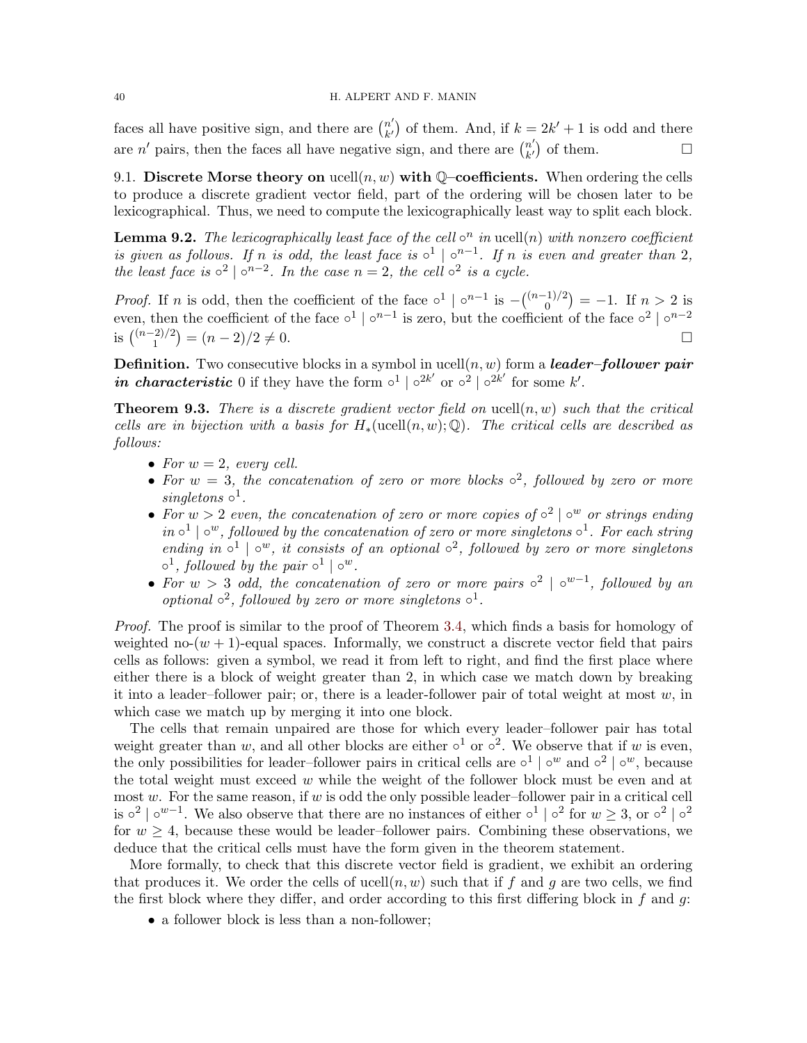faces all have positive sign, and there are $\binom{n'}{k'}$ of them. And, if $k = 2k'+1$ is odd and there are $n'$ pairs, then the faces all have negative sign, and there are $\binom{n'}{k'}$ of them. $\square$

### 9.1. Discrete Morse theory on $\mathrm{ucell}(n,w)$ with $\mathbb{Q}$–coefficients.

When ordering the cells to produce a discrete gradient vector field, part of the ordering will be chosen later to be lexicographical. Thus, we need to compute the lexicographically least way to split each block.

**Lemma 9.2.** *The lexicographically least face of the cell $\circ^n$ in $\mathrm{ucell}(n)$ with nonzero coefficient is given as follows. If $n$ is odd, the least face is $\circ^1 \mid \circ^{n-1}$. If $n$ is even and greater than 2, the least face is $\circ^2 \mid \circ^{n-2}$. In the case $n = 2$, the cell $\circ^2$ is a cycle.*

*Proof.* If $n$ is odd, then the coefficient of the face $\circ^1 \mid \circ^{n-1}$ is $-\binom{(n-1)/2}{0} = -1$. If $n > 2$ is even, then the coefficient of the face $\circ^1 \mid \circ^{n-1}$ is zero, but the coefficient of the face $\circ^2 \mid \circ^{n-2}$ is $\binom{(n-2)/2}{1} = (n-2)/2 \neq 0$. $\square$

**Definition.** Two consecutive blocks in a symbol in $\mathrm{ucell}(n,w)$ form a ***leader–follower pair in characteristic*** 0 if they have the form $\circ^1 \mid \circ^{2k'}$ or $\circ^2 \mid \circ^{2k'}$ for some $k'$.

**Theorem 9.3.** *There is a discrete gradient vector field on $\mathrm{ucell}(n,w)$ such that the critical cells are in bijection with a basis for $H_*(\mathrm{ucell}(n,w);\mathbb{Q})$. The critical cells are described as follows:*

- *For $w = 2$, every cell.*
- *For $w = 3$, the concatenation of zero or more blocks $\circ^2$, followed by zero or more singletons $\circ^1$.*
- *For $w > 2$ even, the concatenation of zero or more copies of $\circ^2 \mid \circ^w$ or strings ending in $\circ^1 \mid \circ^w$, followed by the concatenation of zero or more singletons $\circ^1$. For each string ending in $\circ^1 \mid \circ^w$, it consists of an optional $\circ^2$, followed by zero or more singletons $\circ^1$, followed by the pair $\circ^1 \mid \circ^w$.*
- *For $w > 3$ odd, the concatenation of zero or more pairs $\circ^2 \mid \circ^{w-1}$, followed by an optional $\circ^2$, followed by zero or more singletons $\circ^1$.*

*Proof.* The proof is similar to the proof of Theorem 3.4, which finds a basis for homology of weighted no-$(w+1)$-equal spaces. Informally, we construct a discrete vector field that pairs cells as follows: given a symbol, we read it from left to right, and find the first place where either there is a block of weight greater than 2, in which case we match down by breaking it into a leader–follower pair; or, there is a leader-follower pair of total weight at most $w$, in which case we match up by merging it into one block.

The cells that remain unpaired are those for which every leader–follower pair has total weight greater than $w$, and all other blocks are either $\circ^1$ or $\circ^2$. We observe that if $w$ is even, the only possibilities for leader–follower pairs in critical cells are $\circ^1 \mid \circ^w$ and $\circ^2 \mid \circ^w$, because the total weight must exceed $w$ while the weight of the follower block must be even and at most $w$. For the same reason, if $w$ is odd the only possible leader–follower pair in a critical cell is $\circ^2 \mid \circ^{w-1}$. We also observe that there are no instances of either $\circ^1 \mid \circ^2$ for $w \geq 3$, or $\circ^2 \mid \circ^2$ for $w \geq 4$, because these would be leader–follower pairs. Combining these observations, we deduce that the critical cells must have the form given in the theorem statement.

More formally, to check that this discrete vector field is gradient, we exhibit an ordering that produces it. We order the cells of $\mathrm{ucell}(n,w)$ such that if $f$ and $g$ are two cells, we find the first block where they differ, and order according to this first differing block in $f$ and $g$:

- a follower block is less than a non-follower;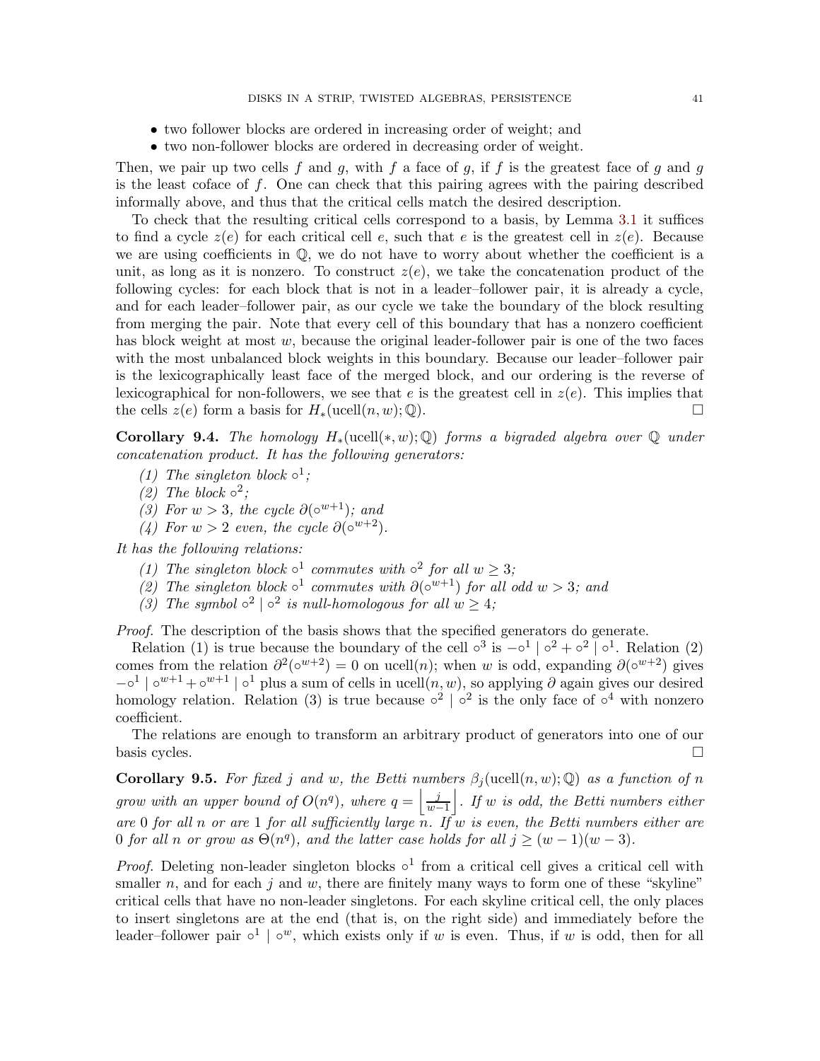- two follower blocks are ordered in increasing order of weight; and
- two non-follower blocks are ordered in decreasing order of weight.

Then, we pair up two cells $f$ and $g$, with $f$ a face of $g$, if $f$ is the greatest face of $g$ and $g$ is the least coface of $f$. One can check that this pairing agrees with the pairing described informally above, and thus that the critical cells match the desired description.

To check that the resulting critical cells correspond to a basis, by Lemma 3.1 it suffices to find a cycle $z(e)$ for each critical cell $e$, such that $e$ is the greatest cell in $z(e)$. Because we are using coefficients in $\mathbb{Q}$, we do not have to worry about whether the coefficient is a unit, as long as it is nonzero. To construct $z(e)$, we take the concatenation product of the following cycles: for each block that is not in a leader–follower pair, it is already a cycle, and for each leader–follower pair, as our cycle we take the boundary of the block resulting from merging the pair. Note that every cell of this boundary that has a nonzero coefficient has block weight at most $w$, because the original leader-follower pair is one of the two faces with the most unbalanced block weights in this boundary. Because our leader–follower pair is the lexicographically least face of the merged block, and our ordering is the reverse of lexicographical for non-followers, we see that $e$ is the greatest cell in $z(e)$. This implies that the cells $z(e)$ form a basis for $H_*(\mathrm{ucell}(n, w); \mathbb{Q})$. □

**Corollary 9.4.** *The homology $H_*(\mathrm{ucell}(*, w); \mathbb{Q})$ forms a bigraded algebra over $\mathbb{Q}$ under concatenation product. It has the following generators:*

1. *The singleton block $\circ^1$;*
2. *The block $\circ^2$;*
3. *For $w > 3$, the cycle $\partial(\circ^{w+1})$; and*
4. *For $w > 2$ even, the cycle $\partial(\circ^{w+2})$.*

*It has the following relations:*

1. *The singleton block $\circ^1$ commutes with $\circ^2$ for all $w \geq 3$;*
2. *The singleton block $\circ^1$ commutes with $\partial(\circ^{w+1})$ for all odd $w > 3$; and*
3. *The symbol $\circ^2 \mid \circ^2$ is null-homologous for all $w \geq 4$;*

*Proof.* The description of the basis shows that the specified generators do generate.

Relation (1) is true because the boundary of the cell $\circ^3$ is $-\circ^1 \mid \circ^2 + \circ^2 \mid \circ^1$. Relation (2) comes from the relation $\partial^2(\circ^{w+2}) = 0$ on $\mathrm{ucell}(n)$; when $w$ is odd, expanding $\partial(\circ^{w+2})$ gives $-\circ^1 \mid \circ^{w+1} + \circ^{w+1} \mid \circ^1$ plus a sum of cells in $\mathrm{ucell}(n, w)$, so applying $\partial$ again gives our desired homology relation. Relation (3) is true because $\circ^2 \mid \circ^2$ is the only face of $\circ^4$ with nonzero coefficient.

The relations are enough to transform an arbitrary product of generators into one of our basis cycles. □

**Corollary 9.5.** *For fixed $j$ and $w$, the Betti numbers $\beta_j(\mathrm{ucell}(n, w); \mathbb{Q})$ as a function of $n$ grow with an upper bound of $O(n^q)$, where $q = \left\lfloor \frac{j}{w-1} \right\rfloor$. If $w$ is odd, the Betti numbers either are $0$ for all $n$ or are $1$ for all sufficiently large $n$. If $w$ is even, the Betti numbers either are $0$ for all $n$ or grow as $\Theta(n^q)$, and the latter case holds for all $j \geq (w-1)(w-3)$.*

*Proof.* Deleting non-leader singleton blocks $\circ^1$ from a critical cell gives a critical cell with smaller $n$, and for each $j$ and $w$, there are finitely many ways to form one of these "skyline" critical cells that have no non-leader singletons. For each skyline critical cell, the only places to insert singletons are at the end (that is, on the right side) and immediately before the leader–follower pair $\circ^1 \mid \circ^w$, which exists only if $w$ is even. Thus, if $w$ is odd, then for all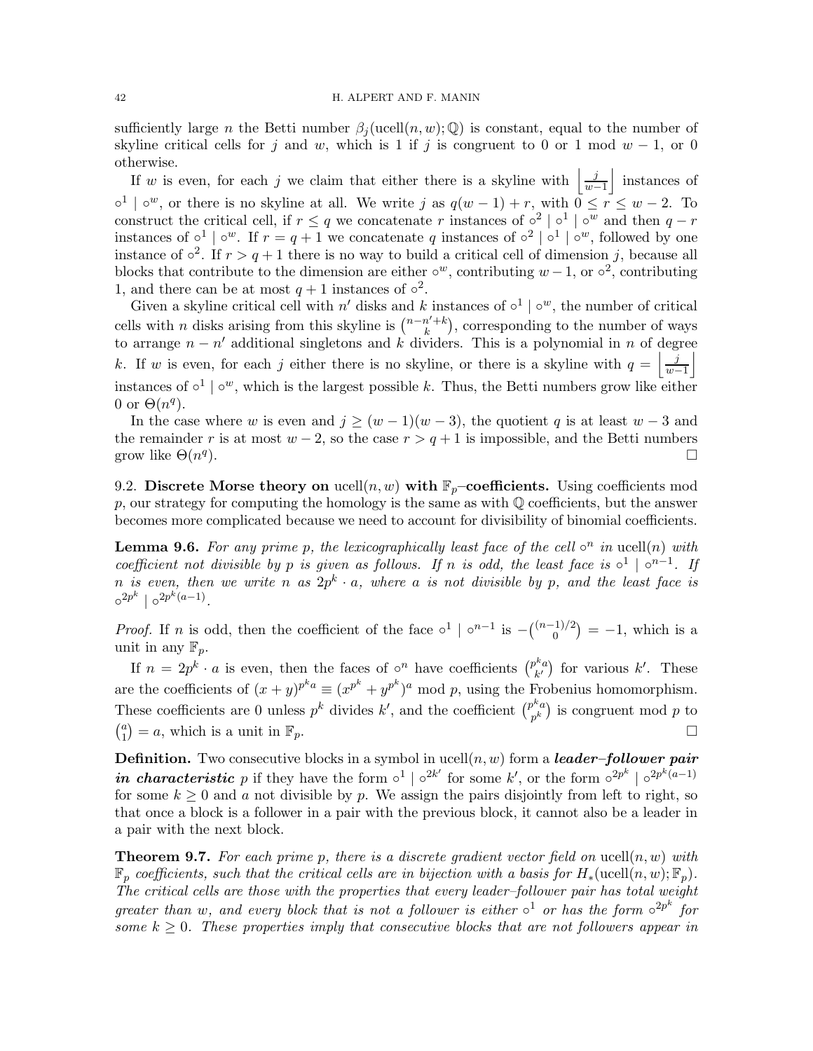sufficiently large $n$ the Betti number $\beta_j(\mathrm{ucell}(n,w);\mathbb{Q})$ is constant, equal to the number of skyline critical cells for $j$ and $w$, which is 1 if $j$ is congruent to 0 or 1 mod $w-1$, or 0 otherwise.

If $w$ is even, for each $j$ we claim that either there is a skyline with $\left\lfloor \frac{j}{w-1} \right\rfloor$ instances of $\circ^1 \mid \circ^w$, or there is no skyline at all. We write $j$ as $q(w-1)+r$, with $0 \leq r \leq w-2$. To construct the critical cell, if $r \leq q$ we concatenate $r$ instances of $\circ^2 \mid \circ^1 \mid \circ^w$ and then $q-r$ instances of $\circ^1 \mid \circ^w$. If $r = q+1$ we concatenate $q$ instances of $\circ^2 \mid \circ^1 \mid \circ^w$, followed by one instance of $\circ^2$. If $r > q+1$ there is no way to build a critical cell of dimension $j$, because all blocks that contribute to the dimension are either $\circ^w$, contributing $w-1$, or $\circ^2$, contributing 1, and there can be at most $q+1$ instances of $\circ^2$.

Given a skyline critical cell with $n'$ disks and $k$ instances of $\circ^1 \mid \circ^w$, the number of critical cells with $n$ disks arising from this skyline is $\binom{n-n'+k}{k}$, corresponding to the number of ways to arrange $n-n'$ additional singletons and $k$ dividers. This is a polynomial in $n$ of degree $k$. If $w$ is even, for each $j$ either there is no skyline, or there is a skyline with $q = \left\lfloor \frac{j}{w-1} \right\rfloor$ instances of $\circ^1 \mid \circ^w$, which is the largest possible $k$. Thus, the Betti numbers grow like either 0 or $\Theta(n^q)$.

In the case where $w$ is even and $j \geq (w-1)(w-3)$, the quotient $q$ is at least $w-3$ and the remainder $r$ is at most $w-2$, so the case $r > q+1$ is impossible, and the Betti numbers grow like $\Theta(n^q)$. □

### 9.2. Discrete Morse theory on $\mathrm{ucell}(n,w)$ with $\mathbb{F}_p$–coefficients.

Using coefficients mod $p$, our strategy for computing the homology is the same as with $\mathbb{Q}$ coefficients, but the answer becomes more complicated because we need to account for divisibility of binomial coefficients.

**Lemma 9.6.** *For any prime $p$, the lexicographically least face of the cell $\circ^n$ in $\mathrm{ucell}(n)$ with coefficient not divisible by $p$ is given as follows. If $n$ is odd, the least face is $\circ^1 \mid \circ^{n-1}$. If $n$ is even, then we write $n$ as $2p^k \cdot a$, where $a$ is not divisible by $p$, and the least face is $\circ^{2p^k} \mid \circ^{2p^k(a-1)}$.*

*Proof.* If $n$ is odd, then the coefficient of the face $\circ^1 \mid \circ^{n-1}$ is $-\binom{(n-1)/2}{0} = -1$, which is a unit in any $\mathbb{F}_p$.

If $n = 2p^k \cdot a$ is even, then the faces of $\circ^n$ have coefficients $\binom{p^k a}{k'}$ for various $k'$. These are the coefficients of $(x+y)^{p^k a} \equiv (x^{p^k} + y^{p^k})^a$ mod $p$, using the Frobenius homomorphism. These coefficients are 0 unless $p^k$ divides $k'$, and the coefficient $\binom{p^k a}{p^k}$ is congruent mod $p$ to $\binom{a}{1} = a$, which is a unit in $\mathbb{F}_p$. □

**Definition.** Two consecutive blocks in a symbol in $\mathrm{ucell}(n,w)$ form a ***leader–follower pair in characteristic*** $p$ if they have the form $\circ^1 \mid \circ^{2k'}$ for some $k'$, or the form $\circ^{2p^k} \mid \circ^{2p^k(a-1)}$ for some $k \geq 0$ and $a$ not divisible by $p$. We assign the pairs disjointly from left to right, so that once a block is a follower in a pair with the previous block, it cannot also be a leader in a pair with the next block.

**Theorem 9.7.** *For each prime $p$, there is a discrete gradient vector field on $\mathrm{ucell}(n,w)$ with $\mathbb{F}_p$ coefficients, such that the critical cells are in bijection with a basis for $H_*(\mathrm{ucell}(n,w);\mathbb{F}_p)$. The critical cells are those with the properties that every leader–follower pair has total weight greater than $w$, and every block that is not a follower is either $\circ^1$ or has the form $\circ^{2p^k}$ for some $k \geq 0$. These properties imply that consecutive blocks that are not followers appear in*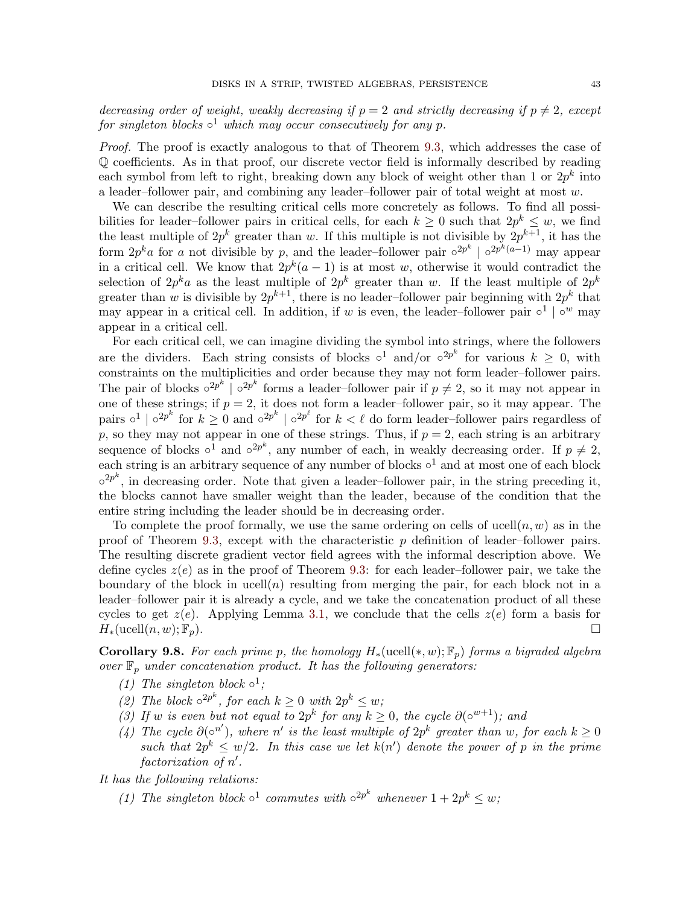*decreasing order of weight, weakly decreasing if $p = 2$ and strictly decreasing if $p \neq 2$, except for singleton blocks $\circ^1$ which may occur consecutively for any $p$.*

*Proof.* The proof is exactly analogous to that of Theorem 9.3, which addresses the case of $\mathbb{Q}$ coefficients. As in that proof, our discrete vector field is informally described by reading each symbol from left to right, breaking down any block of weight other than 1 or $2p^k$ into a leader–follower pair, and combining any leader–follower pair of total weight at most $w$.

We can describe the resulting critical cells more concretely as follows. To find all possibilities for leader–follower pairs in critical cells, for each $k \geq 0$ such that $2p^k \leq w$, we find the least multiple of $2p^k$ greater than $w$. If this multiple is not divisible by $2p^{k+1}$, it has the form $2p^k a$ for $a$ not divisible by $p$, and the leader–follower pair $\circ^{2p^k} \mid \circ^{2p^k(a-1)}$ may appear in a critical cell. We know that $2p^k(a-1)$ is at most $w$, otherwise it would contradict the selection of $2p^k a$ as the least multiple of $2p^k$ greater than $w$. If the least multiple of $2p^k$ greater than $w$ is divisible by $2p^{k+1}$, there is no leader–follower pair beginning with $2p^k$ that may appear in a critical cell. In addition, if $w$ is even, the leader–follower pair $\circ^1 \mid \circ^w$ may appear in a critical cell.

For each critical cell, we can imagine dividing the symbol into strings, where the followers are the dividers. Each string consists of blocks $\circ^1$ and/or $\circ^{2p^k}$ for various $k \geq 0$, with constraints on the multiplicities and order because they may not form leader–follower pairs. The pair of blocks $\circ^{2p^k} \mid \circ^{2p^k}$ forms a leader–follower pair if $p \neq 2$, so it may not appear in one of these strings; if $p = 2$, it does not form a leader–follower pair, so it may appear. The pairs $\circ^1 \mid \circ^{2p^k}$ for $k \geq 0$ and $\circ^{2p^k} \mid \circ^{2p^\ell}$ for $k < \ell$ do form leader–follower pairs regardless of $p$, so they may not appear in one of these strings. Thus, if $p = 2$, each string is an arbitrary sequence of blocks $\circ^1$ and $\circ^{2p^k}$, any number of each, in weakly decreasing order. If $p \neq 2$, each string is an arbitrary sequence of any number of blocks $\circ^1$ and at most one of each block $\circ^{2p^k}$, in decreasing order. Note that given a leader–follower pair, in the string preceding it, the blocks cannot have smaller weight than the leader, because of the condition that the entire string including the leader should be in decreasing order.

To complete the proof formally, we use the same ordering on cells of $\mathrm{ucell}(n, w)$ as in the proof of Theorem 9.3, except with the characteristic $p$ definition of leader–follower pairs. The resulting discrete gradient vector field agrees with the informal description above. We define cycles $z(e)$ as in the proof of Theorem 9.3: for each leader–follower pair, we take the boundary of the block in $\mathrm{ucell}(n)$ resulting from merging the pair, for each block not in a leader–follower pair it is already a cycle, and we take the concatenation product of all these cycles to get $z(e)$. Applying Lemma 3.1, we conclude that the cells $z(e)$ form a basis for $H_*(\mathrm{ucell}(n, w); \mathbb{F}_p)$. $\square$

**Corollary 9.8.** *For each prime $p$, the homology $H_*(\mathrm{ucell}(*, w); \mathbb{F}_p)$ forms a bigraded algebra over $\mathbb{F}_p$ under concatenation product. It has the following generators:*

1. *The singleton block $\circ^1$;*
2. *The block $\circ^{2p^k}$, for each $k \geq 0$ with $2p^k \leq w$;*
3. *If $w$ is even but not equal to $2p^k$ for any $k \geq 0$, the cycle $\partial(\circ^{w+1})$; and*
4. *The cycle $\partial(\circ^{n'})$, where $n'$ is the least multiple of $2p^k$ greater than $w$, for each $k \geq 0$ such that $2p^k \leq w/2$. In this case we let $k(n')$ denote the power of $p$ in the prime factorization of $n'$.*

*It has the following relations:*

1. *The singleton block $\circ^1$ commutes with $\circ^{2p^k}$ whenever $1 + 2p^k \leq w$;*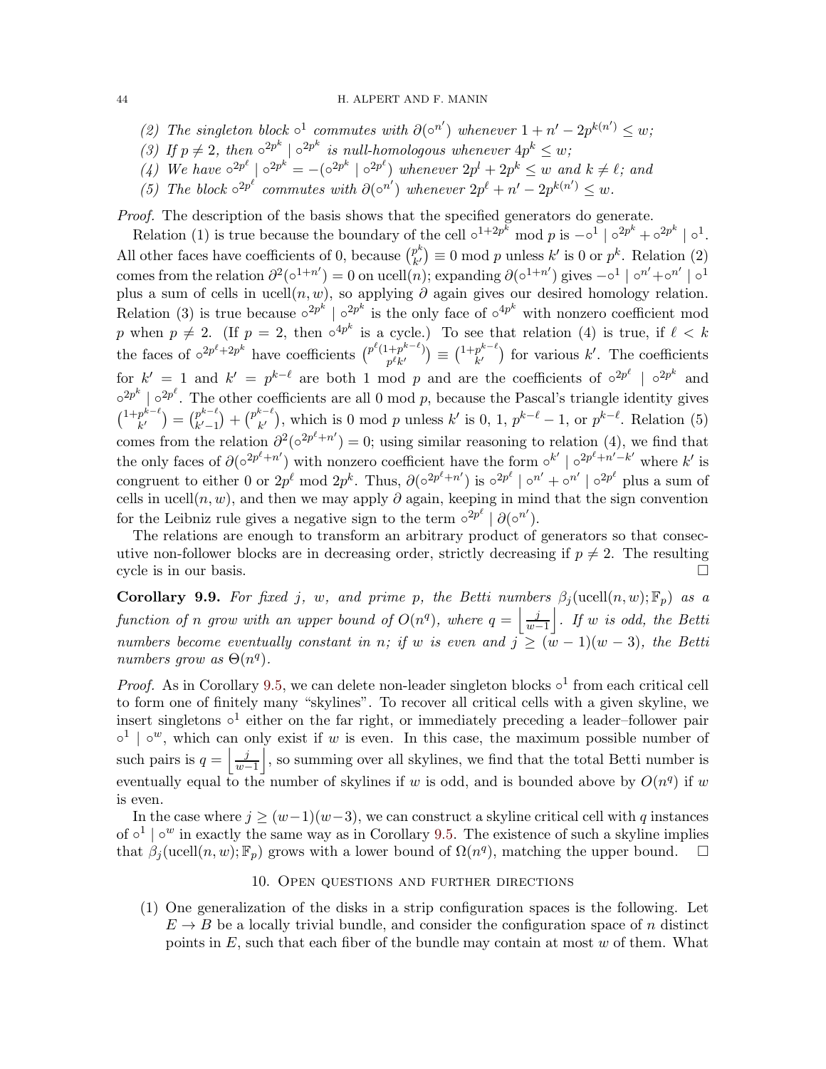(2) *The singleton block $\circ^1$ commutes with $\partial(\circ^{n'})$ whenever $1 + n' - 2p^{k(n')} \leq w$;*

(3) *If $p \neq 2$, then $\circ^{2p^k} \mid \circ^{2p^k}$ is null-homologous whenever $4p^k \leq w$;*

(4) *We have $\circ^{2p^\ell} \mid \circ^{2p^k} = -(\circ^{2p^k} \mid \circ^{2p^\ell})$ whenever $2p^l + 2p^k \leq w$ and $k \neq \ell$; and*

(5) *The block $\circ^{2p^\ell}$ commutes with $\partial(\circ^{n'})$ whenever $2p^\ell + n' - 2p^{k(n')} \leq w$.*

*Proof.* The description of the basis shows that the specified generators do generate.

Relation (1) is true because the boundary of the cell $\circ^{1+2p^k}$ mod $p$ is $-\circ^1 \mid \circ^{2p^k} + \circ^{2p^k} \mid \circ^1$. All other faces have coefficients of 0, because $\binom{p^k}{k'} \equiv 0 \bmod p$ unless $k'$ is 0 or $p^k$. Relation (2) comes from the relation $\partial^2(\circ^{1+n'}) = 0$ on $\mathrm{ucell}(n)$; expanding $\partial(\circ^{1+n'})$ gives $-\circ^1 \mid \circ^{n'} + \circ^{n'} \mid \circ^1$ plus a sum of cells in $\mathrm{ucell}(n, w)$, so applying $\partial$ again gives our desired homology relation. Relation (3) is true because $\circ^{2p^k} \mid \circ^{2p^k}$ is the only face of $\circ^{4p^k}$ with nonzero coefficient mod $p$ when $p \neq 2$. (If $p = 2$, then $\circ^{4p^k}$ is a cycle.) To see that relation (4) is true, if $\ell < k$ the faces of $\circ^{2p^\ell + 2p^k}$ have coefficients $\binom{p^\ell(1+p^{k-\ell})}{p^\ell k'} \equiv \binom{1+p^{k-\ell}}{k'}$ for various $k'$. The coefficients for $k' = 1$ and $k' = p^{k-\ell}$ are both 1 mod $p$ and are the coefficients of $\circ^{2p^\ell} \mid \circ^{2p^k}$ and $\circ^{2p^k} \mid \circ^{2p^\ell}$. The other coefficients are all 0 mod $p$, because the Pascal's triangle identity gives $\binom{1+p^{k-\ell}}{k'} = \binom{p^{k-\ell}}{k'-1} + \binom{p^{k-\ell}}{k'}$, which is 0 mod $p$ unless $k'$ is 0, 1, $p^{k-\ell} - 1$, or $p^{k-\ell}$. Relation (5) comes from the relation $\partial^2(\circ^{2p^\ell + n'}) = 0$; using similar reasoning to relation (4), we find that the only faces of $\partial(\circ^{2p^\ell + n'})$ with nonzero coefficient have the form $\circ^{k'} \mid \circ^{2p^\ell + n' - k'}$ where $k'$ is congruent to either 0 or $2p^\ell$ mod $2p^k$. Thus, $\partial(\circ^{2p^\ell + n'})$ is $\circ^{2p^\ell} \mid \circ^{n'} + \circ^{n'} \mid \circ^{2p^\ell}$ plus a sum of cells in $\mathrm{ucell}(n, w)$, and then we may apply $\partial$ again, keeping in mind that the sign convention for the Leibniz rule gives a negative sign to the term $\circ^{2p^\ell} \mid \partial(\circ^{n'})$.

The relations are enough to transform an arbitrary product of generators so that consecutive non-follower blocks are in decreasing order, strictly decreasing if $p \neq 2$. The resulting cycle is in our basis. □

**Corollary 9.9.** *For fixed $j$, $w$, and prime $p$, the Betti numbers $\beta_j(\mathrm{ucell}(n, w); \mathbb{F}_p)$ as a function of $n$ grow with an upper bound of $O(n^q)$, where $q = \left\lfloor \frac{j}{w-1} \right\rfloor$. If $w$ is odd, the Betti numbers become eventually constant in $n$; if $w$ is even and $j \geq (w-1)(w-3)$, the Betti numbers grow as $\Theta(n^q)$.*

*Proof.* As in Corollary 9.5, we can delete non-leader singleton blocks $\circ^1$ from each critical cell to form one of finitely many "skylines". To recover all critical cells with a given skyline, we insert singletons $\circ^1$ either on the far right, or immediately preceding a leader–follower pair $\circ^1 \mid \circ^w$, which can only exist if $w$ is even. In this case, the maximum possible number of such pairs is $q = \left\lfloor \frac{j}{w-1} \right\rfloor$, so summing over all skylines, we find that the total Betti number is eventually equal to the number of skylines if $w$ is odd, and is bounded above by $O(n^q)$ if $w$ is even.

In the case where $j \geq (w-1)(w-3)$, we can construct a skyline critical cell with $q$ instances of $\circ^1 \mid \circ^w$ in exactly the same way as in Corollary 9.5. The existence of such a skyline implies that $\beta_j(\mathrm{ucell}(n, w); \mathbb{F}_p)$ grows with a lower bound of $\Omega(n^q)$, matching the upper bound. □

## 10. Open questions and further directions

(1) One generalization of the disks in a strip configuration spaces is the following. Let $E \to B$ be a locally trivial bundle, and consider the configuration space of $n$ distinct points in $E$, such that each fiber of the bundle may contain at most $w$ of them. What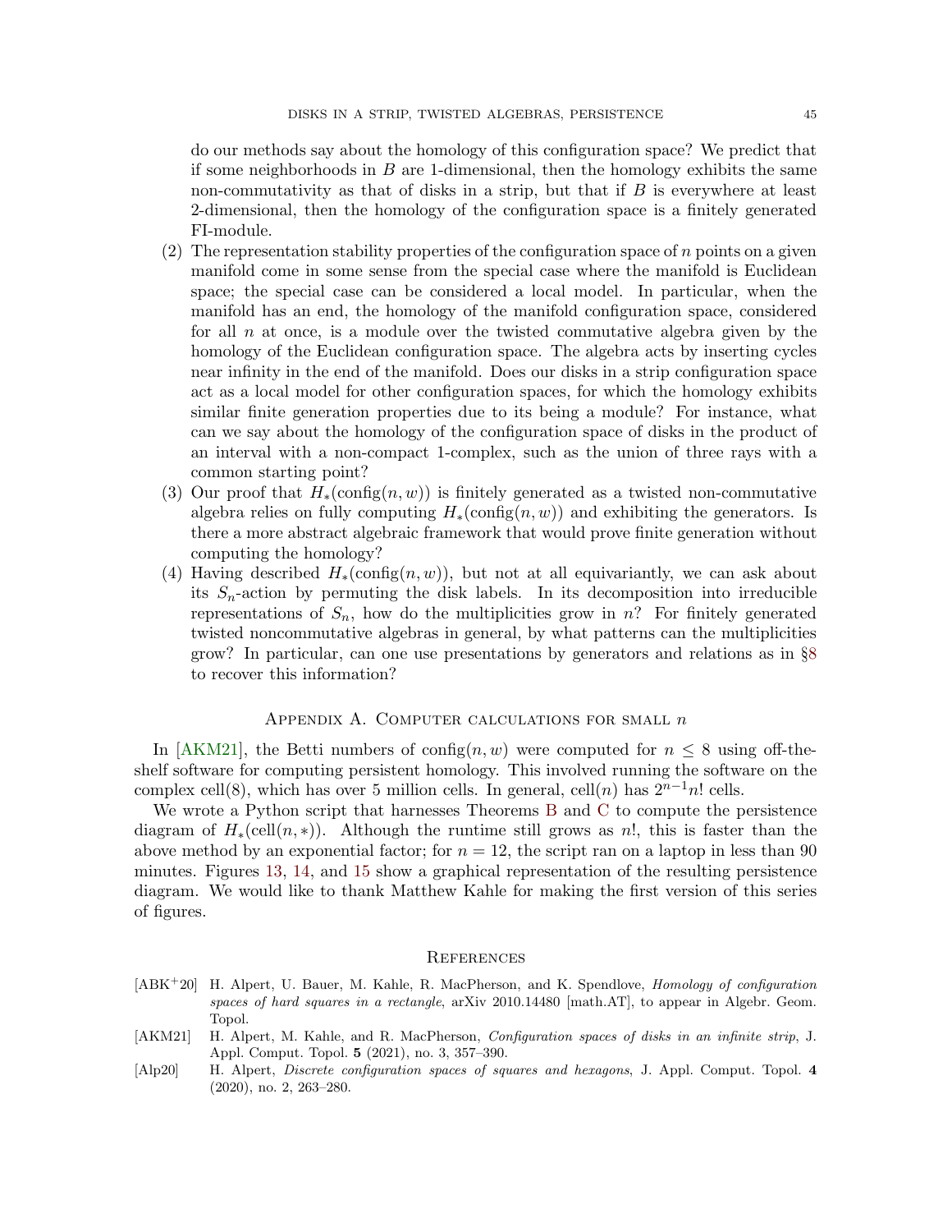do our methods say about the homology of this configuration space? We predict that if some neighborhoods in $B$ are 1-dimensional, then the homology exhibits the same non-commutativity as that of disks in a strip, but that if $B$ is everywhere at least 2-dimensional, then the homology of the configuration space is a finitely generated FI-module.

(2) The representation stability properties of the configuration space of $n$ points on a given manifold come in some sense from the special case where the manifold is Euclidean space; the special case can be considered a local model. In particular, when the manifold has an end, the homology of the manifold configuration space, considered for all $n$ at once, is a module over the twisted commutative algebra given by the homology of the Euclidean configuration space. The algebra acts by inserting cycles near infinity in the end of the manifold. Does our disks in a strip configuration space act as a local model for other configuration spaces, for which the homology exhibits similar finite generation properties due to its being a module? For instance, what can we say about the homology of the configuration space of disks in the product of an interval with a non-compact 1-complex, such as the union of three rays with a common starting point?

(3) Our proof that $H_*(\text{config}(n, w))$ is finitely generated as a twisted non-commutative algebra relies on fully computing $H_*(\text{config}(n, w))$ and exhibiting the generators. Is there a more abstract algebraic framework that would prove finite generation without computing the homology?

(4) Having described $H_*(\text{config}(n, w))$, but not at all equivariantly, we can ask about its $S_n$-action by permuting the disk labels. In its decomposition into irreducible representations of $S_n$, how do the multiplicities grow in $n$? For finitely generated twisted noncommutative algebras in general, by what patterns can the multiplicities grow? In particular, can one use presentations by generators and relations as in §8 to recover this information?

## Appendix A. Computer calculations for small $n$

In [AKM21], the Betti numbers of $\text{config}(n, w)$ were computed for $n \leq 8$ using off-the-shelf software for computing persistent homology. This involved running the software on the complex cell(8), which has over 5 million cells. In general, cell($n$) has $2^{n-1}n!$ cells.

We wrote a Python script that harnesses Theorems B and C to compute the persistence diagram of $H_*(\text{cell}(n, *))$. Although the runtime still grows as $n!$, this is faster than the above method by an exponential factor; for $n = 12$, the script ran on a laptop in less than 90 minutes. Figures 13, 14, and 15 show a graphical representation of the resulting persistence diagram. We would like to thank Matthew Kahle for making the first version of this series of figures.

## References

[ABK+20] H. Alpert, U. Bauer, M. Kahle, R. MacPherson, and K. Spendlove, *Homology of configuration spaces of hard squares in a rectangle*, arXiv 2010.14480 [math.AT], to appear in Algebr. Geom. Topol.

[AKM21] H. Alpert, M. Kahle, and R. MacPherson, *Configuration spaces of disks in an infinite strip*, J. Appl. Comput. Topol. **5** (2021), no. 3, 357–390.

[Alp20] H. Alpert, *Discrete configuration spaces of squares and hexagons*, J. Appl. Comput. Topol. **4** (2020), no. 2, 263–280.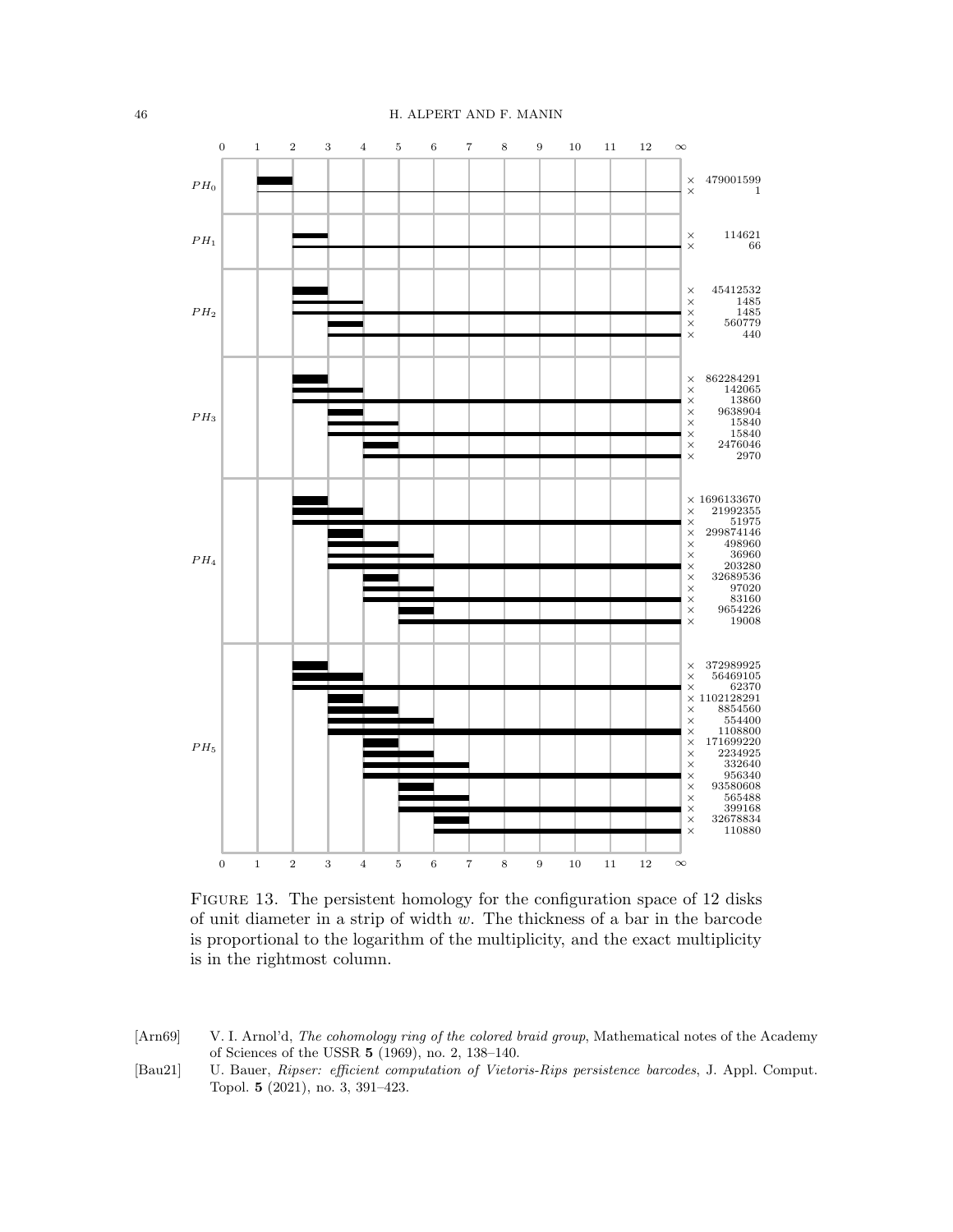FIGURE 13. The persistent homology for the configuration space of 12 disks of unit diameter in a strip of width $w$. The thickness of a bar in the barcode is proportional to the logarithm of the multiplicity, and the exact multiplicity is in the rightmost column.

[Arn69] V. I. Arnol'd, *The cohomology ring of the colored braid group*, Mathematical notes of the Academy of Sciences of the USSR **5** (1969), no. 2, 138–140.

[Bau21] U. Bauer, *Ripser: efficient computation of Vietoris-Rips persistence barcodes*, J. Appl. Comput. Topol. **5** (2021), no. 3, 391–423.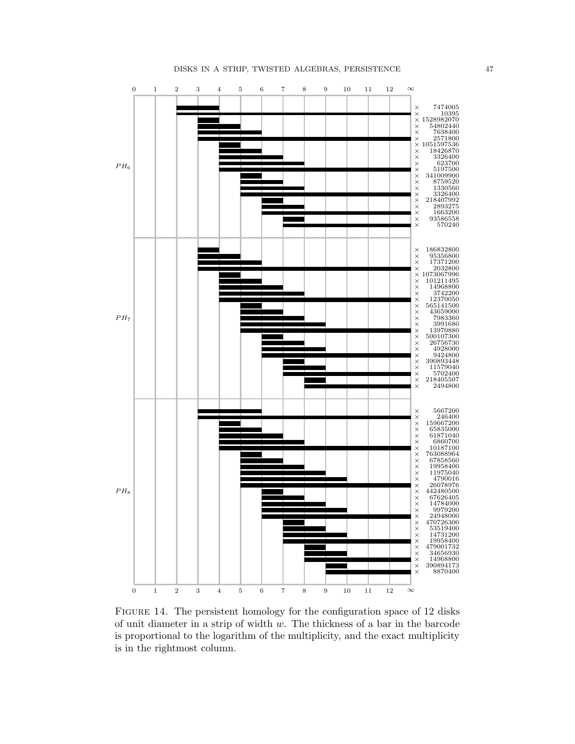FIGURE 14. The persistent homology for the configuration space of 12 disks of unit diameter in a strip of width $w$. The thickness of a bar in the barcode is proportional to the logarithm of the multiplicity, and the exact multiplicity is in the rightmost column.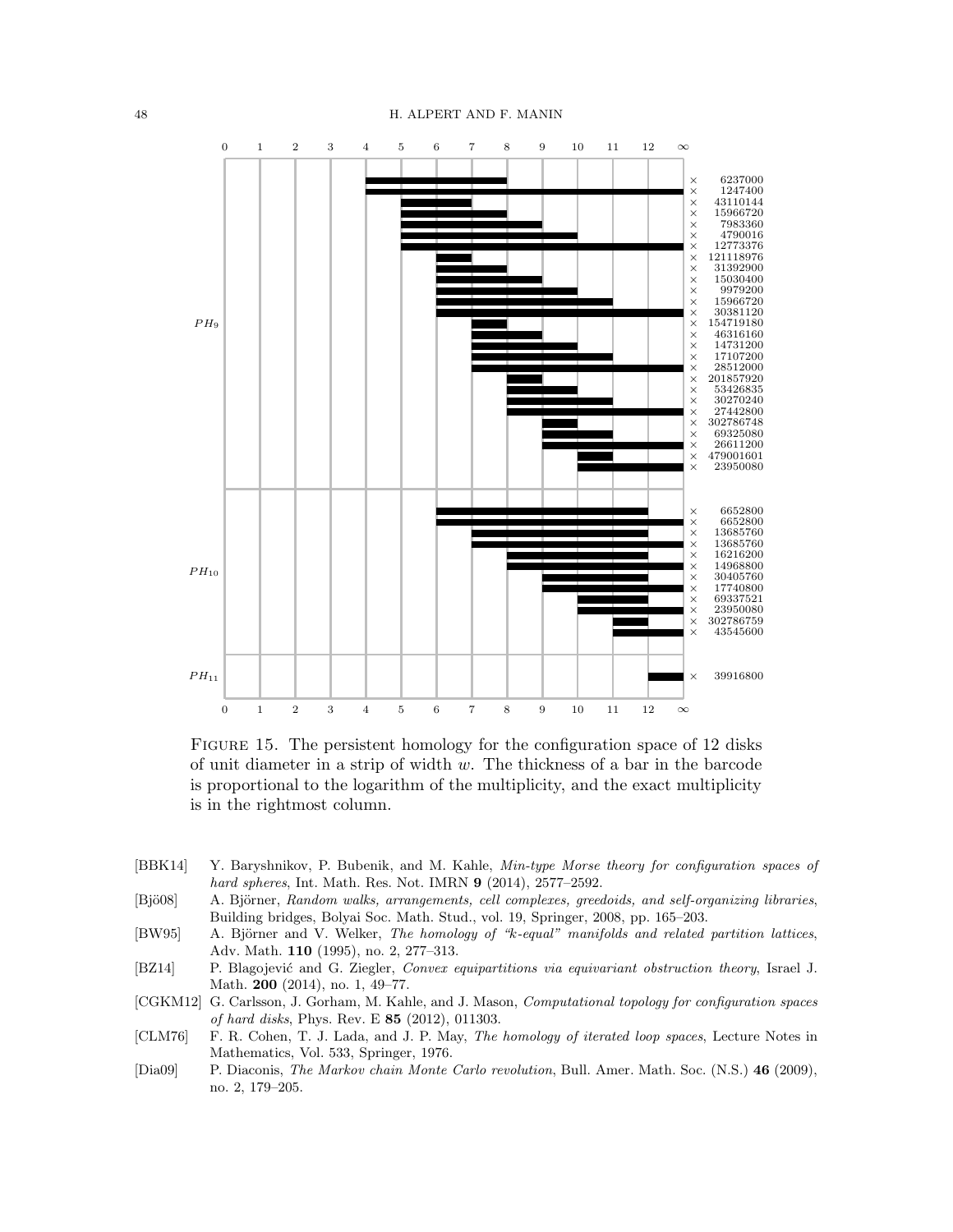Figure 15. The persistent homology for the configuration space of 12 disks of unit diameter in a strip of width $w$. The thickness of a bar in the barcode is proportional to the logarithm of the multiplicity, and the exact multiplicity is in the rightmost column.

| Group | Birth | Death | Multiplicity |
|---|---|---|---|
| $PH_9$ | 4 | 8 | × 6237000 |
| | 4 | ∞ | × 1247400 |
| | 5 | 7 | × 43110144 |
| | 5 | 8 | × 15966720 |
| | 5 | 9 | × 7983360 |
| | 5 | 10 | × 4790016 |
| | 5 | ∞ | × 12773376 |
| | 6 | 7 | × 121118976 |
| | 6 | 8 | × 31392900 |
| | 6 | 9 | × 15030400 |
| | 6 | 10 | × 9979200 |
| | 6 | 11 | × 15966720 |
| | 6 | ∞ | × 30381120 |
| | 7 | 8 | × 154719180 |
| | 7 | 9 | × 46316160 |
| | 7 | 10 | × 14731200 |
| | 7 | 11 | × 17107200 |
| | 7 | ∞ | × 28512000 |
| | 8 | 9 | × 201857920 |
| | 8 | 10 | × 53426835 |
| | 8 | 11 | × 30270240 |
| | 8 | ∞ | × 27442800 |
| | 9 | 10 | × 302786748 |
| | 9 | 11 | × 69325080 |
| | 9 | ∞ | × 26611200 |
| | 10 | 11 | × 479001601 |
| | 10 | ∞ | × 23950080 |
| $PH_{10}$ | 6 | 12 | × 6652800 |
| | 6 | ∞ | × 6652800 |
| | 7 | 12 | × 13685760 |
| | 7 | ∞ | × 13685760 |
| | 8 | 12 | × 16216200 |
| | 8 | ∞ | × 14968800 |
| | 9 | 12 | × 30405760 |
| | 9 | ∞ | × 17740800 |
| | 10 | 12 | × 69337521 |
| | 10 | ∞ | × 23950080 |
| | 11 | 12 | × 302786759 |
| | 11 | ∞ | × 43545600 |
| $PH_{11}$ | 12 | ∞ | × 39916800 |

[BBK14] Y. Baryshnikov, P. Bubenik, and M. Kahle, *Min-type Morse theory for configuration spaces of hard spheres*, Int. Math. Res. Not. IMRN **9** (2014), 2577–2592.

[Bjö08] A. Björner, *Random walks, arrangements, cell complexes, greedoids, and self-organizing libraries*, Building bridges, Bolyai Soc. Math. Stud., vol. 19, Springer, 2008, pp. 165–203.

[BW95] A. Björner and V. Welker, *The homology of "k-equal" manifolds and related partition lattices*, Adv. Math. **110** (1995), no. 2, 277–313.

[BZ14] P. Blagojević and G. Ziegler, *Convex equipartitions via equivariant obstruction theory*, Israel J. Math. **200** (2014), no. 1, 49–77.

[CGKM12] G. Carlsson, J. Gorham, M. Kahle, and J. Mason, *Computational topology for configuration spaces of hard disks*, Phys. Rev. E **85** (2012), 011303.

[CLM76] F. R. Cohen, T. J. Lada, and J. P. May, *The homology of iterated loop spaces*, Lecture Notes in Mathematics, Vol. 533, Springer, 1976.

[Dia09] P. Diaconis, *The Markov chain Monte Carlo revolution*, Bull. Amer. Math. Soc. (N.S.) **46** (2009), no. 2, 179–205.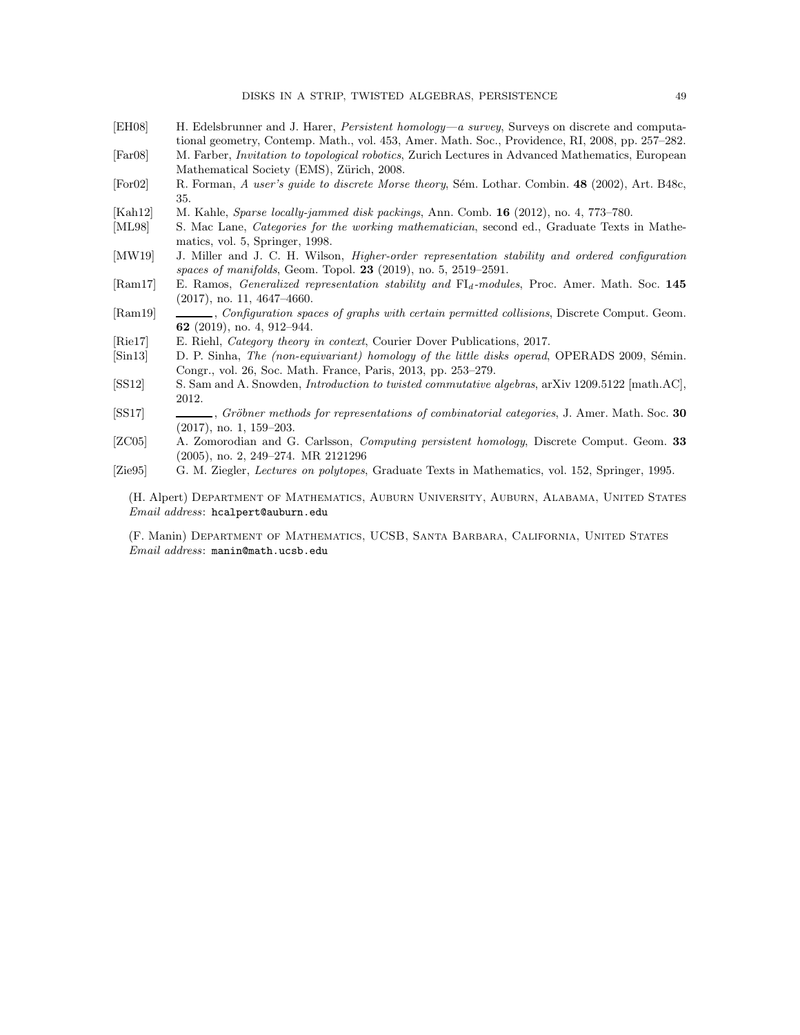[EH08] H. Edelsbrunner and J. Harer, *Persistent homology—a survey*, Surveys on discrete and computational geometry, Contemp. Math., vol. 453, Amer. Math. Soc., Providence, RI, 2008, pp. 257–282.

[Far08] M. Farber, *Invitation to topological robotics*, Zurich Lectures in Advanced Mathematics, European Mathematical Society (EMS), Zürich, 2008.

[For02] R. Forman, *A user's guide to discrete Morse theory*, Sém. Lothar. Combin. **48** (2002), Art. B48c, 35.

[Kah12] M. Kahle, *Sparse locally-jammed disk packings*, Ann. Comb. **16** (2012), no. 4, 773–780.

[ML98] S. Mac Lane, *Categories for the working mathematician*, second ed., Graduate Texts in Mathematics, vol. 5, Springer, 1998.

[MW19] J. Miller and J. C. H. Wilson, *Higher-order representation stability and ordered configuration spaces of manifolds*, Geom. Topol. **23** (2019), no. 5, 2519–2591.

[Ram17] E. Ramos, *Generalized representation stability and* $\mathrm{FI}_d$*-modules*, Proc. Amer. Math. Soc. **145** (2017), no. 11, 4647–4660.

[Ram19] ______, *Configuration spaces of graphs with certain permitted collisions*, Discrete Comput. Geom. **62** (2019), no. 4, 912–944.

[Rie17] E. Riehl, *Category theory in context*, Courier Dover Publications, 2017.

[Sin13] D. P. Sinha, *The (non-equivariant) homology of the little disks operad*, OPERADS 2009, Sémin. Congr., vol. 26, Soc. Math. France, Paris, 2013, pp. 253–279.

[SS12] S. Sam and A. Snowden, *Introduction to twisted commutative algebras*, arXiv 1209.5122 [math.AC], 2012.

[SS17] ______, *Gröbner methods for representations of combinatorial categories*, J. Amer. Math. Soc. **30** (2017), no. 1, 159–203.

[ZC05] A. Zomorodian and G. Carlsson, *Computing persistent homology*, Discrete Comput. Geom. **33** (2005), no. 2, 249–274. MR 2121296

[Zie95] G. M. Ziegler, *Lectures on polytopes*, Graduate Texts in Mathematics, vol. 152, Springer, 1995.

(H. Alpert) Department of Mathematics, Auburn University, Auburn, Alabama, United States
*Email address*: `hcalpert@auburn.edu`

(F. Manin) Department of Mathematics, UCSB, Santa Barbara, California, United States
*Email address*: `manin@math.ucsb.edu`